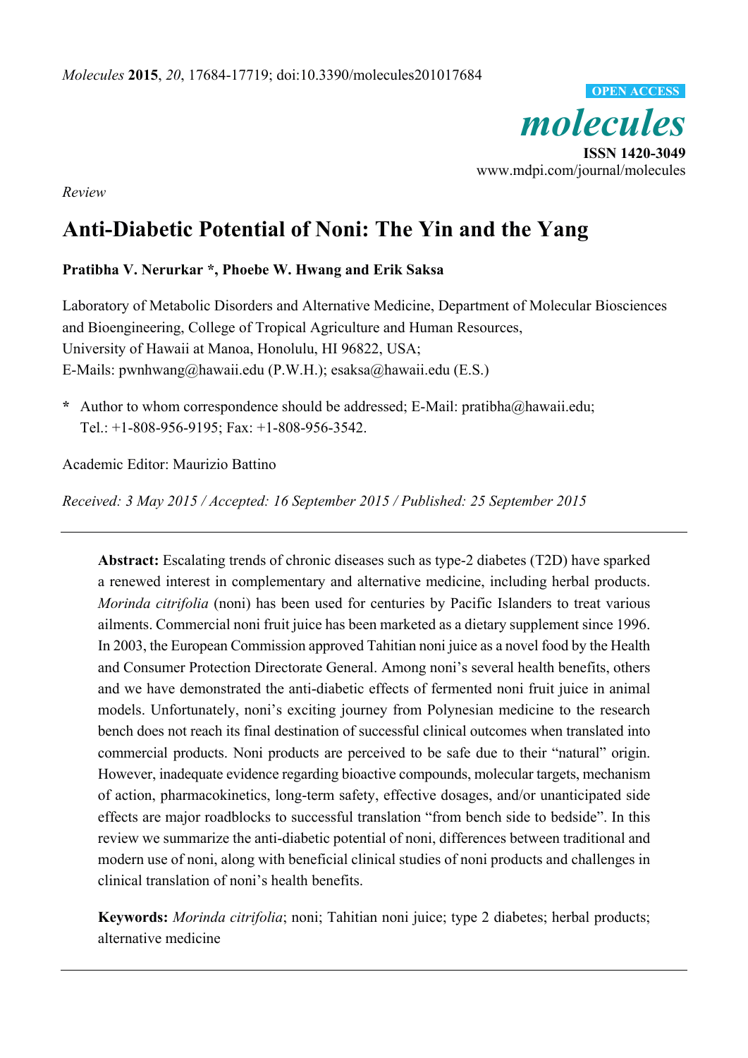*Review*

# Anti-Diabetic Potential of Noni: The Yin and the Yang

**Pratibha V. Nerurkar \*, Phoebe W. Hwang and Erik Saksa**

Laboratory of Metabolic Disorders and Alternative Medicine, Department of Molecular Biosciences and Bioengineering, College of Tropical Agriculture and Human Resources, University of Hawaii at Manoa, Honolulu, HI 96822, USA;
E-Mails: pwnhwang@hawaii.edu (P.W.H.); esaksa@hawaii.edu (E.S.)

**\*** Author to whom correspondence should be addressed; E-Mail: pratibha@hawaii.edu;
Tel.: +1-808-956-9195; Fax: +1-808-956-3542.

Academic Editor: Maurizio Battino

*Received: 3 May 2015 / Accepted: 16 September 2015 / Published: 25 September 2015*

---

**Abstract:** Escalating trends of chronic diseases such as type-2 diabetes (T2D) have sparked a renewed interest in complementary and alternative medicine, including herbal products. *Morinda citrifolia* (noni) has been used for centuries by Pacific Islanders to treat various ailments. Commercial noni fruit juice has been marketed as a dietary supplement since 1996. In 2003, the European Commission approved Tahitian noni juice as a novel food by the Health and Consumer Protection Directorate General. Among noni's several health benefits, others and we have demonstrated the anti-diabetic effects of fermented noni fruit juice in animal models. Unfortunately, noni's exciting journey from Polynesian medicine to the research bench does not reach its final destination of successful clinical outcomes when translated into commercial products. Noni products are perceived to be safe due to their "natural" origin. However, inadequate evidence regarding bioactive compounds, molecular targets, mechanism of action, pharmacokinetics, long-term safety, effective dosages, and/or unanticipated side effects are major roadblocks to successful translation "from bench side to bedside". In this review we summarize the anti-diabetic potential of noni, differences between traditional and modern use of noni, along with beneficial clinical studies of noni products and challenges in clinical translation of noni's health benefits.

**Keywords:** *Morinda citrifolia*; noni; Tahitian noni juice; type 2 diabetes; herbal products; alternative medicine

---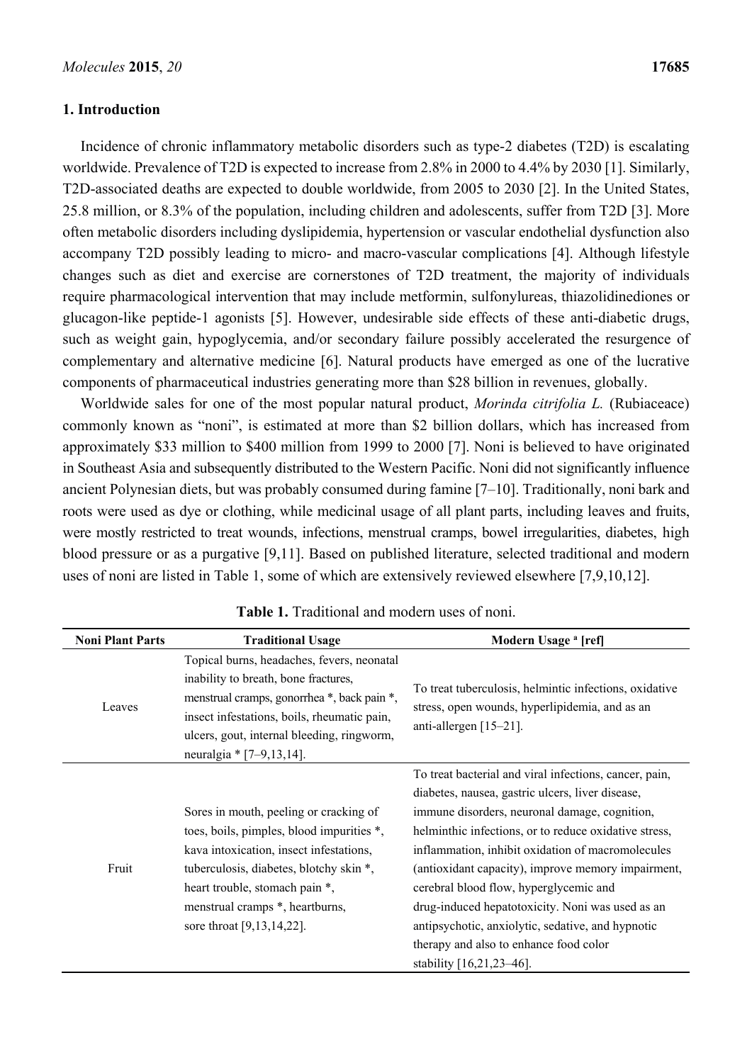## 1. Introduction

Incidence of chronic inflammatory metabolic disorders such as type-2 diabetes (T2D) is escalating worldwide. Prevalence of T2D is expected to increase from 2.8% in 2000 to 4.4% by 2030 [1]. Similarly, T2D-associated deaths are expected to double worldwide, from 2005 to 2030 [2]. In the United States, 25.8 million, or 8.3% of the population, including children and adolescents, suffer from T2D [3]. More often metabolic disorders including dyslipidemia, hypertension or vascular endothelial dysfunction also accompany T2D possibly leading to micro- and macro-vascular complications [4]. Although lifestyle changes such as diet and exercise are cornerstones of T2D treatment, the majority of individuals require pharmacological intervention that may include metformin, sulfonylureas, thiazolidinediones or glucagon-like peptide-1 agonists [5]. However, undesirable side effects of these anti-diabetic drugs, such as weight gain, hypoglycemia, and/or secondary failure possibly accelerated the resurgence of complementary and alternative medicine [6]. Natural products have emerged as one of the lucrative components of pharmaceutical industries generating more than $28 billion in revenues, globally.

Worldwide sales for one of the most popular natural product, *Morinda citrifolia L.* (Rubiaceace) commonly known as "noni", is estimated at more than $2 billion dollars, which has increased from approximately $33 million to $400 million from 1999 to 2000 [7]. Noni is believed to have originated in Southeast Asia and subsequently distributed to the Western Pacific. Noni did not significantly influence ancient Polynesian diets, but was probably consumed during famine [7–10]. Traditionally, noni bark and roots were used as dye or clothing, while medicinal usage of all plant parts, including leaves and fruits, were mostly restricted to treat wounds, infections, menstrual cramps, bowel irregularities, diabetes, high blood pressure or as a purgative [9,11]. Based on published literature, selected traditional and modern uses of noni are listed in Table 1, some of which are extensively reviewed elsewhere [7,9,10,12].

**Table 1.** Traditional and modern uses of noni.

| Noni Plant Parts | Traditional Usage | Modern Usage [a] [ref] |
|---|---|---|
| Leaves | Topical burns, headaches, fevers, neonatal inability to breath, bone fractures, menstrual cramps, gonorrhea *, back pain *, insect infestations, boils, rheumatic pain, ulcers, gout, internal bleeding, ringworm, neuralgia * [7–9,13,14]. | To treat tuberculosis, helmintic infections, oxidative stress, open wounds, hyperlipidemia, and as an anti-allergen [15–21]. |
| Fruit | Sores in mouth, peeling or cracking of toes, boils, pimples, blood impurities *, kava intoxication, insect infestations, tuberculosis, diabetes, blotchy skin *, heart trouble, stomach pain *, menstrual cramps *, heartburns, sore throat [9,13,14,22]. | To treat bacterial and viral infections, cancer, pain, diabetes, nausea, gastric ulcers, liver disease, immune disorders, neuronal damage, cognition, helminthic infections, or to reduce oxidative stress, inflammation, inhibit oxidation of macromolecules (antioxidant capacity), improve memory impairment, cerebral blood flow, hyperglycemic and drug-induced hepatotoxicity. Noni was used as an antipsychotic, anxiolytic, sedative, and hypnotic therapy and also to enhance food color stability [16,21,23–46]. |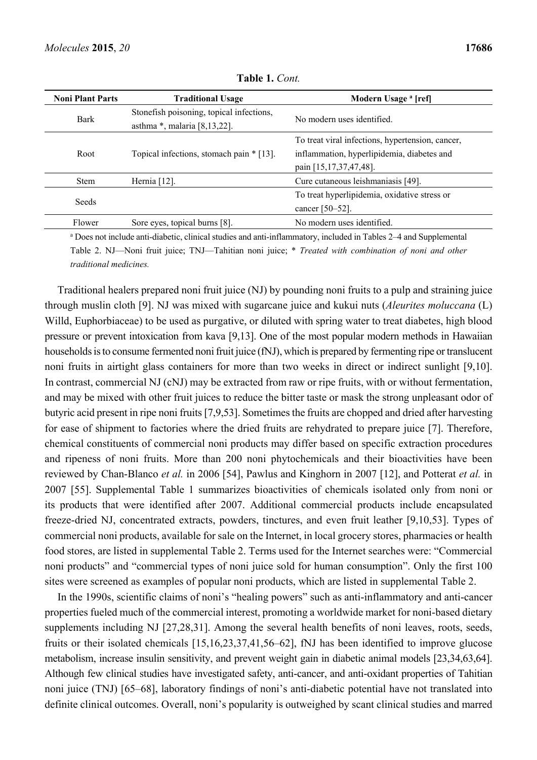**Table 1.** *Cont.*

| Noni Plant Parts | Traditional Usage | Modern Usage [a] [ref] |
|---|---|---|
| Bark | Stonefish poisoning, topical infections, asthma *, malaria [8,13,22]. | No modern uses identified. |
| Root | Topical infections, stomach pain * [13]. | To treat viral infections, hypertension, cancer, inflammation, hyperlipidemia, diabetes and pain [15,17,37,47,48]. |
| Stem | Hernia [12]. | Cure cutaneous leishmaniasis [49]. |
| Seeds | | To treat hyperlipidemia, oxidative stress or cancer [50–52]. |
| Flower | Sore eyes, topical burns [8]. | No modern uses identified. |

[a] Does not include anti-diabetic, clinical studies and anti-inflammatory, included in Tables 2–4 and Supplemental Table 2. NJ—Noni fruit juice; TNJ—Tahitian noni juice; * *Treated with combination of noni and other traditional medicines.*

Traditional healers prepared noni fruit juice (NJ) by pounding noni fruits to a pulp and straining juice through muslin cloth [9]. NJ was mixed with sugarcane juice and kukui nuts (*Aleurites moluccana* (L) Willd, Euphorbiaceae) to be used as purgative, or diluted with spring water to treat diabetes, high blood pressure or prevent intoxication from kava [9,13]. One of the most popular modern methods in Hawaiian households is to consume fermented noni fruit juice (fNJ), which is prepared by fermenting ripe or translucent noni fruits in airtight glass containers for more than two weeks in direct or indirect sunlight [9,10]. In contrast, commercial NJ (cNJ) may be extracted from raw or ripe fruits, with or without fermentation, and may be mixed with other fruit juices to reduce the bitter taste or mask the strong unpleasant odor of butyric acid present in ripe noni fruits [7,9,53]. Sometimes the fruits are chopped and dried after harvesting for ease of shipment to factories where the dried fruits are rehydrated to prepare juice [7]. Therefore, chemical constituents of commercial noni products may differ based on specific extraction procedures and ripeness of noni fruits. More than 200 noni phytochemicals and their bioactivities have been reviewed by Chan-Blanco *et al.* in 2006 [54], Pawlus and Kinghorn in 2007 [12], and Potterat *et al.* in 2007 [55]. Supplemental Table 1 summarizes bioactivities of chemicals isolated only from noni or its products that were identified after 2007. Additional commercial products include encapsulated freeze-dried NJ, concentrated extracts, powders, tinctures, and even fruit leather [9,10,53]. Types of commercial noni products, available for sale on the Internet, in local grocery stores, pharmacies or health food stores, are listed in supplemental Table 2. Terms used for the Internet searches were: "Commercial noni products" and "commercial types of noni juice sold for human consumption". Only the first 100 sites were screened as examples of popular noni products, which are listed in supplemental Table 2.

In the 1990s, scientific claims of noni's "healing powers" such as anti-inflammatory and anti-cancer properties fueled much of the commercial interest, promoting a worldwide market for noni-based dietary supplements including NJ [27,28,31]. Among the several health benefits of noni leaves, roots, seeds, fruits or their isolated chemicals [15,16,23,37,41,56–62], fNJ has been identified to improve glucose metabolism, increase insulin sensitivity, and prevent weight gain in diabetic animal models [23,34,63,64]. Although few clinical studies have investigated safety, anti-cancer, and anti-oxidant properties of Tahitian noni juice (TNJ) [65–68], laboratory findings of noni's anti-diabetic potential have not translated into definite clinical outcomes. Overall, noni's popularity is outweighed by scant clinical studies and marred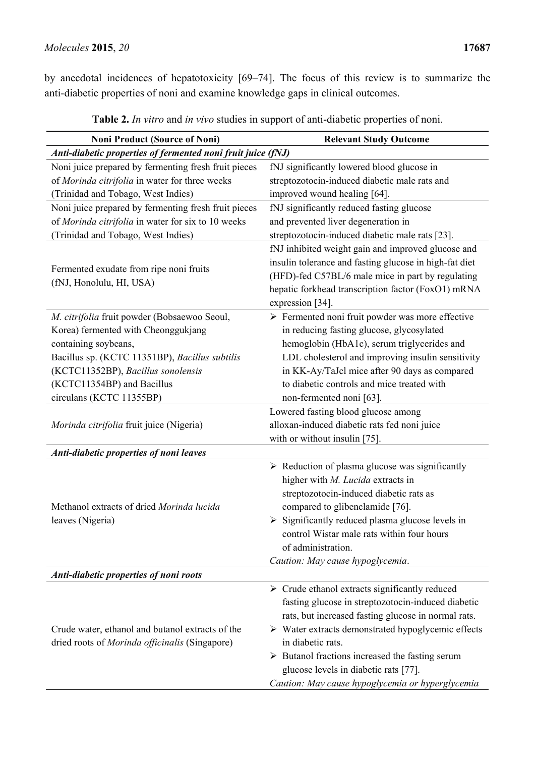by anecdotal incidences of hepatotoxicity [69–74]. The focus of this review is to summarize the anti-diabetic properties of noni and examine knowledge gaps in clinical outcomes.

**Table 2.** *In vitro* and *in vivo* studies in support of anti-diabetic properties of noni.

| Noni Product (Source of Noni) | Relevant Study Outcome |
|---|---|
| ***Anti-diabetic properties of fermented noni fruit juice (fNJ)*** | |
| Noni juice prepared by fermenting fresh fruit pieces of *Morinda citrifolia* in water for three weeks (Trinidad and Tobago, West Indies) | fNJ significantly lowered blood glucose in streptozotocin-induced diabetic male rats and improved wound healing [64]. |
| Noni juice prepared by fermenting fresh fruit pieces of *Morinda citrifolia* in water for six to 10 weeks (Trinidad and Tobago, West Indies) | fNJ significantly reduced fasting glucose and prevented liver degeneration in streptozotocin-induced diabetic male rats [23]. |
| Fermented exudate from ripe noni fruits (fNJ, Honolulu, HI, USA) | fNJ inhibited weight gain and improved glucose and insulin tolerance and fasting glucose in high-fat diet (HFD)-fed C57BL/6 male mice in part by regulating hepatic forkhead transcription factor (FoxO1) mRNA expression [34]. |
| *M. citrifolia* fruit powder (Bobsaewoo Seoul, Korea) fermented with Cheonggukjang containing soybeans, Bacillus sp. (KCTC 11351BP), *Bacillus subtilis* (KCTC11352BP), *Bacillus sonolensis* (KCTC11354BP) and Bacillus circulans (KCTC 11355BP) | ➢ Fermented noni fruit powder was more effective in reducing fasting glucose, glycosylated hemoglobin (HbA1c), serum triglycerides and LDL cholesterol and improving insulin sensitivity in KK-Ay/TaJcl mice after 90 days as compared to diabetic controls and mice treated with non-fermented noni [63]. |
| *Morinda citrifolia* fruit juice (Nigeria) | Lowered fasting blood glucose among alloxan-induced diabetic rats fed noni juice with or without insulin [75]. |
| ***Anti-diabetic properties of noni leaves*** | |
| Methanol extracts of dried *Morinda lucida* leaves (Nigeria) | ➢ Reduction of plasma glucose was significantly higher with *M. Lucida* extracts in streptozotocin-induced diabetic rats as compared to glibenclamide [76].<br>➢ Significantly reduced plasma glucose levels in control Wistar male rats within four hours of administration.<br>*Caution: May cause hypoglycemia*. |
| ***Anti-diabetic properties of noni roots*** | |
| Crude water, ethanol and butanol extracts of the dried roots of *Morinda officinalis* (Singapore) | ➢ Crude ethanol extracts significantly reduced fasting glucose in streptozotocin-induced diabetic rats, but increased fasting glucose in normal rats.<br>➢ Water extracts demonstrated hypoglycemic effects in diabetic rats.<br>➢ Butanol fractions increased the fasting serum glucose levels in diabetic rats [77].<br>*Caution: May cause hypoglycemia or hyperglycemia* |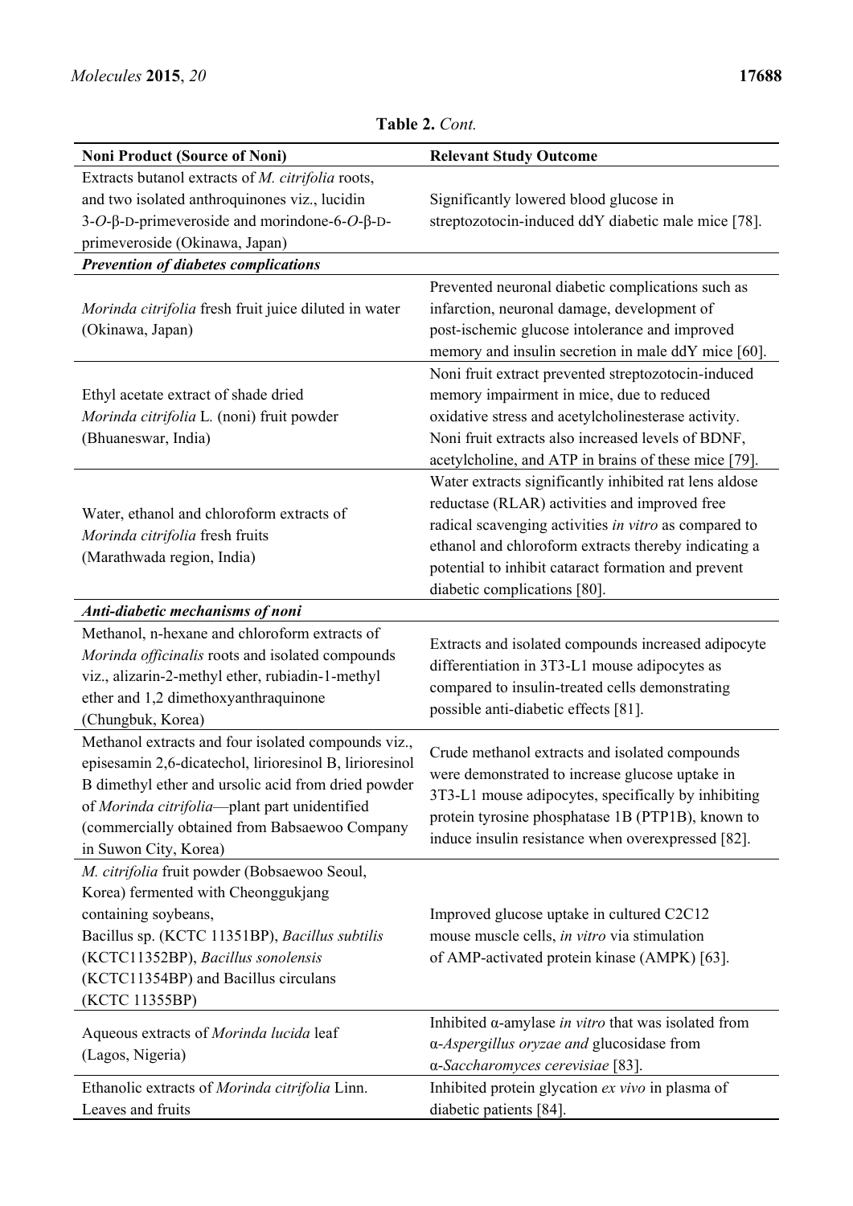**Table 2.** *Cont.*

| Noni Product (Source of Noni) | Relevant Study Outcome |
| --- | --- |
| Extracts butanol extracts of *M. citrifolia* roots, and two isolated anthroquinones viz., lucidin 3-*O*-β-D-primeveroside and morindone-6-*O*-β-D-primeveroside (Okinawa, Japan) | Significantly lowered blood glucose in streptozotocin-induced ddY diabetic male mice [78]. |
| ***Prevention of diabetes complications*** | |
| *Morinda citrifolia* fresh fruit juice diluted in water (Okinawa, Japan) | Prevented neuronal diabetic complications such as infarction, neuronal damage, development of post-ischemic glucose intolerance and improved memory and insulin secretion in male ddY mice [60]. |
| Ethyl acetate extract of shade dried *Morinda citrifolia* L. (noni) fruit powder (Bhuaneswar, India) | Noni fruit extract prevented streptozotocin-induced memory impairment in mice, due to reduced oxidative stress and acetylcholinesterase activity. Noni fruit extracts also increased levels of BDNF, acetylcholine, and ATP in brains of these mice [79]. |
| Water, ethanol and chloroform extracts of *Morinda citrifolia* fresh fruits (Marathwada region, India) | Water extracts significantly inhibited rat lens aldose reductase (RLAR) activities and improved free radical scavenging activities *in vitro* as compared to ethanol and chloroform extracts thereby indicating a potential to inhibit cataract formation and prevent diabetic complications [80]. |
| ***Anti-diabetic mechanisms of noni*** | |
| Methanol, n-hexane and chloroform extracts of *Morinda officinalis* roots and isolated compounds viz., alizarin-2-methyl ether, rubiadin-1-methyl ether and 1,2 dimethoxyanthraquinone (Chungbuk, Korea) | Extracts and isolated compounds increased adipocyte differentiation in 3T3-L1 mouse adipocytes as compared to insulin-treated cells demonstrating possible anti-diabetic effects [81]. |
| Methanol extracts and four isolated compounds viz., episesamin 2,6-dicatechol, lirioresinol B, lirioresinol B dimethyl ether and ursolic acid from dried powder of *Morinda citrifolia*—plant part unidentified (commercially obtained from Babsaewoo Company in Suwon City, Korea) | Crude methanol extracts and isolated compounds were demonstrated to increase glucose uptake in 3T3-L1 mouse adipocytes, specifically by inhibiting protein tyrosine phosphatase 1B (PTP1B), known to induce insulin resistance when overexpressed [82]. |
| *M. citrifolia* fruit powder (Bobsaewoo Seoul, Korea) fermented with Cheonggukjang containing soybeans, Bacillus sp. (KCTC 11351BP), *Bacillus subtilis* (KCTC11352BP), *Bacillus sonolensis* (KCTC11354BP) and Bacillus circulans (KCTC 11355BP) | Improved glucose uptake in cultured C2C12 mouse muscle cells, *in vitro* via stimulation of AMP-activated protein kinase (AMPK) [63]. |
| Aqueous extracts of *Morinda lucida* leaf (Lagos, Nigeria) | Inhibited α-amylase *in vitro* that was isolated from α-*Aspergillus oryzae and* glucosidase from α-*Saccharomyces cerevisiae* [83]. |
| Ethanolic extracts of *Morinda citrifolia* Linn. Leaves and fruits | Inhibited protein glycation *ex vivo* in plasma of diabetic patients [84]. |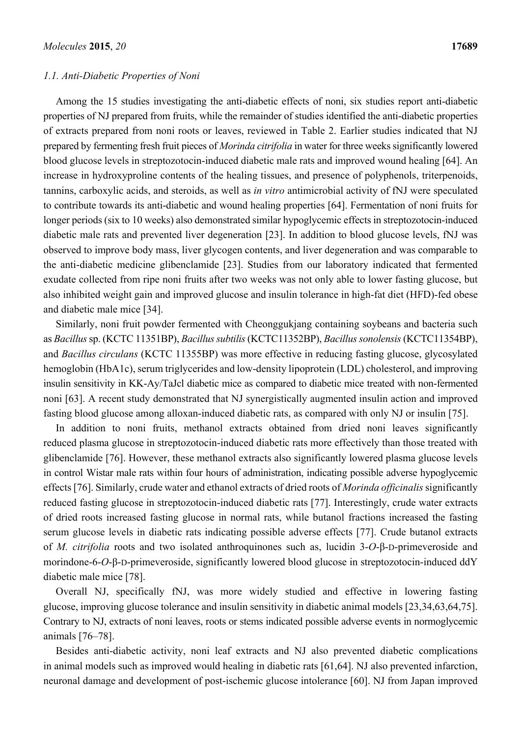### 1.1. Anti-Diabetic Properties of Noni

Among the 15 studies investigating the anti-diabetic effects of noni, six studies report anti-diabetic properties of NJ prepared from fruits, while the remainder of studies identified the anti-diabetic properties of extracts prepared from noni roots or leaves, reviewed in Table 2. Earlier studies indicated that NJ prepared by fermenting fresh fruit pieces of *Morinda citrifolia* in water for three weeks significantly lowered blood glucose levels in streptozotocin-induced diabetic male rats and improved wound healing [64]. An increase in hydroxyproline contents of the healing tissues, and presence of polyphenols, triterpenoids, tannins, carboxylic acids, and steroids, as well as *in vitro* antimicrobial activity of fNJ were speculated to contribute towards its anti-diabetic and wound healing properties [64]. Fermentation of noni fruits for longer periods (six to 10 weeks) also demonstrated similar hypoglycemic effects in streptozotocin-induced diabetic male rats and prevented liver degeneration [23]. In addition to blood glucose levels, fNJ was observed to improve body mass, liver glycogen contents, and liver degeneration and was comparable to the anti-diabetic medicine glibenclamide [23]. Studies from our laboratory indicated that fermented exudate collected from ripe noni fruits after two weeks was not only able to lower fasting glucose, but also inhibited weight gain and improved glucose and insulin tolerance in high-fat diet (HFD)-fed obese and diabetic male mice [34].

Similarly, noni fruit powder fermented with Cheonggukjang containing soybeans and bacteria such as *Bacillus* sp. (KCTC 11351BP), *Bacillus subtilis* (KCTC11352BP), *Bacillus sonolensis* (KCTC11354BP), and *Bacillus circulans* (KCTC 11355BP) was more effective in reducing fasting glucose, glycosylated hemoglobin (HbA1c), serum triglycerides and low-density lipoprotein (LDL) cholesterol, and improving insulin sensitivity in KK-Ay/TaJcl diabetic mice as compared to diabetic mice treated with non-fermented noni [63]. A recent study demonstrated that NJ synergistically augmented insulin action and improved fasting blood glucose among alloxan-induced diabetic rats, as compared with only NJ or insulin [75].

In addition to noni fruits, methanol extracts obtained from dried noni leaves significantly reduced plasma glucose in streptozotocin-induced diabetic rats more effectively than those treated with glibenclamide [76]. However, these methanol extracts also significantly lowered plasma glucose levels in control Wistar male rats within four hours of administration, indicating possible adverse hypoglycemic effects [76]. Similarly, crude water and ethanol extracts of dried roots of *Morinda officinalis* significantly reduced fasting glucose in streptozotocin-induced diabetic rats [77]. Interestingly, crude water extracts of dried roots increased fasting glucose in normal rats, while butanol fractions increased the fasting serum glucose levels in diabetic rats indicating possible adverse effects [77]. Crude butanol extracts of *M. citrifolia* roots and two isolated anthroquinones such as, lucidin 3-*O*-β-D-primeveroside and morindone-6-*O*-β-D-primeveroside, significantly lowered blood glucose in streptozotocin-induced ddY diabetic male mice [78].

Overall NJ, specifically fNJ, was more widely studied and effective in lowering fasting glucose, improving glucose tolerance and insulin sensitivity in diabetic animal models [23,34,63,64,75]. Contrary to NJ, extracts of noni leaves, roots or stems indicated possible adverse events in normoglycemic animals [76–78].

Besides anti-diabetic activity, noni leaf extracts and NJ also prevented diabetic complications in animal models such as improved would healing in diabetic rats [61,64]. NJ also prevented infarction, neuronal damage and development of post-ischemic glucose intolerance [60]. NJ from Japan improved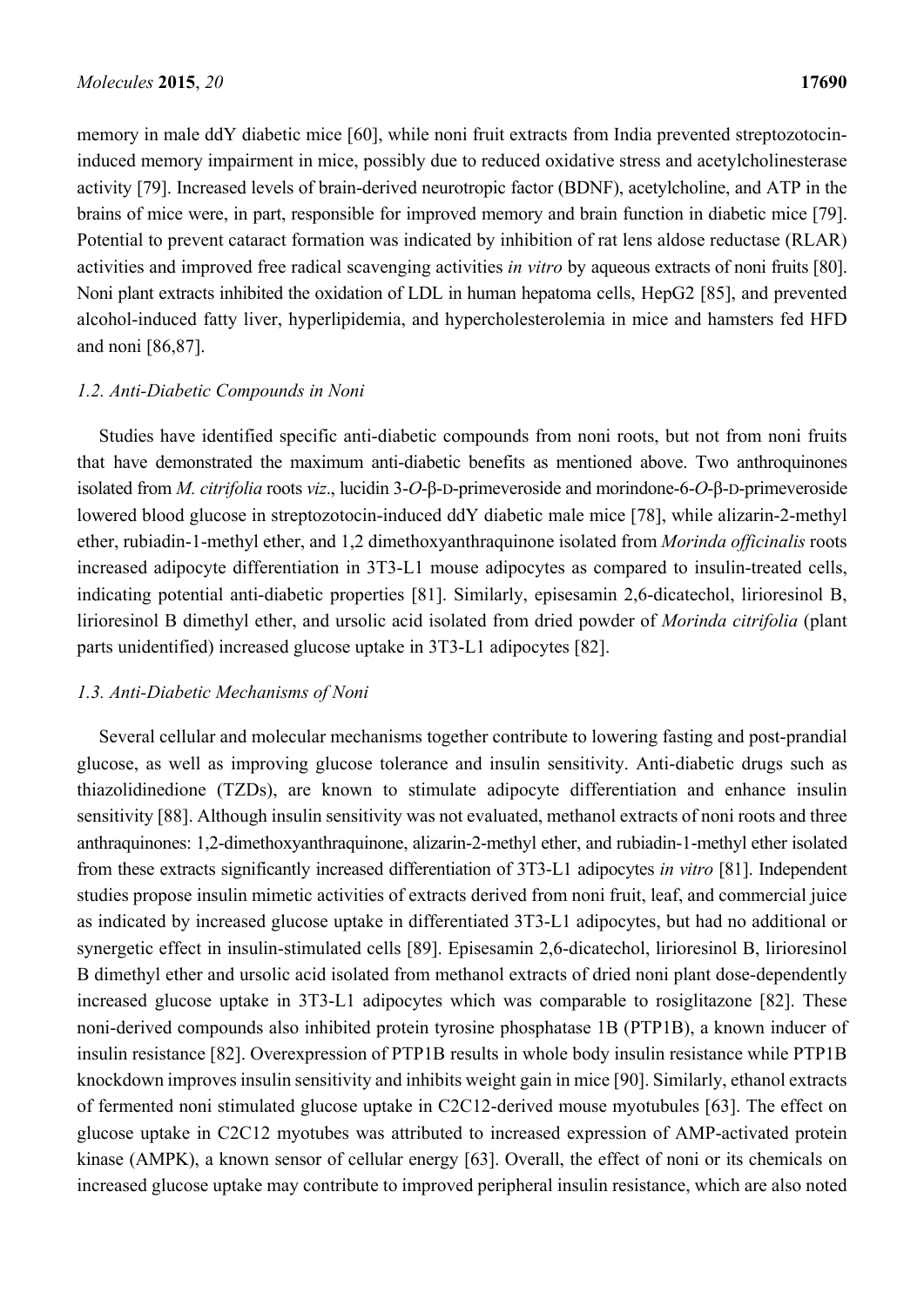memory in male ddY diabetic mice [60], while noni fruit extracts from India prevented streptozotocin-induced memory impairment in mice, possibly due to reduced oxidative stress and acetylcholinesterase activity [79]. Increased levels of brain-derived neurotropic factor (BDNF), acetylcholine, and ATP in the brains of mice were, in part, responsible for improved memory and brain function in diabetic mice [79]. Potential to prevent cataract formation was indicated by inhibition of rat lens aldose reductase (RLAR) activities and improved free radical scavenging activities *in vitro* by aqueous extracts of noni fruits [80]. Noni plant extracts inhibited the oxidation of LDL in human hepatoma cells, HepG2 [85], and prevented alcohol-induced fatty liver, hyperlipidemia, and hypercholesterolemia in mice and hamsters fed HFD and noni [86,87].

### *1.2. Anti-Diabetic Compounds in Noni*

Studies have identified specific anti-diabetic compounds from noni roots, but not from noni fruits that have demonstrated the maximum anti-diabetic benefits as mentioned above. Two anthroquinones isolated from *M. citrifolia* roots *viz*., lucidin 3-*O*-β-D-primeveroside and morindone-6-*O*-β-D-primeveroside lowered blood glucose in streptozotocin-induced ddY diabetic male mice [78], while alizarin-2-methyl ether, rubiadin-1-methyl ether, and 1,2 dimethoxyanthraquinone isolated from *Morinda officinalis* roots increased adipocyte differentiation in 3T3-L1 mouse adipocytes as compared to insulin-treated cells, indicating potential anti-diabetic properties [81]. Similarly, episesamin 2,6-dicatechol, lirioresinol B, lirioresinol B dimethyl ether, and ursolic acid isolated from dried powder of *Morinda citrifolia* (plant parts unidentified) increased glucose uptake in 3T3-L1 adipocytes [82].

### *1.3. Anti-Diabetic Mechanisms of Noni*

Several cellular and molecular mechanisms together contribute to lowering fasting and post-prandial glucose, as well as improving glucose tolerance and insulin sensitivity. Anti-diabetic drugs such as thiazolidinedione (TZDs), are known to stimulate adipocyte differentiation and enhance insulin sensitivity [88]. Although insulin sensitivity was not evaluated, methanol extracts of noni roots and three anthraquinones: 1,2-dimethoxyanthraquinone, alizarin-2-methyl ether, and rubiadin-1-methyl ether isolated from these extracts significantly increased differentiation of 3T3-L1 adipocytes *in vitro* [81]. Independent studies propose insulin mimetic activities of extracts derived from noni fruit, leaf, and commercial juice as indicated by increased glucose uptake in differentiated 3T3-L1 adipocytes, but had no additional or synergetic effect in insulin-stimulated cells [89]. Episesamin 2,6-dicatechol, lirioresinol B, lirioresinol B dimethyl ether and ursolic acid isolated from methanol extracts of dried noni plant dose-dependently increased glucose uptake in 3T3-L1 adipocytes which was comparable to rosiglitazone [82]. These noni-derived compounds also inhibited protein tyrosine phosphatase 1B (PTP1B), a known inducer of insulin resistance [82]. Overexpression of PTP1B results in whole body insulin resistance while PTP1B knockdown improves insulin sensitivity and inhibits weight gain in mice [90]. Similarly, ethanol extracts of fermented noni stimulated glucose uptake in C2C12-derived mouse myotubules [63]. The effect on glucose uptake in C2C12 myotubes was attributed to increased expression of AMP-activated protein kinase (AMPK), a known sensor of cellular energy [63]. Overall, the effect of noni or its chemicals on increased glucose uptake may contribute to improved peripheral insulin resistance, which are also noted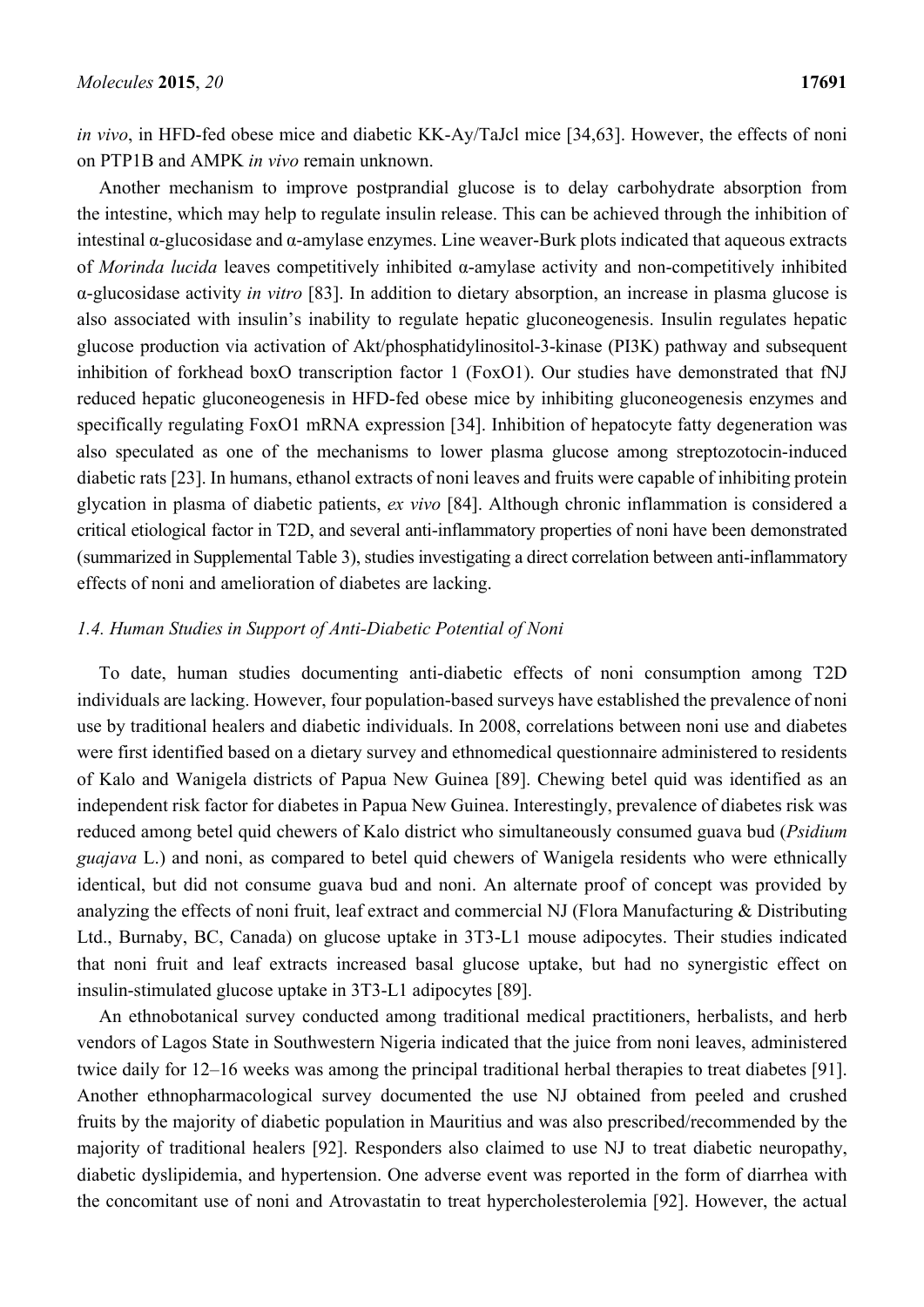*in vivo*, in HFD-fed obese mice and diabetic KK-Ay/TaJcl mice [34,63]. However, the effects of noni on PTP1B and AMPK *in vivo* remain unknown.

Another mechanism to improve postprandial glucose is to delay carbohydrate absorption from the intestine, which may help to regulate insulin release. This can be achieved through the inhibition of intestinal α-glucosidase and α-amylase enzymes. Line weaver-Burk plots indicated that aqueous extracts of *Morinda lucida* leaves competitively inhibited α-amylase activity and non-competitively inhibited α-glucosidase activity *in vitro* [83]. In addition to dietary absorption, an increase in plasma glucose is also associated with insulin's inability to regulate hepatic gluconeogenesis. Insulin regulates hepatic glucose production via activation of Akt/phosphatidylinositol-3-kinase (PI3K) pathway and subsequent inhibition of forkhead boxO transcription factor 1 (FoxO1). Our studies have demonstrated that fNJ reduced hepatic gluconeogenesis in HFD-fed obese mice by inhibiting gluconeogenesis enzymes and specifically regulating FoxO1 mRNA expression [34]. Inhibition of hepatocyte fatty degeneration was also speculated as one of the mechanisms to lower plasma glucose among streptozotocin-induced diabetic rats [23]. In humans, ethanol extracts of noni leaves and fruits were capable of inhibiting protein glycation in plasma of diabetic patients, *ex vivo* [84]. Although chronic inflammation is considered a critical etiological factor in T2D, and several anti-inflammatory properties of noni have been demonstrated (summarized in Supplemental Table 3), studies investigating a direct correlation between anti-inflammatory effects of noni and amelioration of diabetes are lacking.

### *1.4. Human Studies in Support of Anti-Diabetic Potential of Noni*

To date, human studies documenting anti-diabetic effects of noni consumption among T2D individuals are lacking. However, four population-based surveys have established the prevalence of noni use by traditional healers and diabetic individuals. In 2008, correlations between noni use and diabetes were first identified based on a dietary survey and ethnomedical questionnaire administered to residents of Kalo and Wanigela districts of Papua New Guinea [89]. Chewing betel quid was identified as an independent risk factor for diabetes in Papua New Guinea. Interestingly, prevalence of diabetes risk was reduced among betel quid chewers of Kalo district who simultaneously consumed guava bud (*Psidium guajava* L.) and noni, as compared to betel quid chewers of Wanigela residents who were ethnically identical, but did not consume guava bud and noni. An alternate proof of concept was provided by analyzing the effects of noni fruit, leaf extract and commercial NJ (Flora Manufacturing & Distributing Ltd., Burnaby, BC, Canada) on glucose uptake in 3T3-L1 mouse adipocytes. Their studies indicated that noni fruit and leaf extracts increased basal glucose uptake, but had no synergistic effect on insulin-stimulated glucose uptake in 3T3-L1 adipocytes [89].

An ethnobotanical survey conducted among traditional medical practitioners, herbalists, and herb vendors of Lagos State in Southwestern Nigeria indicated that the juice from noni leaves, administered twice daily for 12–16 weeks was among the principal traditional herbal therapies to treat diabetes [91]. Another ethnopharmacological survey documented the use NJ obtained from peeled and crushed fruits by the majority of diabetic population in Mauritius and was also prescribed/recommended by the majority of traditional healers [92]. Responders also claimed to use NJ to treat diabetic neuropathy, diabetic dyslipidemia, and hypertension. One adverse event was reported in the form of diarrhea with the concomitant use of noni and Atrovastatin to treat hypercholesterolemia [92]. However, the actual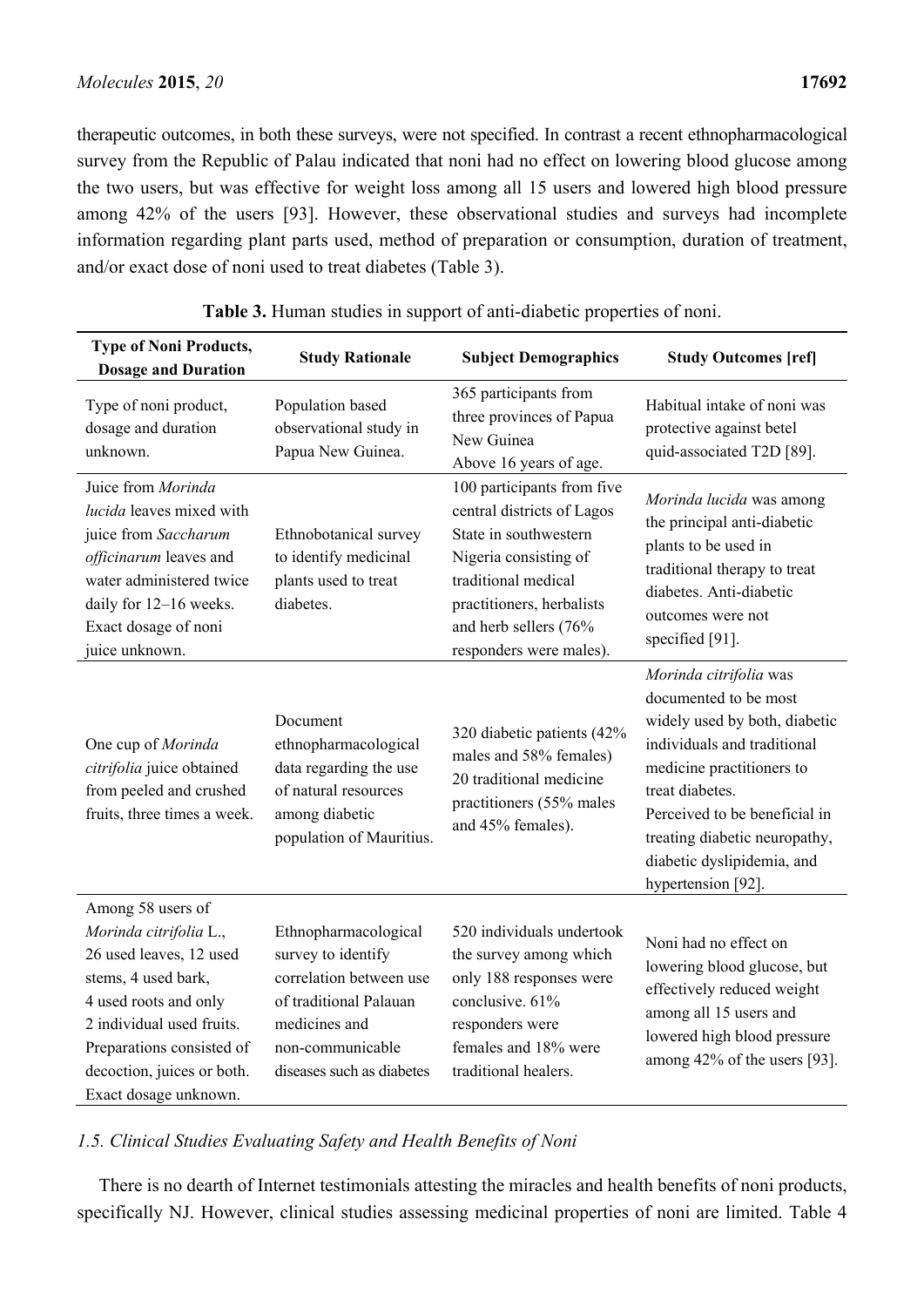therapeutic outcomes, in both these surveys, were not specified. In contrast a recent ethnopharmacological survey from the Republic of Palau indicated that noni had no effect on lowering blood glucose among the two users, but was effective for weight loss among all 15 users and lowered high blood pressure among 42% of the users [93]. However, these observational studies and surveys had incomplete information regarding plant parts used, method of preparation or consumption, duration of treatment, and/or exact dose of noni used to treat diabetes (Table 3).

**Table 3.** Human studies in support of anti-diabetic properties of noni.

| Type of Noni Products, Dosage and Duration | Study Rationale | Subject Demographics | Study Outcomes [ref] |
|---|---|---|---|
| Type of noni product, dosage and duration unknown. | Population based observational study in Papua New Guinea. | 365 participants from three provinces of Papua New Guinea Above 16 years of age. | Habitual intake of noni was protective against betel quid-associated T2D [89]. |
| Juice from *Morinda lucida* leaves mixed with juice from *Saccharum officinarum* leaves and water administered twice daily for 12–16 weeks. Exact dosage of noni juice unknown. | Ethnobotanical survey to identify medicinal plants used to treat diabetes. | 100 participants from five central districts of Lagos State in southwestern Nigeria consisting of traditional medical practitioners, herbalists and herb sellers (76% responders were males). | *Morinda lucida* was among the principal anti-diabetic plants to be used in traditional therapy to treat diabetes. Anti-diabetic outcomes were not specified [91]. |
| One cup of *Morinda citrifolia* juice obtained from peeled and crushed fruits, three times a week. | Document ethnopharmacological data regarding the use of natural resources among diabetic population of Mauritius. | 320 diabetic patients (42% males and 58% females) 20 traditional medicine practitioners (55% males and 45% females). | *Morinda citrifolia* was documented to be most widely used by both, diabetic individuals and traditional medicine practitioners to treat diabetes. Perceived to be beneficial in treating diabetic neuropathy, diabetic dyslipidemia, and hypertension [92]. |
| Among 58 users of *Morinda citrifolia* L., 26 used leaves, 12 used stems, 4 used bark, 4 used roots and only 2 individual used fruits. Preparations consisted of decoction, juices or both. Exact dosage unknown. | Ethnopharmacological survey to identify correlation between use of traditional Palauan medicines and non-communicable diseases such as diabetes | 520 individuals undertook the survey among which only 188 responses were conclusive. 61% responders were females and 18% were traditional healers. | Noni had no effect on lowering blood glucose, but effectively reduced weight among all 15 users and lowered high blood pressure among 42% of the users [93]. |

### *1.5. Clinical Studies Evaluating Safety and Health Benefits of Noni*

There is no dearth of Internet testimonials attesting the miracles and health benefits of noni products, specifically NJ. However, clinical studies assessing medicinal properties of noni are limited. Table 4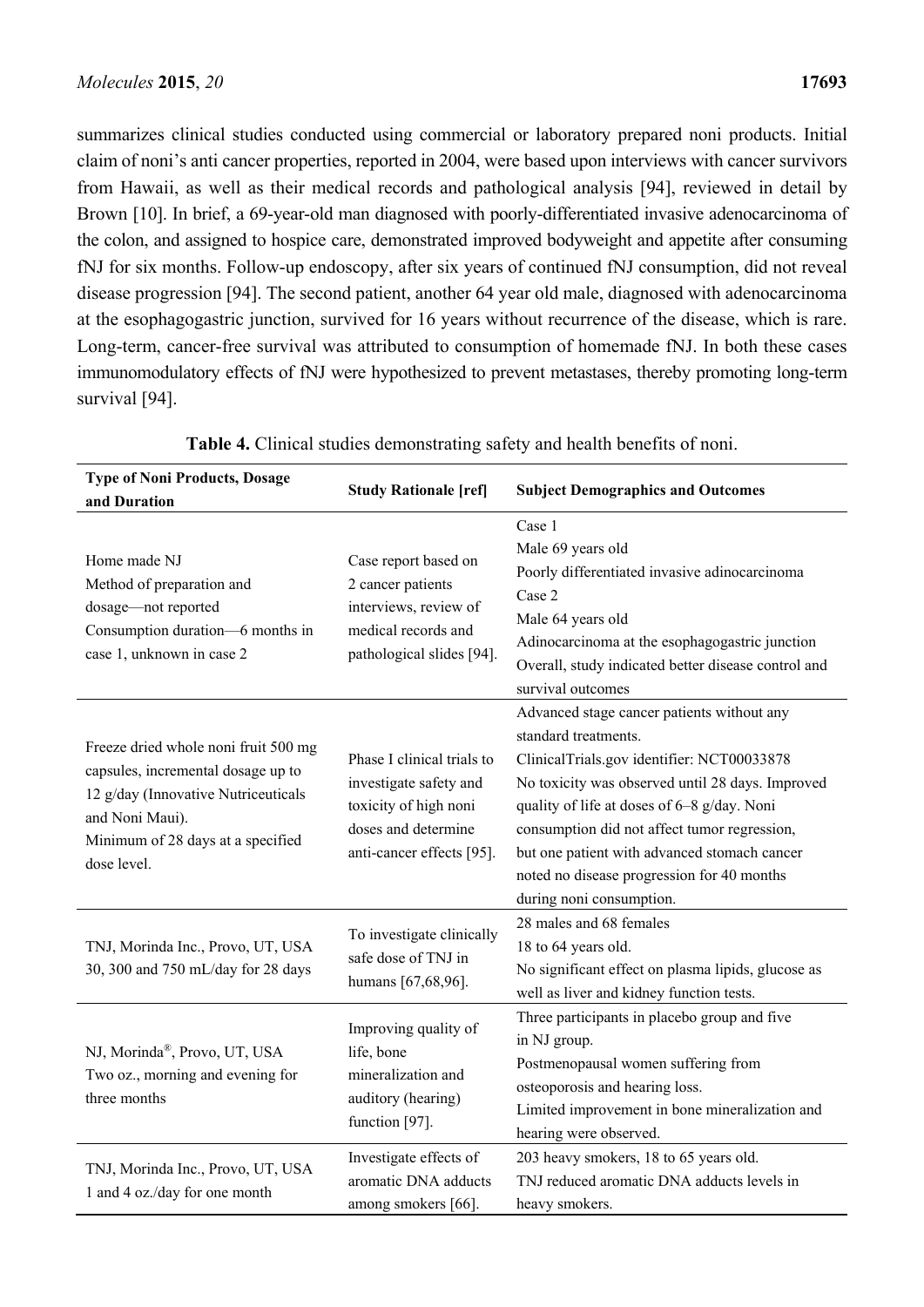summarizes clinical studies conducted using commercial or laboratory prepared noni products. Initial claim of noni's anti cancer properties, reported in 2004, were based upon interviews with cancer survivors from Hawaii, as well as their medical records and pathological analysis [94], reviewed in detail by Brown [10]. In brief, a 69-year-old man diagnosed with poorly-differentiated invasive adenocarcinoma of the colon, and assigned to hospice care, demonstrated improved bodyweight and appetite after consuming fNJ for six months. Follow-up endoscopy, after six years of continued fNJ consumption, did not reveal disease progression [94]. The second patient, another 64 year old male, diagnosed with adenocarcinoma at the esophagogastric junction, survived for 16 years without recurrence of the disease, which is rare. Long-term, cancer-free survival was attributed to consumption of homemade fNJ. In both these cases immunomodulatory effects of fNJ were hypothesized to prevent metastases, thereby promoting long-term survival [94].

**Table 4.** Clinical studies demonstrating safety and health benefits of noni.

| Type of Noni Products, Dosage and Duration | Study Rationale [ref] | Subject Demographics and Outcomes |
|---|---|---|
| Home made NJ<br>Method of preparation and dosage—not reported<br>Consumption duration—6 months in case 1, unknown in case 2 | Case report based on 2 cancer patients interviews, review of medical records and pathological slides [94]. | Case 1<br>Male 69 years old<br>Poorly differentiated invasive adinocarcinoma<br>Case 2<br>Male 64 years old<br>Adinocarcinoma at the esophagogastric junction<br>Overall, study indicated better disease control and survival outcomes |
| Freeze dried whole noni fruit 500 mg capsules, incremental dosage up to 12 g/day (Innovative Nutriceuticals and Noni Maui).<br>Minimum of 28 days at a specified dose level. | Phase I clinical trials to investigate safety and toxicity of high noni doses and determine anti-cancer effects [95]. | Advanced stage cancer patients without any standard treatments.<br>ClinicalTrials.gov identifier: NCT00033878<br>No toxicity was observed until 28 days. Improved quality of life at doses of 6–8 g/day. Noni consumption did not affect tumor regression, but one patient with advanced stomach cancer noted no disease progression for 40 months during noni consumption. |
| TNJ, Morinda Inc., Provo, UT, USA<br>30, 300 and 750 mL/day for 28 days | To investigate clinically safe dose of TNJ in humans [67,68,96]. | 28 males and 68 females<br>18 to 64 years old.<br>No significant effect on plasma lipids, glucose as well as liver and kidney function tests. |
| NJ, Morinda®, Provo, UT, USA<br>Two oz., morning and evening for three months | Improving quality of life, bone mineralization and auditory (hearing) function [97]. | Three participants in placebo group and five in NJ group.<br>Postmenopausal women suffering from osteoporosis and hearing loss.<br>Limited improvement in bone mineralization and hearing were observed. |
| TNJ, Morinda Inc., Provo, UT, USA<br>1 and 4 oz./day for one month | Investigate effects of aromatic DNA adducts among smokers [66]. | 203 heavy smokers, 18 to 65 years old.<br>TNJ reduced aromatic DNA adducts levels in heavy smokers. |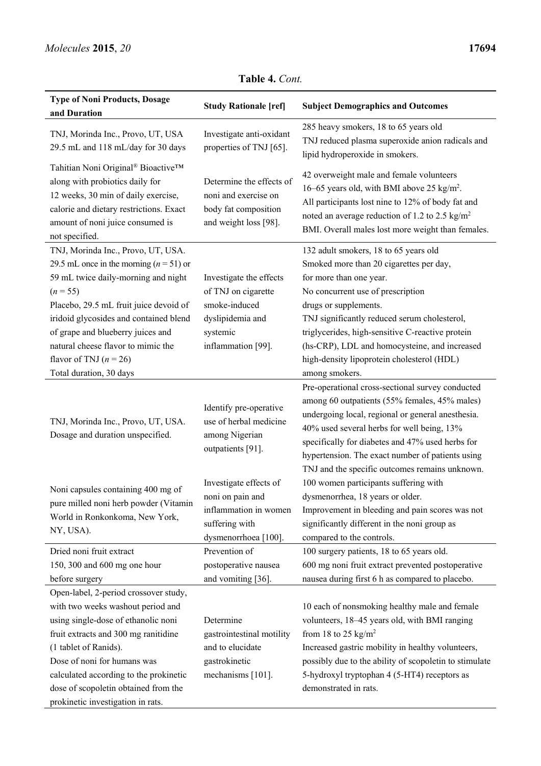**Table 4.** *Cont.*

| Type of Noni Products, Dosage and Duration | Study Rationale [ref] | Subject Demographics and Outcomes |
| --- | --- | --- |
| TNJ, Morinda Inc., Provo, UT, USA 29.5 mL and 118 mL/day for 30 days | Investigate anti-oxidant properties of TNJ [65]. | 285 heavy smokers, 18 to 65 years old TNJ reduced plasma superoxide anion radicals and lipid hydroperoxide in smokers. |
| Tahitian Noni Original® Bioactive™ along with probiotics daily for 12 weeks, 30 min of daily exercise, calorie and dietary restrictions. Exact amount of noni juice consumed is not specified. | Determine the effects of noni and exercise on body fat composition and weight loss [98]. | 42 overweight male and female volunteers 16–65 years old, with BMI above 25 kg/m$^2$. All participants lost nine to 12% of body fat and noted an average reduction of 1.2 to 2.5 kg/m$^2$ BMI. Overall males lost more weight than females. |
| TNJ, Morinda Inc., Provo, UT, USA. 29.5 mL once in the morning ($n = 51$) or 59 mL twice daily-morning and night ($n = 55$) Placebo, 29.5 mL fruit juice devoid of iridoid glycosides and contained blend of grape and blueberry juices and natural cheese flavor to mimic the flavor of TNJ ($n = 26$) Total duration, 30 days | Investigate the effects of TNJ on cigarette smoke-induced dyslipidemia and systemic inflammation [99]. | 132 adult smokers, 18 to 65 years old Smoked more than 20 cigarettes per day, for more than one year. No concurrent use of prescription drugs or supplements. TNJ significantly reduced serum cholesterol, triglycerides, high-sensitive C-reactive protein (hs-CRP), LDL and homocysteine, and increased high-density lipoprotein cholesterol (HDL) among smokers. |
| TNJ, Morinda Inc., Provo, UT, USA. Dosage and duration unspecified. | Identify pre-operative use of herbal medicine among Nigerian outpatients [91]. | Pre-operational cross-sectional survey conducted among 60 outpatients (55% females, 45% males) undergoing local, regional or general anesthesia. 40% used several herbs for well being, 13% specifically for diabetes and 47% used herbs for hypertension. The exact number of patients using TNJ and the specific outcomes remains unknown. |
| Noni capsules containing 400 mg of pure milled noni herb powder (Vitamin World in Ronkonkoma, New York, NY, USA). | Investigate effects of noni on pain and inflammation in women suffering with dysmenorrhoea [100]. | 100 women participants suffering with dysmenorrhea, 18 years or older. Improvement in bleeding and pain scores was not significantly different in the noni group as compared to the controls. |
| Dried noni fruit extract 150, 300 and 600 mg one hour before surgery | Prevention of postoperative nausea and vomiting [36]. | 100 surgery patients, 18 to 65 years old. 600 mg noni fruit extract prevented postoperative nausea during first 6 h as compared to placebo. |
| Open-label, 2-period crossover study, with two weeks washout period and using single-dose of ethanolic noni fruit extracts and 300 mg ranitidine (1 tablet of Ranids). Dose of noni for humans was calculated according to the prokinetic dose of scopoletin obtained from the prokinetic investigation in rats. | Determine gastrointestinal motility and to elucidate gastrokinetic mechanisms [101]. | 10 each of nonsmoking healthy male and female volunteers, 18–45 years old, with BMI ranging from 18 to 25 kg/m$^2$ Increased gastric mobility in healthy volunteers, possibly due to the ability of scopoletin to stimulate 5-hydroxyl tryptophan 4 (5-HT4) receptors as demonstrated in rats. |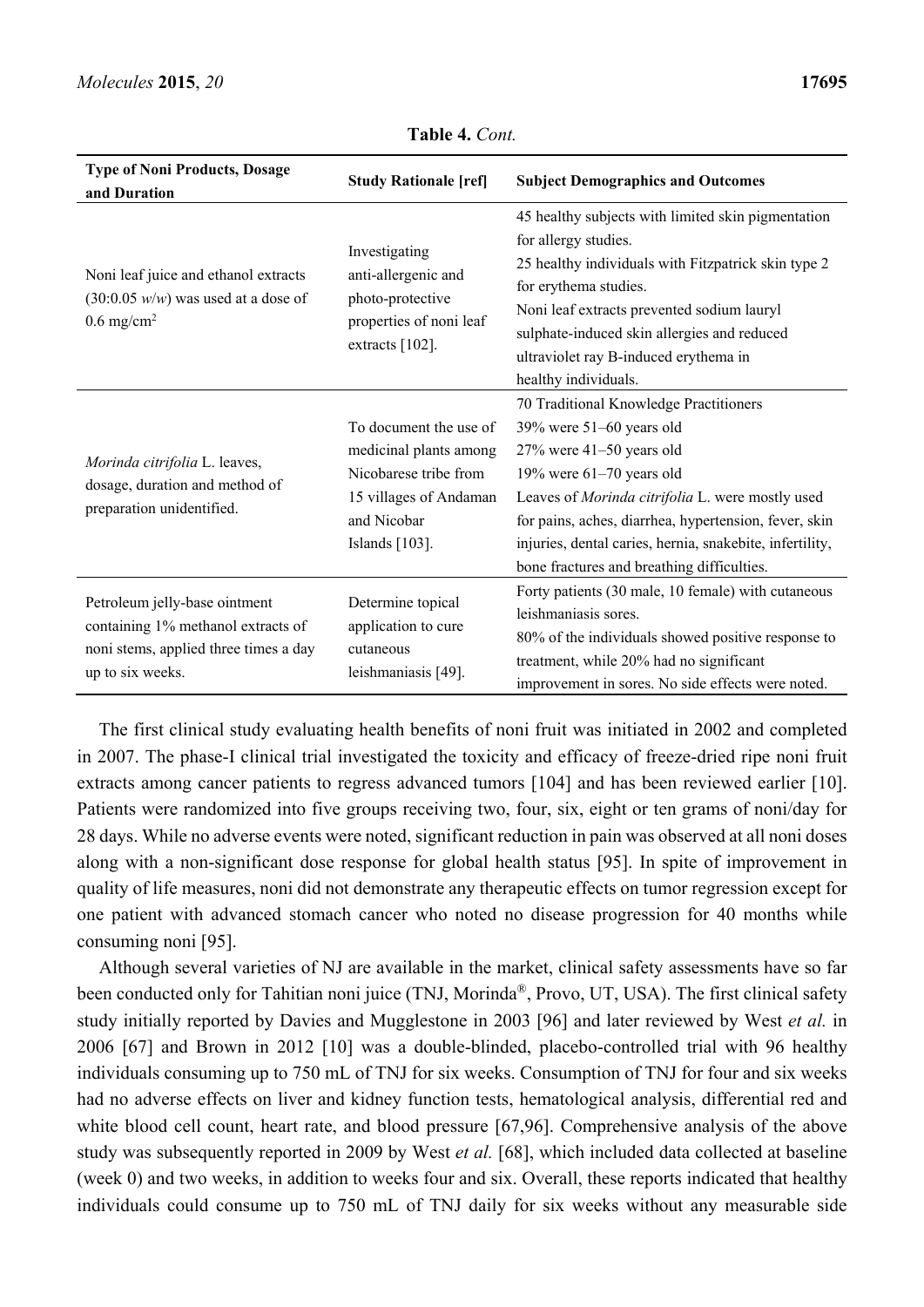**Table 4.** *Cont.*

| Type of Noni Products, Dosage and Duration | Study Rationale [ref] | Subject Demographics and Outcomes |
|---|---|---|
| Noni leaf juice and ethanol extracts (30:0.05 *w*/*w*) was used at a dose of 0.6 mg/cm$^2$ | Investigating anti-allergenic and photo-protective properties of noni leaf extracts [102]. | 45 healthy subjects with limited skin pigmentation for allergy studies.<br>25 healthy individuals with Fitzpatrick skin type 2 for erythema studies.<br>Noni leaf extracts prevented sodium lauryl sulphate-induced skin allergies and reduced ultraviolet ray B-induced erythema in healthy individuals. |
| *Morinda citrifolia* L. leaves, dosage, duration and method of preparation unidentified. | To document the use of medicinal plants among Nicobarese tribe from 15 villages of Andaman and Nicobar Islands [103]. | 70 Traditional Knowledge Practitioners<br>39% were 51–60 years old<br>27% were 41–50 years old<br>19% were 61–70 years old<br>Leaves of *Morinda citrifolia* L. were mostly used for pains, aches, diarrhea, hypertension, fever, skin injuries, dental caries, hernia, snakebite, infertility, bone fractures and breathing difficulties. |
| Petroleum jelly-base ointment containing 1% methanol extracts of noni stems, applied three times a day up to six weeks. | Determine topical application to cure cutaneous leishmaniasis [49]. | Forty patients (30 male, 10 female) with cutaneous leishmaniasis sores.<br>80% of the individuals showed positive response to treatment, while 20% had no significant improvement in sores. No side effects were noted. |

The first clinical study evaluating health benefits of noni fruit was initiated in 2002 and completed in 2007. The phase-I clinical trial investigated the toxicity and efficacy of freeze-dried ripe noni fruit extracts among cancer patients to regress advanced tumors [104] and has been reviewed earlier [10]. Patients were randomized into five groups receiving two, four, six, eight or ten grams of noni/day for 28 days. While no adverse events were noted, significant reduction in pain was observed at all noni doses along with a non-significant dose response for global health status [95]. In spite of improvement in quality of life measures, noni did not demonstrate any therapeutic effects on tumor regression except for one patient with advanced stomach cancer who noted no disease progression for 40 months while consuming noni [95].

Although several varieties of NJ are available in the market, clinical safety assessments have so far been conducted only for Tahitian noni juice (TNJ, Morinda®, Provo, UT, USA). The first clinical safety study initially reported by Davies and Mugglestone in 2003 [96] and later reviewed by West *et al.* in 2006 [67] and Brown in 2012 [10] was a double-blinded, placebo-controlled trial with 96 healthy individuals consuming up to 750 mL of TNJ for six weeks. Consumption of TNJ for four and six weeks had no adverse effects on liver and kidney function tests, hematological analysis, differential red and white blood cell count, heart rate, and blood pressure [67,96]. Comprehensive analysis of the above study was subsequently reported in 2009 by West *et al.* [68], which included data collected at baseline (week 0) and two weeks, in addition to weeks four and six. Overall, these reports indicated that healthy individuals could consume up to 750 mL of TNJ daily for six weeks without any measurable side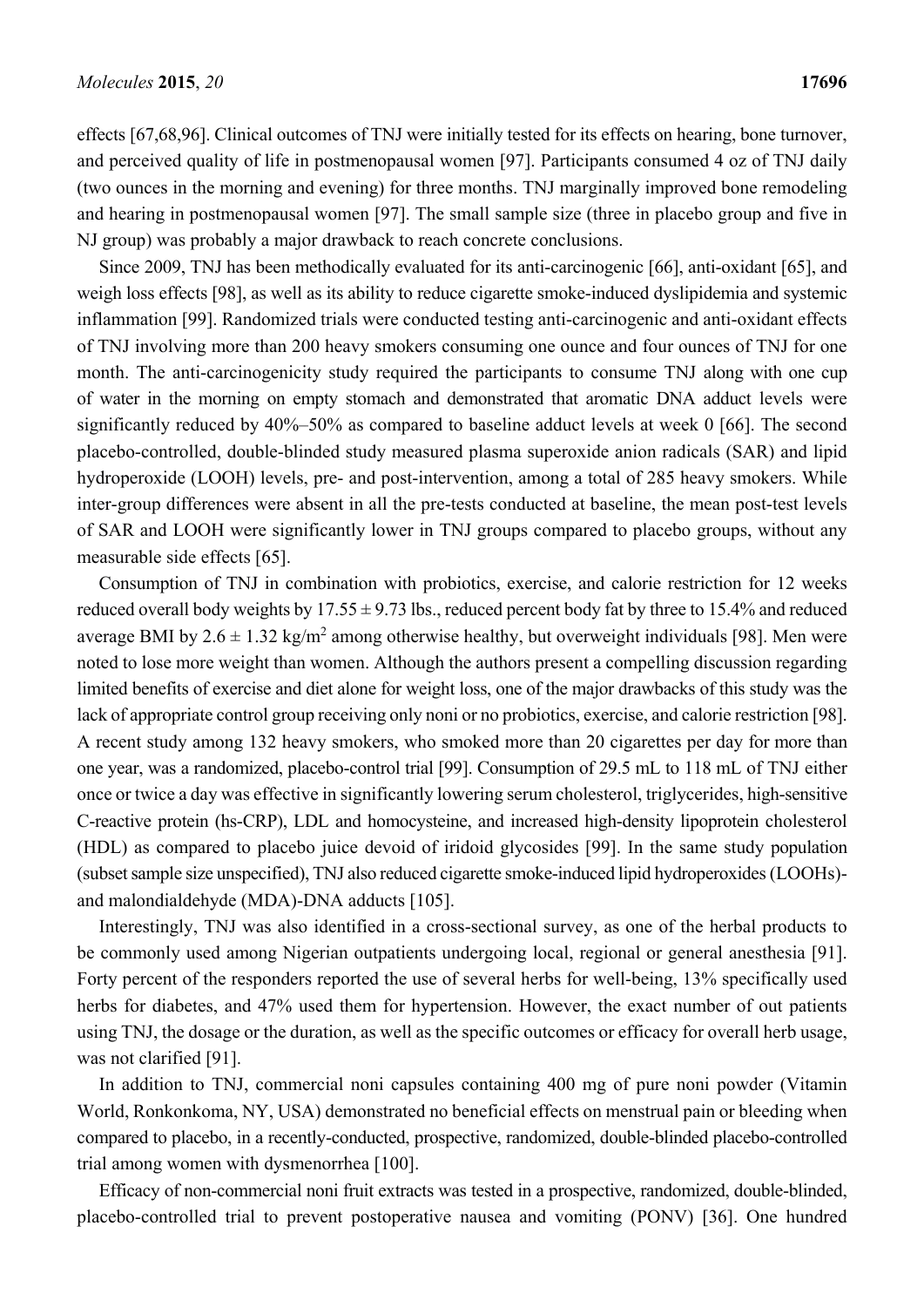effects [67,68,96]. Clinical outcomes of TNJ were initially tested for its effects on hearing, bone turnover, and perceived quality of life in postmenopausal women [97]. Participants consumed 4 oz of TNJ daily (two ounces in the morning and evening) for three months. TNJ marginally improved bone remodeling and hearing in postmenopausal women [97]. The small sample size (three in placebo group and five in NJ group) was probably a major drawback to reach concrete conclusions.

Since 2009, TNJ has been methodically evaluated for its anti-carcinogenic [66], anti-oxidant [65], and weigh loss effects [98], as well as its ability to reduce cigarette smoke-induced dyslipidemia and systemic inflammation [99]. Randomized trials were conducted testing anti-carcinogenic and anti-oxidant effects of TNJ involving more than 200 heavy smokers consuming one ounce and four ounces of TNJ for one month. The anti-carcinogenicity study required the participants to consume TNJ along with one cup of water in the morning on empty stomach and demonstrated that aromatic DNA adduct levels were significantly reduced by 40%–50% as compared to baseline adduct levels at week 0 [66]. The second placebo-controlled, double-blinded study measured plasma superoxide anion radicals (SAR) and lipid hydroperoxide (LOOH) levels, pre- and post-intervention, among a total of 285 heavy smokers. While inter-group differences were absent in all the pre-tests conducted at baseline, the mean post-test levels of SAR and LOOH were significantly lower in TNJ groups compared to placebo groups, without any measurable side effects [65].

Consumption of TNJ in combination with probiotics, exercise, and calorie restriction for 12 weeks reduced overall body weights by 17.55 ± 9.73 lbs., reduced percent body fat by three to 15.4% and reduced average BMI by 2.6 ± 1.32 kg/m$^2$ among otherwise healthy, but overweight individuals [98]. Men were noted to lose more weight than women. Although the authors present a compelling discussion regarding limited benefits of exercise and diet alone for weight loss, one of the major drawbacks of this study was the lack of appropriate control group receiving only noni or no probiotics, exercise, and calorie restriction [98]. A recent study among 132 heavy smokers, who smoked more than 20 cigarettes per day for more than one year, was a randomized, placebo-control trial [99]. Consumption of 29.5 mL to 118 mL of TNJ either once or twice a day was effective in significantly lowering serum cholesterol, triglycerides, high-sensitive C-reactive protein (hs-CRP), LDL and homocysteine, and increased high-density lipoprotein cholesterol (HDL) as compared to placebo juice devoid of iridoid glycosides [99]. In the same study population (subset sample size unspecified), TNJ also reduced cigarette smoke-induced lipid hydroperoxides (LOOHs)- and malondialdehyde (MDA)-DNA adducts [105].

Interestingly, TNJ was also identified in a cross-sectional survey, as one of the herbal products to be commonly used among Nigerian outpatients undergoing local, regional or general anesthesia [91]. Forty percent of the responders reported the use of several herbs for well-being, 13% specifically used herbs for diabetes, and 47% used them for hypertension. However, the exact number of out patients using TNJ, the dosage or the duration, as well as the specific outcomes or efficacy for overall herb usage, was not clarified [91].

In addition to TNJ, commercial noni capsules containing 400 mg of pure noni powder (Vitamin World, Ronkonkoma, NY, USA) demonstrated no beneficial effects on menstrual pain or bleeding when compared to placebo, in a recently-conducted, prospective, randomized, double-blinded placebo-controlled trial among women with dysmenorrhea [100].

Efficacy of non-commercial noni fruit extracts was tested in a prospective, randomized, double-blinded, placebo-controlled trial to prevent postoperative nausea and vomiting (PONV) [36]. One hundred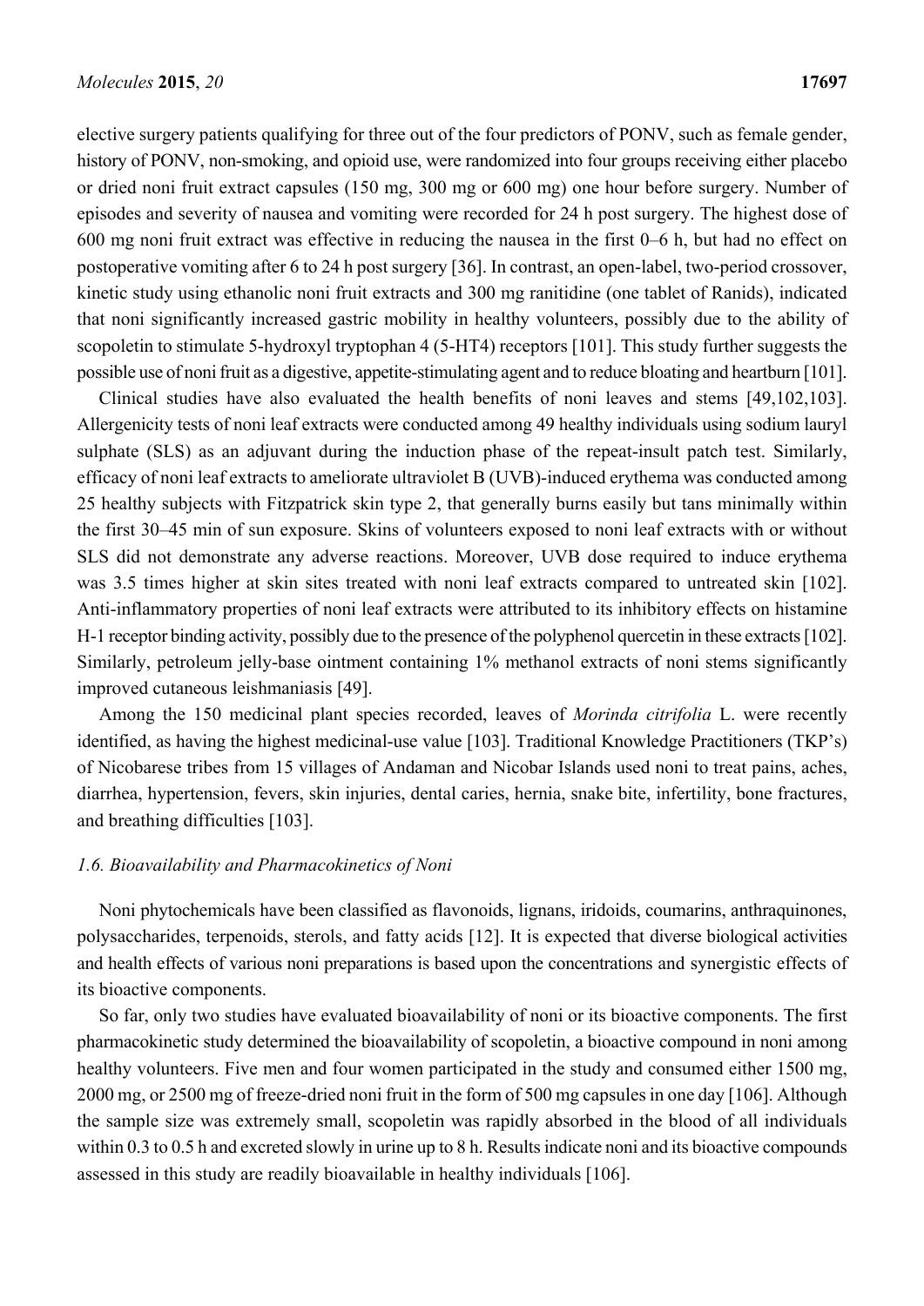elective surgery patients qualifying for three out of the four predictors of PONV, such as female gender, history of PONV, non-smoking, and opioid use, were randomized into four groups receiving either placebo or dried noni fruit extract capsules (150 mg, 300 mg or 600 mg) one hour before surgery. Number of episodes and severity of nausea and vomiting were recorded for 24 h post surgery. The highest dose of 600 mg noni fruit extract was effective in reducing the nausea in the first 0–6 h, but had no effect on postoperative vomiting after 6 to 24 h post surgery [36]. In contrast, an open-label, two-period crossover, kinetic study using ethanolic noni fruit extracts and 300 mg ranitidine (one tablet of Ranids), indicated that noni significantly increased gastric mobility in healthy volunteers, possibly due to the ability of scopoletin to stimulate 5-hydroxyl tryptophan 4 (5-HT4) receptors [101]. This study further suggests the possible use of noni fruit as a digestive, appetite-stimulating agent and to reduce bloating and heartburn [101].

Clinical studies have also evaluated the health benefits of noni leaves and stems [49,102,103]. Allergenicity tests of noni leaf extracts were conducted among 49 healthy individuals using sodium lauryl sulphate (SLS) as an adjuvant during the induction phase of the repeat-insult patch test. Similarly, efficacy of noni leaf extracts to ameliorate ultraviolet B (UVB)-induced erythema was conducted among 25 healthy subjects with Fitzpatrick skin type 2, that generally burns easily but tans minimally within the first 30–45 min of sun exposure. Skins of volunteers exposed to noni leaf extracts with or without SLS did not demonstrate any adverse reactions. Moreover, UVB dose required to induce erythema was 3.5 times higher at skin sites treated with noni leaf extracts compared to untreated skin [102]. Anti-inflammatory properties of noni leaf extracts were attributed to its inhibitory effects on histamine H-1 receptor binding activity, possibly due to the presence of the polyphenol quercetin in these extracts [102]. Similarly, petroleum jelly-base ointment containing 1% methanol extracts of noni stems significantly improved cutaneous leishmaniasis [49].

Among the 150 medicinal plant species recorded, leaves of *Morinda citrifolia* L. were recently identified, as having the highest medicinal-use value [103]. Traditional Knowledge Practitioners (TKP's) of Nicobarese tribes from 15 villages of Andaman and Nicobar Islands used noni to treat pains, aches, diarrhea, hypertension, fevers, skin injuries, dental caries, hernia, snake bite, infertility, bone fractures, and breathing difficulties [103].

### *1.6. Bioavailability and Pharmacokinetics of Noni*

Noni phytochemicals have been classified as flavonoids, lignans, iridoids, coumarins, anthraquinones, polysaccharides, terpenoids, sterols, and fatty acids [12]. It is expected that diverse biological activities and health effects of various noni preparations is based upon the concentrations and synergistic effects of its bioactive components.

So far, only two studies have evaluated bioavailability of noni or its bioactive components. The first pharmacokinetic study determined the bioavailability of scopoletin, a bioactive compound in noni among healthy volunteers. Five men and four women participated in the study and consumed either 1500 mg, 2000 mg, or 2500 mg of freeze-dried noni fruit in the form of 500 mg capsules in one day [106]. Although the sample size was extremely small, scopoletin was rapidly absorbed in the blood of all individuals within 0.3 to 0.5 h and excreted slowly in urine up to 8 h. Results indicate noni and its bioactive compounds assessed in this study are readily bioavailable in healthy individuals [106].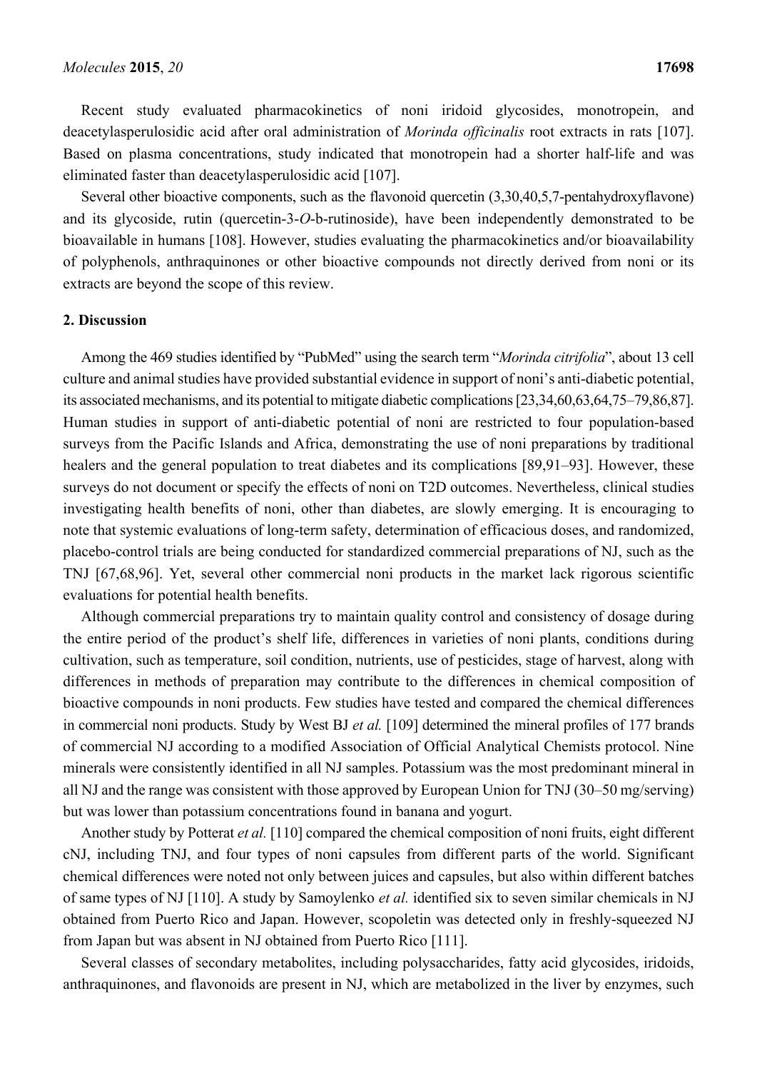Recent study evaluated pharmacokinetics of noni iridoid glycosides, monotropein, and deacetylasperulosidic acid after oral administration of *Morinda officinalis* root extracts in rats [107]. Based on plasma concentrations, study indicated that monotropein had a shorter half-life and was eliminated faster than deacetylasperulosidic acid [107].

Several other bioactive components, such as the flavonoid quercetin (3,30,40,5,7-pentahydroxyflavone) and its glycoside, rutin (quercetin-3-*O*-b-rutinoside), have been independently demonstrated to be bioavailable in humans [108]. However, studies evaluating the pharmacokinetics and/or bioavailability of polyphenols, anthraquinones or other bioactive compounds not directly derived from noni or its extracts are beyond the scope of this review.

## 2. Discussion

Among the 469 studies identified by "PubMed" using the search term "*Morinda citrifolia*", about 13 cell culture and animal studies have provided substantial evidence in support of noni's anti-diabetic potential, its associated mechanisms, and its potential to mitigate diabetic complications [23,34,60,63,64,75–79,86,87]. Human studies in support of anti-diabetic potential of noni are restricted to four population-based surveys from the Pacific Islands and Africa, demonstrating the use of noni preparations by traditional healers and the general population to treat diabetes and its complications [89,91–93]. However, these surveys do not document or specify the effects of noni on T2D outcomes. Nevertheless, clinical studies investigating health benefits of noni, other than diabetes, are slowly emerging. It is encouraging to note that systemic evaluations of long-term safety, determination of efficacious doses, and randomized, placebo-control trials are being conducted for standardized commercial preparations of NJ, such as the TNJ [67,68,96]. Yet, several other commercial noni products in the market lack rigorous scientific evaluations for potential health benefits.

Although commercial preparations try to maintain quality control and consistency of dosage during the entire period of the product's shelf life, differences in varieties of noni plants, conditions during cultivation, such as temperature, soil condition, nutrients, use of pesticides, stage of harvest, along with differences in methods of preparation may contribute to the differences in chemical composition of bioactive compounds in noni products. Few studies have tested and compared the chemical differences in commercial noni products. Study by West BJ *et al.* [109] determined the mineral profiles of 177 brands of commercial NJ according to a modified Association of Official Analytical Chemists protocol. Nine minerals were consistently identified in all NJ samples. Potassium was the most predominant mineral in all NJ and the range was consistent with those approved by European Union for TNJ (30–50 mg/serving) but was lower than potassium concentrations found in banana and yogurt.

Another study by Potterat *et al.* [110] compared the chemical composition of noni fruits, eight different cNJ, including TNJ, and four types of noni capsules from different parts of the world. Significant chemical differences were noted not only between juices and capsules, but also within different batches of same types of NJ [110]. A study by Samoylenko *et al.* identified six to seven similar chemicals in NJ obtained from Puerto Rico and Japan. However, scopoletin was detected only in freshly-squeezed NJ from Japan but was absent in NJ obtained from Puerto Rico [111].

Several classes of secondary metabolites, including polysaccharides, fatty acid glycosides, iridoids, anthraquinones, and flavonoids are present in NJ, which are metabolized in the liver by enzymes, such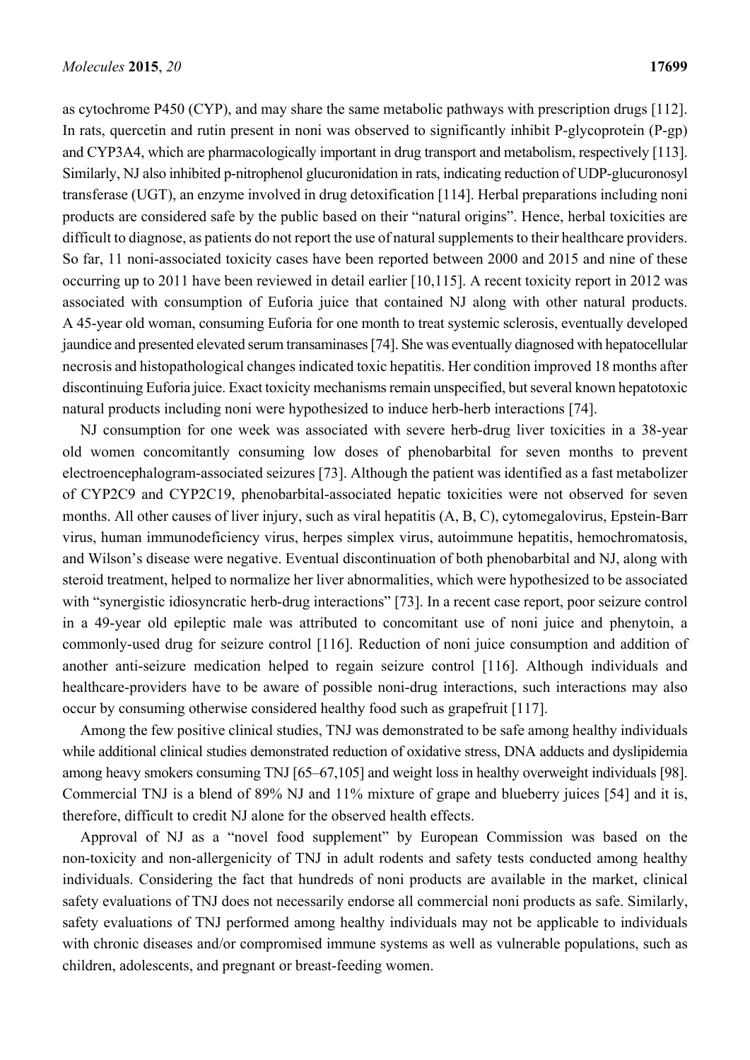as cytochrome P450 (CYP), and may share the same metabolic pathways with prescription drugs [112]. In rats, quercetin and rutin present in noni was observed to significantly inhibit P-glycoprotein (P-gp) and CYP3A4, which are pharmacologically important in drug transport and metabolism, respectively [113]. Similarly, NJ also inhibited p-nitrophenol glucuronidation in rats, indicating reduction of UDP-glucuronosyl transferase (UGT), an enzyme involved in drug detoxification [114]. Herbal preparations including noni products are considered safe by the public based on their "natural origins". Hence, herbal toxicities are difficult to diagnose, as patients do not report the use of natural supplements to their healthcare providers. So far, 11 noni-associated toxicity cases have been reported between 2000 and 2015 and nine of these occurring up to 2011 have been reviewed in detail earlier [10,115]. A recent toxicity report in 2012 was associated with consumption of Euforia juice that contained NJ along with other natural products. A 45-year old woman, consuming Euforia for one month to treat systemic sclerosis, eventually developed jaundice and presented elevated serum transaminases [74]. She was eventually diagnosed with hepatocellular necrosis and histopathological changes indicated toxic hepatitis. Her condition improved 18 months after discontinuing Euforia juice. Exact toxicity mechanisms remain unspecified, but several known hepatotoxic natural products including noni were hypothesized to induce herb-herb interactions [74].

NJ consumption for one week was associated with severe herb-drug liver toxicities in a 38-year old women concomitantly consuming low doses of phenobarbital for seven months to prevent electroencephalogram-associated seizures [73]. Although the patient was identified as a fast metabolizer of CYP2C9 and CYP2C19, phenobarbital-associated hepatic toxicities were not observed for seven months. All other causes of liver injury, such as viral hepatitis (A, B, C), cytomegalovirus, Epstein-Barr virus, human immunodeficiency virus, herpes simplex virus, autoimmune hepatitis, hemochromatosis, and Wilson's disease were negative. Eventual discontinuation of both phenobarbital and NJ, along with steroid treatment, helped to normalize her liver abnormalities, which were hypothesized to be associated with "synergistic idiosyncratic herb-drug interactions" [73]. In a recent case report, poor seizure control in a 49-year old epileptic male was attributed to concomitant use of noni juice and phenytoin, a commonly-used drug for seizure control [116]. Reduction of noni juice consumption and addition of another anti-seizure medication helped to regain seizure control [116]. Although individuals and healthcare-providers have to be aware of possible noni-drug interactions, such interactions may also occur by consuming otherwise considered healthy food such as grapefruit [117].

Among the few positive clinical studies, TNJ was demonstrated to be safe among healthy individuals while additional clinical studies demonstrated reduction of oxidative stress, DNA adducts and dyslipidemia among heavy smokers consuming TNJ [65–67,105] and weight loss in healthy overweight individuals [98]. Commercial TNJ is a blend of 89% NJ and 11% mixture of grape and blueberry juices [54] and it is, therefore, difficult to credit NJ alone for the observed health effects.

Approval of NJ as a "novel food supplement" by European Commission was based on the non-toxicity and non-allergenicity of TNJ in adult rodents and safety tests conducted among healthy individuals. Considering the fact that hundreds of noni products are available in the market, clinical safety evaluations of TNJ does not necessarily endorse all commercial noni products as safe. Similarly, safety evaluations of TNJ performed among healthy individuals may not be applicable to individuals with chronic diseases and/or compromised immune systems as well as vulnerable populations, such as children, adolescents, and pregnant or breast-feeding women.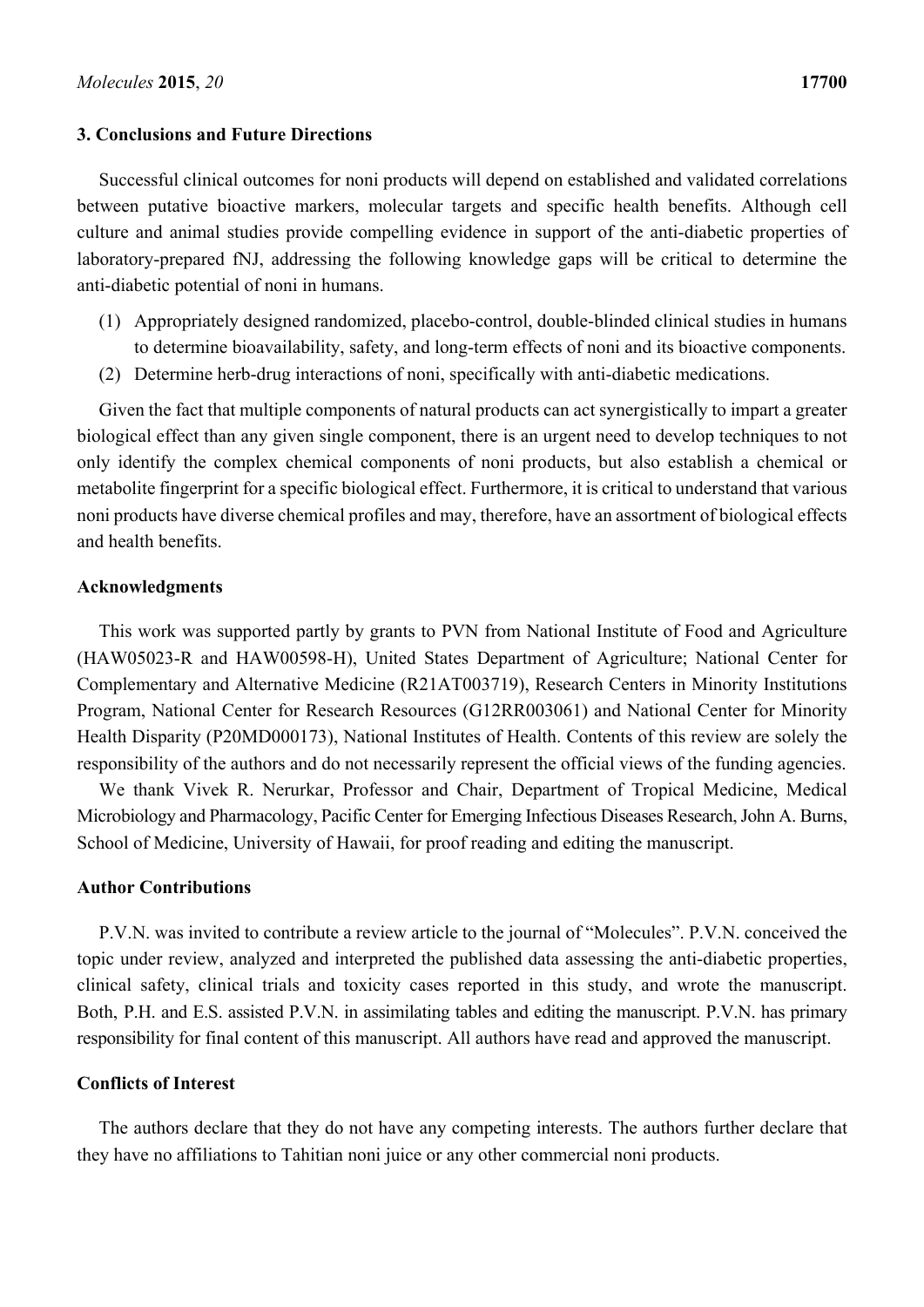## 3. Conclusions and Future Directions

Successful clinical outcomes for noni products will depend on established and validated correlations between putative bioactive markers, molecular targets and specific health benefits. Although cell culture and animal studies provide compelling evidence in support of the anti-diabetic properties of laboratory-prepared fNJ, addressing the following knowledge gaps will be critical to determine the anti-diabetic potential of noni in humans.

(1) Appropriately designed randomized, placebo-control, double-blinded clinical studies in humans to determine bioavailability, safety, and long-term effects of noni and its bioactive components.
(2) Determine herb-drug interactions of noni, specifically with anti-diabetic medications.

Given the fact that multiple components of natural products can act synergistically to impart a greater biological effect than any given single component, there is an urgent need to develop techniques to not only identify the complex chemical components of noni products, but also establish a chemical or metabolite fingerprint for a specific biological effect. Furthermore, it is critical to understand that various noni products have diverse chemical profiles and may, therefore, have an assortment of biological effects and health benefits.

## Acknowledgments

This work was supported partly by grants to PVN from National Institute of Food and Agriculture (HAW05023-R and HAW00598-H), United States Department of Agriculture; National Center for Complementary and Alternative Medicine (R21AT003719), Research Centers in Minority Institutions Program, National Center for Research Resources (G12RR003061) and National Center for Minority Health Disparity (P20MD000173), National Institutes of Health. Contents of this review are solely the responsibility of the authors and do not necessarily represent the official views of the funding agencies.

We thank Vivek R. Nerurkar, Professor and Chair, Department of Tropical Medicine, Medical Microbiology and Pharmacology, Pacific Center for Emerging Infectious Diseases Research, John A. Burns, School of Medicine, University of Hawaii, for proof reading and editing the manuscript.

## Author Contributions

P.V.N. was invited to contribute a review article to the journal of "Molecules". P.V.N. conceived the topic under review, analyzed and interpreted the published data assessing the anti-diabetic properties, clinical safety, clinical trials and toxicity cases reported in this study, and wrote the manuscript. Both, P.H. and E.S. assisted P.V.N. in assimilating tables and editing the manuscript. P.V.N. has primary responsibility for final content of this manuscript. All authors have read and approved the manuscript.

## Conflicts of Interest

The authors declare that they do not have any competing interests. The authors further declare that they have no affiliations to Tahitian noni juice or any other commercial noni products.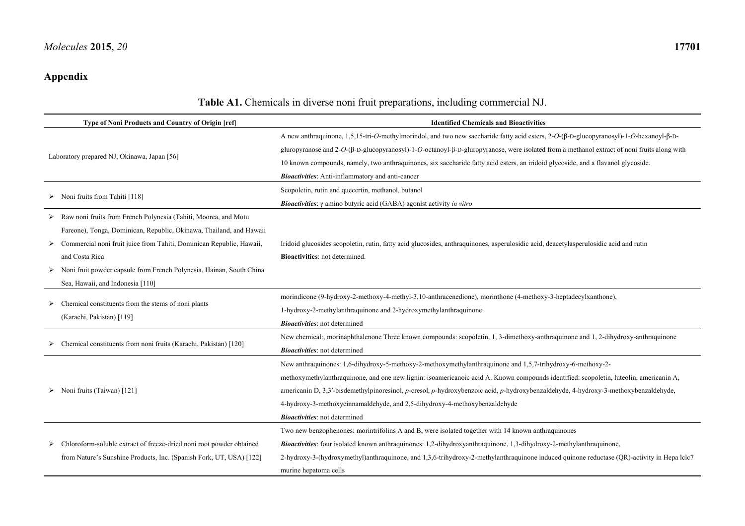## Appendix

**Table A1.** Chemicals in diverse noni fruit preparations, including commercial NJ.

| Type of Noni Products and Country of Origin [ref] | Identified Chemicals and Bioactivities |
|---|---|
| Laboratory prepared NJ, Okinawa, Japan [56] | A new anthraquinone, 1,5,15-tri-*O*-methylmorindol, and two new saccharide fatty acid esters, 2-*O*-(β-D-glucopyranosyl)-1-*O*-hexanoyl-β-D-gluropyranose and 2-*O*-(β-D-glucopyranosyl)-1-*O*-octanoyl-β-D-gluropyranose, were isolated from a methanol extract of noni fruits along with 10 known compounds, namely, two anthraquinones, six saccharide fatty acid esters, an iridoid glycoside, and a flavanol glycoside. ***Bioactivities***: Anti-inflammatory and anti-cancer |
| ➢ Noni fruits from Tahiti [118] | Scopoletin, rutin and quecertin, methanol, butanol ***Bioactivities***: γ amino butyric acid (GABA) agonist activity *in vitro* |
| ➢ Raw noni fruits from French Polynesia (Tahiti, Moorea, and Motu Fareone), Tonga, Dominican, Republic, Okinawa, Thailand, and Hawaii ➢ Commercial noni fruit juice from Tahiti, Dominican Republic, Hawaii, and Costa Rica ➢ Noni fruit powder capsule from French Polynesia, Hainan, South China Sea, Hawaii, and Indonesia [110] | Iridoid glucosides scopoletin, rutin, fatty acid glucosides, anthraquinones, asperulosidic acid, deacetylasperulosidic acid and rutin **Bioactivities**: not determined. |
| ➢ Chemical constituents from the stems of noni plants (Karachi, Pakistan) [119] | morindicone (9-hydroxy-2-methoxy-4-methyl-3,10-anthracenedione), morinthone (4-methoxy-3-heptadecylxanthone), 1-hydroxy-2-methylanthraquinone and 2-hydroxymethylanthraquinone ***Bioactivities***: not determined |
| ➢ Chemical constituents from noni fruits (Karachi, Pakistan) [120] | New chemical:, morinaphthalenone Three known compounds: scopoletin, 1, 3-dimethoxy-anthraquinone and 1, 2-dihydroxy-anthraquinone ***Bioactivities***: not determined |
| ➢ Noni fruits (Taiwan) [121] | New anthraquinones: 1,6-dihydroxy-5-methoxy-2-methoxymethylanthraquinone and 1,5,7-trihydroxy-6-methoxy-2-methoxymethylanthraquinone, and one new lignin: isoamericanoic acid A. Known compounds identified: scopoletin, luteolin, americanin A, americanin D, 3,3′-bisdemethylpinoresinol, *p*-cresol, *p*-hydroxybenzoic acid, *p*-hydroxybenzaldehyde, 4-hydroxy-3-methoxybenzaldehyde, 4-hydroxy-3-methoxycinnamaldehyde, and 2,5-dihydroxy-4-methoxybenzaldehyde ***Bioactivities***: not determined |
| ➢ Chloroform-soluble extract of freeze-dried noni root powder obtained from Nature's Sunshine Products, Inc. (Spanish Fork, UT, USA) [122] | Two new benzophenones: morintrifolins A and B, were isolated together with 14 known anthraquinones ***Bioactivities***: four isolated known anthraquinones: 1,2-dihydroxyanthraquinone, 1,3-dihydroxy-2-methylanthraquinone, 2-hydroxy-3-(hydroxymethyl)anthraquinone, and 1,3,6-trihydroxy-2-methylanthraquinone induced quinone reductase (QR)-activity in Hepa lclc7 murine hepatoma cells |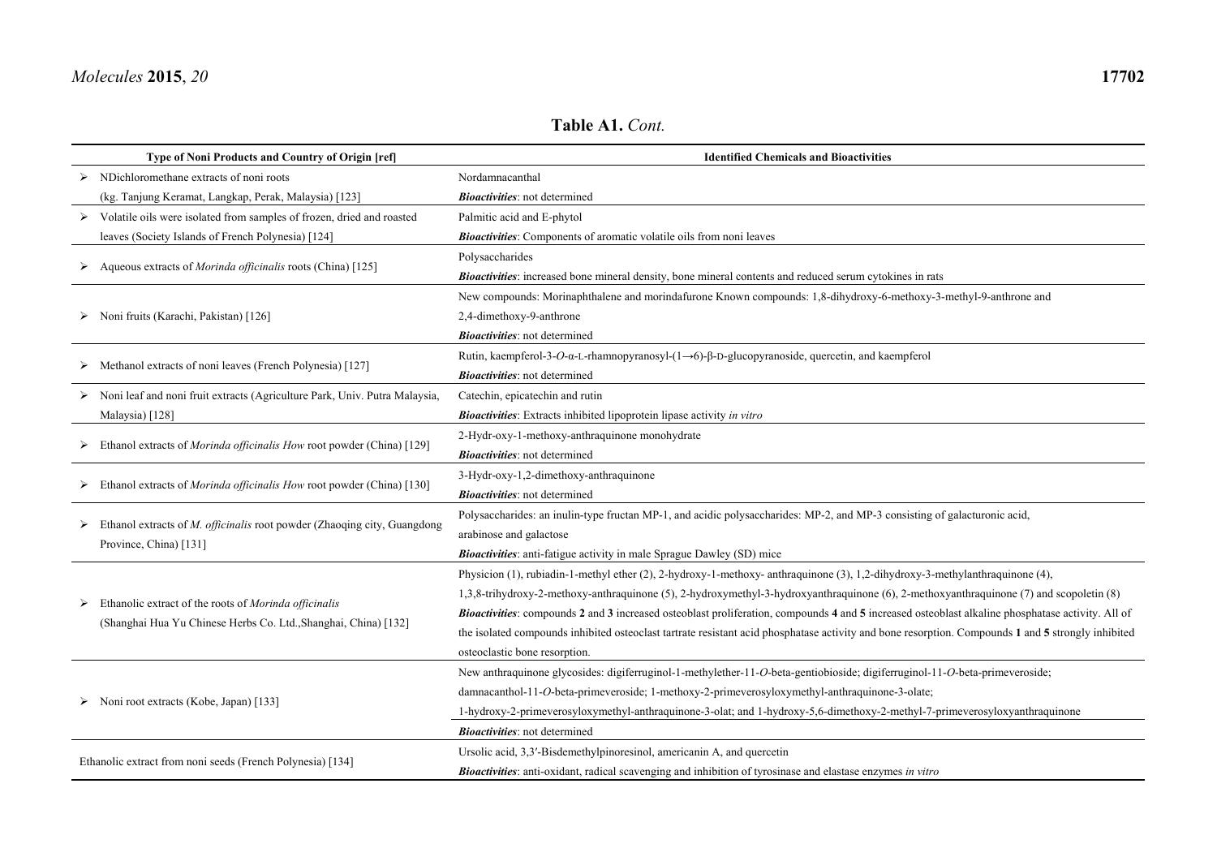**Table A1.** *Cont.*

| Type of Noni Products and Country of Origin [ref] | Identified Chemicals and Bioactivities |
|---|---|
| ➢ NDichloromethane extracts of noni roots (kg. Tanjung Keramat, Langkap, Perak, Malaysia) [123] | Nordamnacanthal<br>***Bioactivities***: not determined |
| ➢ Volatile oils were isolated from samples of frozen, dried and roasted leaves (Society Islands of French Polynesia) [124] | Palmitic acid and E-phytol<br>***Bioactivities***: Components of aromatic volatile oils from noni leaves |
| ➢ Aqueous extracts of *Morinda officinalis* roots (China) [125] | Polysaccharides<br>***Bioactivities***: increased bone mineral density, bone mineral contents and reduced serum cytokines in rats |
| ➢ Noni fruits (Karachi, Pakistan) [126] | New compounds: Morinaphthalene and morindafurone Known compounds: 1,8-dihydroxy-6-methoxy-3-methyl-9-anthrone and 2,4-dimethoxy-9-anthrone<br>***Bioactivities***: not determined |
| ➢ Methanol extracts of noni leaves (French Polynesia) [127] | Rutin, kaempferol-3-*O*-α-L-rhamnopyranosyl-(1→6)-β-D-glucopyranoside, quercetin, and kaempferol<br>***Bioactivities***: not determined |
| ➢ Noni leaf and noni fruit extracts (Agriculture Park, Univ. Putra Malaysia, Malaysia) [128] | Catechin, epicatechin and rutin<br>***Bioactivities***: Extracts inhibited lipoprotein lipase activity *in vitro* |
| ➢ Ethanol extracts of *Morinda officinalis How* root powder (China) [129] | 2-Hydr-oxy-1-methoxy-anthraquinone monohydrate<br>***Bioactivities***: not determined |
| ➢ Ethanol extracts of *Morinda officinalis How* root powder (China) [130] | 3-Hydr-oxy-1,2-dimethoxy-anthraquinone<br>***Bioactivities***: not determined |
| ➢ Ethanol extracts of *M. officinalis* root powder (Zhaoqing city, Guangdong Province, China) [131] | Polysaccharides: an inulin-type fructan MP-1, and acidic polysaccharides: MP-2, and MP-3 consisting of galacturonic acid, arabinose and galactose<br>***Bioactivities***: anti-fatigue activity in male Sprague Dawley (SD) mice |
| ➢ Ethanolic extract of the roots of *Morinda officinalis* (Shanghai Hua Yu Chinese Herbs Co. Ltd.,Shanghai, China) [132] | Physicion (1), rubiadin-1-methyl ether (2), 2-hydroxy-1-methoxy- anthraquinone (3), 1,2-dihydroxy-3-methylanthraquinone (4), 1,3,8-trihydroxy-2-methoxy-anthraquinone (5), 2-hydroxymethyl-3-hydroxyanthraquinone (6), 2-methoxyanthraquinone (7) and scopoletin (8)<br>***Bioactivities***: compounds **2** and **3** increased osteoblast proliferation, compounds **4** and **5** increased osteoblast alkaline phosphatase activity. All of the isolated compounds inhibited osteoclast tartrate resistant acid phosphatase activity and bone resorption. Compounds **1** and **5** strongly inhibited osteoclastic bone resorption. |
| ➢ Noni root extracts (Kobe, Japan) [133] | New anthraquinone glycosides: digiferruginol-1-methylether-11-*O*-beta-gentiobioside; digiferruginol-11-*O*-beta-primeveroside; damnacanthol-11-*O*-beta-primeveroside; 1-methoxy-2-primeverosyloxymethyl-anthraquinone-3-olate; 1-hydroxy-2-primeverosyloxymethyl-anthraquinone-3-olat; and 1-hydroxy-5,6-dimethoxy-2-methyl-7-primeverosyloxyanthraquinone<br>***Bioactivities***: not determined |
| Ethanolic extract from noni seeds (French Polynesia) [134] | Ursolic acid, 3,3′-Bisdemethylpinoresinol, americanin A, and quercetin<br>***Bioactivities***: anti-oxidant, radical scavenging and inhibition of tyrosinase and elastase enzymes *in vitro* |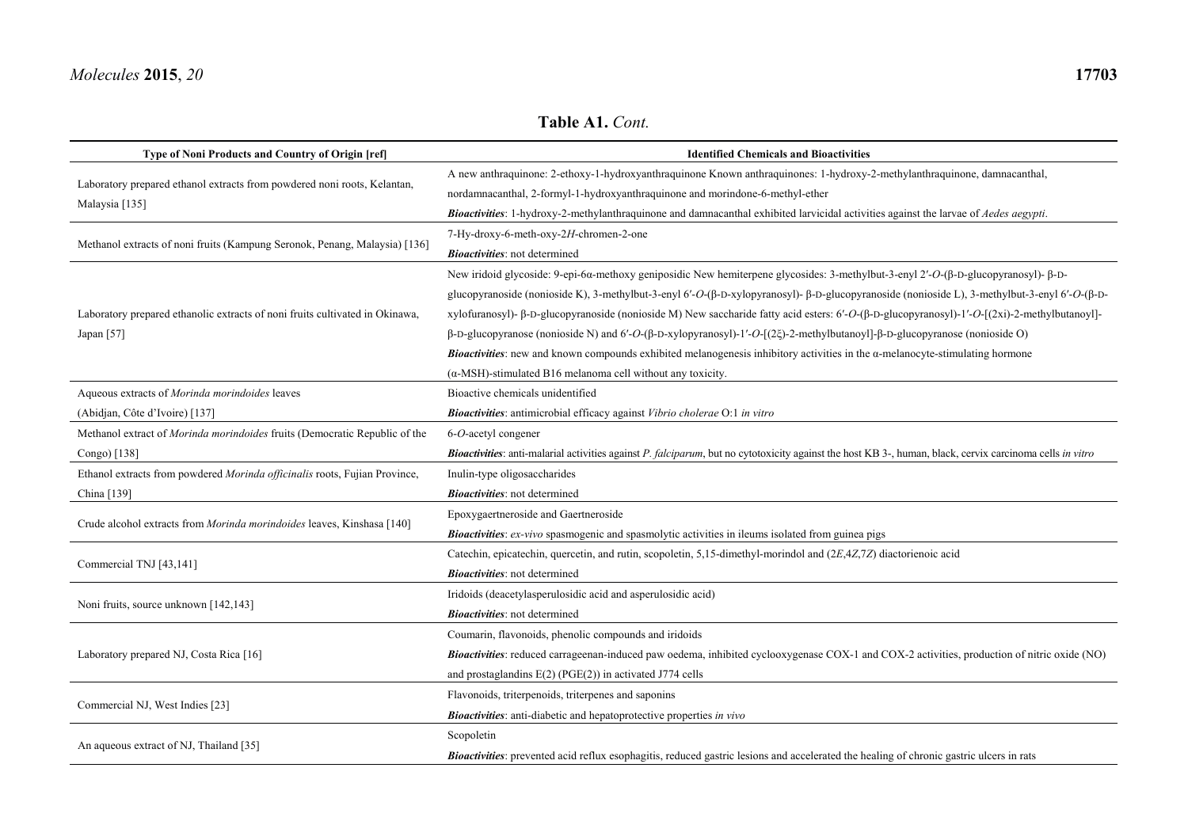**Table A1.** *Cont.*

| Type of Noni Products and Country of Origin [ref] | Identified Chemicals and Bioactivities |
|---|---|
| Laboratory prepared ethanol extracts from powdered noni roots, Kelantan, Malaysia [135] | A new anthraquinone: 2-ethoxy-1-hydroxyanthraquinone Known anthraquinones: 1-hydroxy-2-methylanthraquinone, damnacanthal, nordamnacanthal, 2-formyl-1-hydroxyanthraquinone and morindone-6-methyl-ether<br>***Bioactivities***: 1-hydroxy-2-methylanthraquinone and damnacanthal exhibited larvicidal activities against the larvae of *Aedes aegypti*. |
| Methanol extracts of noni fruits (Kampung Seronok, Penang, Malaysia) [136] | 7-Hy-droxy-6-meth-oxy-2*H*-chromen-2-one<br>***Bioactivities***: not determined |
| Laboratory prepared ethanolic extracts of noni fruits cultivated in Okinawa, Japan [57] | New iridoid glycoside: 9-epi-6α-methoxy geniposidic New hemiterpene glycosides: 3-methylbut-3-enyl 2′-*O*-(β-D-glucopyranosyl)- β-D-glucopyranoside (nonioside K), 3-methylbut-3-enyl 6′-*O*-(β-D-xylopyranosyl)- β-D-glucopyranoside (nonioside L), 3-methylbut-3-enyl 6′-*O*-(β-D-xylofuranosyl)- β-D-glucopyranoside (nonioside M) New saccharide fatty acid esters: 6′-*O*-(β-D-glucopyranosyl)-1′-*O*-[(2xi)-2-methylbutanoyl]-β-D-glucopyranose (nonioside N) and 6′-*O*-(β-D-xylopyranosyl)-1′-*O*-[(2ξ)-2-methylbutanoyl]-β-D-glucopyranose (nonioside O)<br>***Bioactivities***: new and known compounds exhibited melanogenesis inhibitory activities in the α-melanocyte-stimulating hormone (α-MSH)-stimulated B16 melanoma cell without any toxicity. |
| Aqueous extracts of *Morinda morindoides* leaves (Abidjan, Côte d'Ivoire) [137] | Bioactive chemicals unidentified<br>***Bioactivities***: antimicrobial efficacy against *Vibrio cholerae* O:1 *in vitro* |
| Methanol extract of *Morinda morindoides* fruits (Democratic Republic of the Congo) [138] | 6-*O*-acetyl congener<br>***Bioactivities***: anti-malarial activities against *P. falciparum*, but no cytotoxicity against the host KB 3-, human, black, cervix carcinoma cells *in vitro* |
| Ethanol extracts from powdered *Morinda officinalis* roots, Fujian Province, China [139] | Inulin-type oligosaccharides<br>***Bioactivities***: not determined |
| Crude alcohol extracts from *Morinda morindoides* leaves, Kinshasa [140] | Epoxygaertneroside and Gaertneroside<br>***Bioactivities***: *ex-vivo* spasmogenic and spasmolytic activities in ileums isolated from guinea pigs |
| Commercial TNJ [43,141] | Catechin, epicatechin, quercetin, and rutin, scopoletin, 5,15-dimethyl-morindol and (2*E*,4*Z*,7*Z*) diactorienoic acid<br>***Bioactivities***: not determined |
| Noni fruits, source unknown [142,143] | Iridoids (deacetylasperulosidic acid and asperulosidic acid)<br>***Bioactivities***: not determined |
| Laboratory prepared NJ, Costa Rica [16] | Coumarin, flavonoids, phenolic compounds and iridoids<br>***Bioactivities***: reduced carrageenan-induced paw oedema, inhibited cyclooxygenase COX-1 and COX-2 activities, production of nitric oxide (NO) and prostaglandins E(2) (PGE(2)) in activated J774 cells |
| Commercial NJ, West Indies [23] | Flavonoids, triterpenoids, triterpenes and saponins<br>***Bioactivities***: anti-diabetic and hepatoprotective properties *in vivo* |
| An aqueous extract of NJ, Thailand [35] | Scopoletin<br>***Bioactivities***: prevented acid reflux esophagitis, reduced gastric lesions and accelerated the healing of chronic gastric ulcers in rats |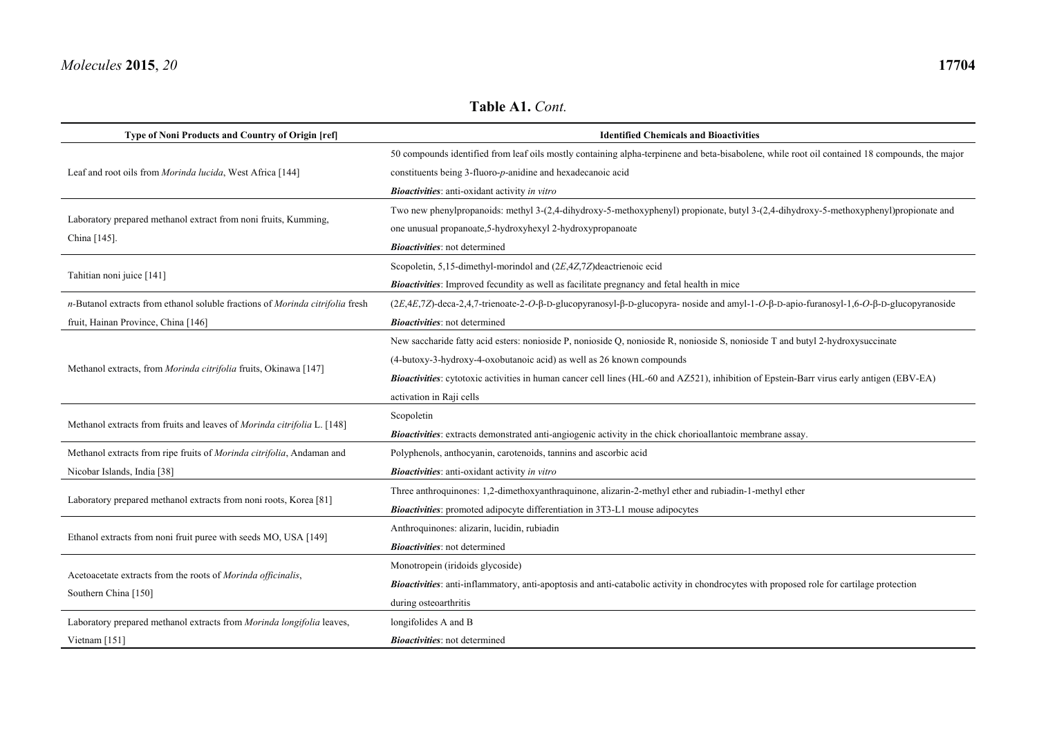**Table A1.** *Cont.*

| Type of Noni Products and Country of Origin [ref] | Identified Chemicals and Bioactivities |
|---|---|
| Leaf and root oils from *Morinda lucida*, West Africa [144] | 50 compounds identified from leaf oils mostly containing alpha-terpinene and beta-bisabolene, while root oil contained 18 compounds, the major constituents being 3-fluoro-*p*-anidine and hexadecanoic acid<br>***Bioactivities***: anti-oxidant activity *in vitro* |
| Laboratory prepared methanol extract from noni fruits, Kumming, China [145]. | Two new phenylpropanoids: methyl 3-(2,4-dihydroxy-5-methoxyphenyl) propionate, butyl 3-(2,4-dihydroxy-5-methoxyphenyl)propionate and one unusual propanoate,5-hydroxyhexyl 2-hydroxypropanoate<br>***Bioactivities***: not determined |
| Tahitian noni juice [141] | Scopoletin, 5,15-dimethyl-morindol and (2*E*,4*Z*,7*Z*)deactrienoic ecid<br>***Bioactivities***: Improved fecundity as well as facilitate pregnancy and fetal health in mice |
| *n*-Butanol extracts from ethanol soluble fractions of *Morinda citrifolia* fresh fruit, Hainan Province, China [146] | (2*E*,4*E*,7*Z*)-deca-2,4,7-trienoate-2-*O*-β-D-glucopyranosyl-β-D-glucopyra- noside and amyl-1-*O*-β-D-apio-furanosyl-1,6-*O*-β-D-glucopyranoside<br>***Bioactivities***: not determined |
| Methanol extracts, from *Morinda citrifolia* fruits, Okinawa [147] | New saccharide fatty acid esters: nonioside P, nonioside Q, nonioside R, nonioside S, nonioside T and butyl 2-hydroxysuccinate (4-butoxy-3-hydroxy-4-oxobutanoic acid) as well as 26 known compounds<br>***Bioactivities***: cytotoxic activities in human cancer cell lines (HL-60 and AZ521), inhibition of Epstein-Barr virus early antigen (EBV-EA) activation in Raji cells |
| Methanol extracts from fruits and leaves of *Morinda citrifolia* L. [148] | Scopoletin<br>***Bioactivities***: extracts demonstrated anti-angiogenic activity in the chick chorioallantoic membrane assay. |
| Methanol extracts from ripe fruits of *Morinda citrifolia*, Andaman and Nicobar Islands, India [38] | Polyphenols, anthocyanin, carotenoids, tannins and ascorbic acid<br>***Bioactivities***: anti-oxidant activity *in vitro* |
| Laboratory prepared methanol extracts from noni roots, Korea [81] | Three anthroquinones: 1,2-dimethoxyanthraquinone, alizarin-2-methyl ether and rubiadin-1-methyl ether<br>***Bioactivities***: promoted adipocyte differentiation in 3T3-L1 mouse adipocytes |
| Ethanol extracts from noni fruit puree with seeds MO, USA [149] | Anthroquinones: alizarin, lucidin, rubiadin<br>***Bioactivities***: not determined |
| Acetoacetate extracts from the roots of *Morinda officinalis*, Southern China [150] | Monotropein (iridoids glycoside)<br>***Bioactivities***: anti-inflammatory, anti-apoptosis and anti-catabolic activity in chondrocytes with proposed role for cartilage protection during osteoarthritis |
| Laboratory prepared methanol extracts from *Morinda longifolia* leaves, Vietnam [151] | longifolides A and B<br>***Bioactivities***: not determined |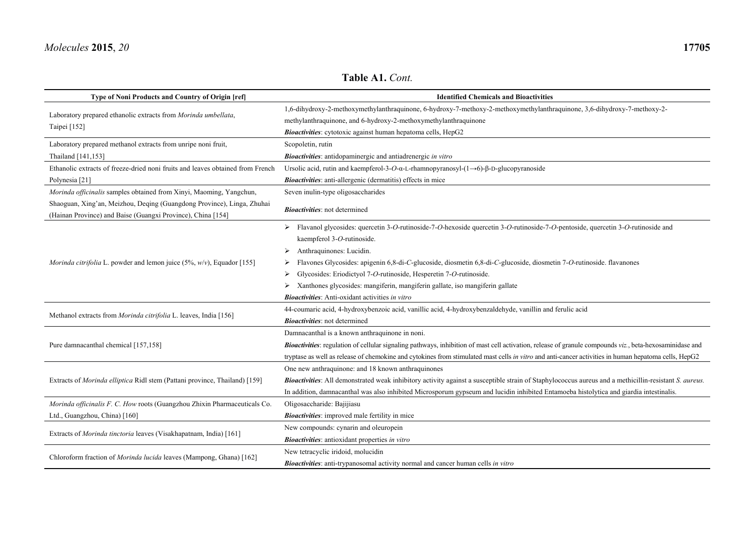**Table A1.** *Cont.*

| Type of Noni Products and Country of Origin [ref] | Identified Chemicals and Bioactivities |
|---|---|
| Laboratory prepared ethanolic extracts from *Morinda umbellata*, Taipei [152] | 1,6-dihydroxy-2-methoxymethylanthraquinone, 6-hydroxy-7-methoxy-2-methoxymethylanthraquinone, 3,6-dihydroxy-7-methoxy-2-methylanthraquinone, and 6-hydroxy-2-methoxymethylanthraquinone<br>***Bioactivities***: cytotoxic against human hepatoma cells, HepG2 |
| Laboratory prepared methanol extracts from unripe noni fruit, Thailand [141,153] | Scopoletin, rutin<br>***Bioactivities***: antidopaminergic and antiadrenergic *in vitro* |
| Ethanolic extracts of freeze-dried noni fruits and leaves obtained from French Polynesia [21] | Ursolic acid, rutin and kaempferol-3-*O*-α-L-rhamnopyranosyl-(1→6)-β-D-glucopyranoside<br>***Bioactivities***: anti-allergenic (dermatitis) effects in mice |
| *Morinda officinalis* samples obtained from Xinyi, Maoming, Yangchun, Shaoguan, Xing'an, Meizhou, Deqing (Guangdong Province), Linga, Zhuhai (Hainan Province) and Baise (Guangxi Province), China [154] | Seven inulin-type oligosaccharides<br>***Bioactivities***: not determined |
| *Morinda citrifolia* L. powder and lemon juice (5%, *w*/*v*), Equador [155] | ➢ Flavanol glycosides: quercetin 3-*O*-rutinoside-7-*O*-hexoside quercetin 3-*O*-rutinoside-7-*O*-pentoside, quercetin 3-*O*-rutinoside and kaempferol 3-*O*-rutinoside.<br>➢ Anthraquinones: Lucidin.<br>➢ Flavones Glycosides: apigenin 6,8-di-*C*-glucoside, diosmetin 6,8-di-*C*-glucoside, diosmetin 7-*O*-rutinoside. flavanones<br>➢ Glycosides: Eriodictyol 7-*O*-rutinoside, Hesperetin 7-*O*-rutinoside.<br>➢ Xanthones glycosides: mangiferin, mangiferin gallate, iso mangiferin gallate<br>***Bioactivities***: Anti-oxidant activities *in vitro* |
| Methanol extracts from *Morinda citrifolia* L. leaves, India [156] | 44-coumaric acid, 4-hydroxybenzoic acid, vanillic acid, 4-hydroxybenzaldehyde, vanillin and ferulic acid<br>***Bioactivities***: not determined |
| Pure damnacanthal chemical [157,158] | Damnacanthal is a known anthraquinone in noni.<br>***Bioactivities***: regulation of cellular signaling pathways, inhibition of mast cell activation, release of granule compounds *viz.*, beta-hexosaminidase and tryptase as well as release of chemokine and cytokines from stimulated mast cells *in vitro* and anti-cancer activities in human hepatoma cells, HepG2 |
| Extracts of *Morinda elliptica* Ridl stem (Pattani province, Thailand) [159] | One new anthraquinone: and 18 known anthraquinones<br>***Bioactivities***: All demonstrated weak inhibitory activity against a susceptible strain of Staphylococcus aureus and a methicillin-resistant *S. aureus.* In addition, damnacanthal was also inhibited Microsporum gypseum and lucidin inhibited Entamoeba histolytica and giardia intestinalis. |
| *Morinda officinalis F. C. How* roots (Guangzhou Zhixin Pharmaceuticals Co. Ltd., Guangzhou, China) [160] | Oligosaccharide: Bajijiasu<br>***Bioactivities***: improved male fertility in mice |
| Extracts of *Morinda tinctoria* leaves (Visakhapatnam, India) [161] | New compounds: cynarin and oleuropein<br>***Bioactivities***: antioxidant properties *in vitro* |
| Chloroform fraction of *Morinda lucida* leaves (Mampong, Ghana) [162] | New tetracyclic iridoid, molucidin<br>***Bioactivities***: anti-trypanosomal activity normal and cancer human cells *in vitro* |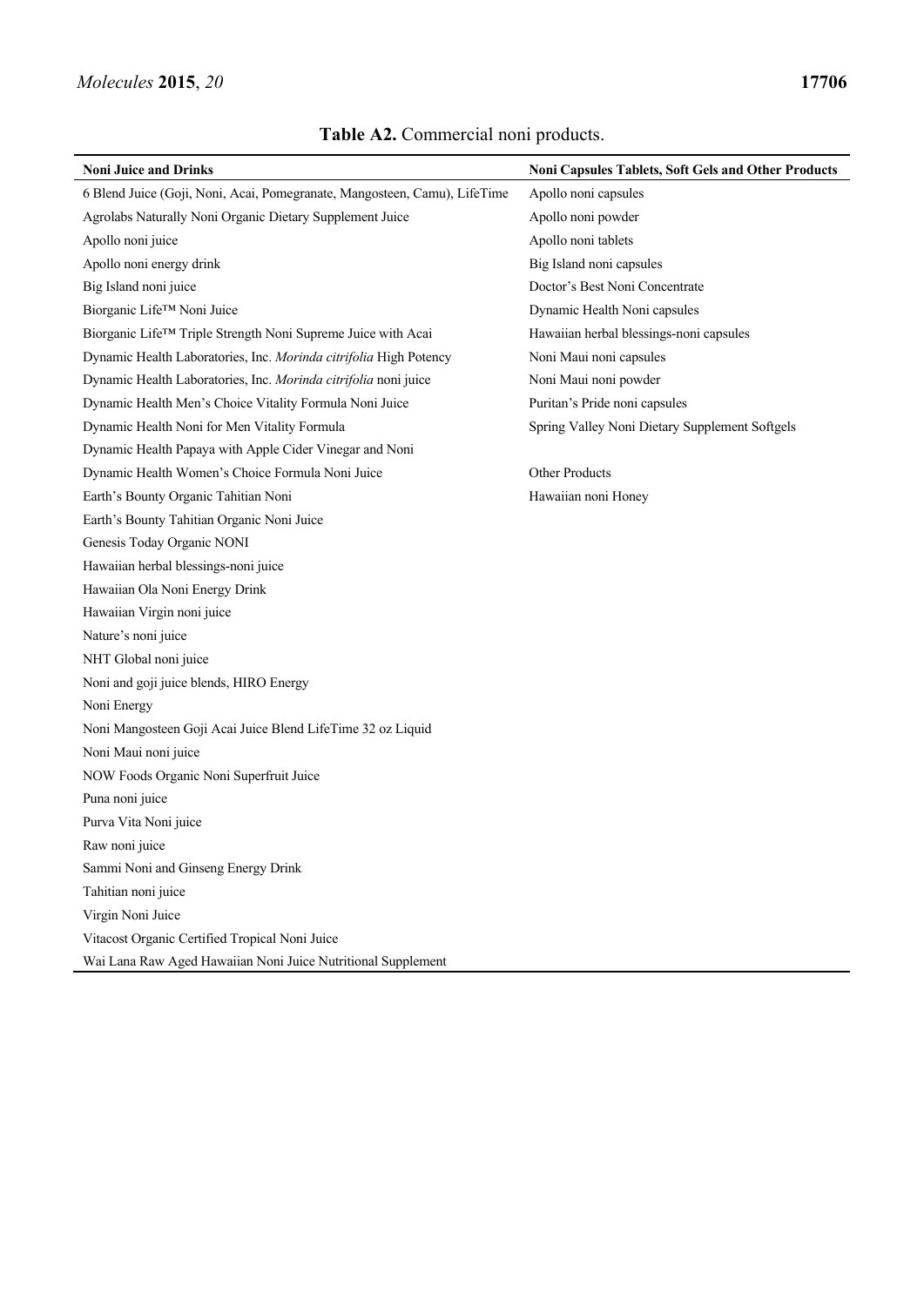**Table A2.** Commercial noni products.

| Noni Juice and Drinks | Noni Capsules Tablets, Soft Gels and Other Products |
|---|---|
| 6 Blend Juice (Goji, Noni, Acai, Pomegranate, Mangosteen, Camu), LifeTime | Apollo noni capsules |
| Agrolabs Naturally Noni Organic Dietary Supplement Juice | Apollo noni powder |
| Apollo noni juice | Apollo noni tablets |
| Apollo noni energy drink | Big Island noni capsules |
| Big Island noni juice | Doctor's Best Noni Concentrate |
| Biorganic Life™ Noni Juice | Dynamic Health Noni capsules |
| Biorganic Life™ Triple Strength Noni Supreme Juice with Acai | Hawaiian herbal blessings-noni capsules |
| Dynamic Health Laboratories, Inc. *Morinda citrifolia* High Potency | Noni Maui noni capsules |
| Dynamic Health Laboratories, Inc. *Morinda citrifolia* noni juice | Noni Maui noni powder |
| Dynamic Health Men's Choice Vitality Formula Noni Juice | Puritan's Pride noni capsules |
| Dynamic Health Noni for Men Vitality Formula | Spring Valley Noni Dietary Supplement Softgels |
| Dynamic Health Papaya with Apple Cider Vinegar and Noni | |
| Dynamic Health Women's Choice Formula Noni Juice | Other Products |
| Earth's Bounty Organic Tahitian Noni | Hawaiian noni Honey |
| Earth's Bounty Tahitian Organic Noni Juice | |
| Genesis Today Organic NONI | |
| Hawaiian herbal blessings-noni juice | |
| Hawaiian Ola Noni Energy Drink | |
| Hawaiian Virgin noni juice | |
| Nature's noni juice | |
| NHT Global noni juice | |
| Noni and goji juice blends, HIRO Energy | |
| Noni Energy | |
| Noni Mangosteen Goji Acai Juice Blend LifeTime 32 oz Liquid | |
| Noni Maui noni juice | |
| NOW Foods Organic Noni Superfruit Juice | |
| Puna noni juice | |
| Purva Vita Noni juice | |
| Raw noni juice | |
| Sammi Noni and Ginseng Energy Drink | |
| Tahitian noni juice | |
| Virgin Noni Juice | |
| Vitacost Organic Certified Tropical Noni Juice | |
| Wai Lana Raw Aged Hawaiian Noni Juice Nutritional Supplement | |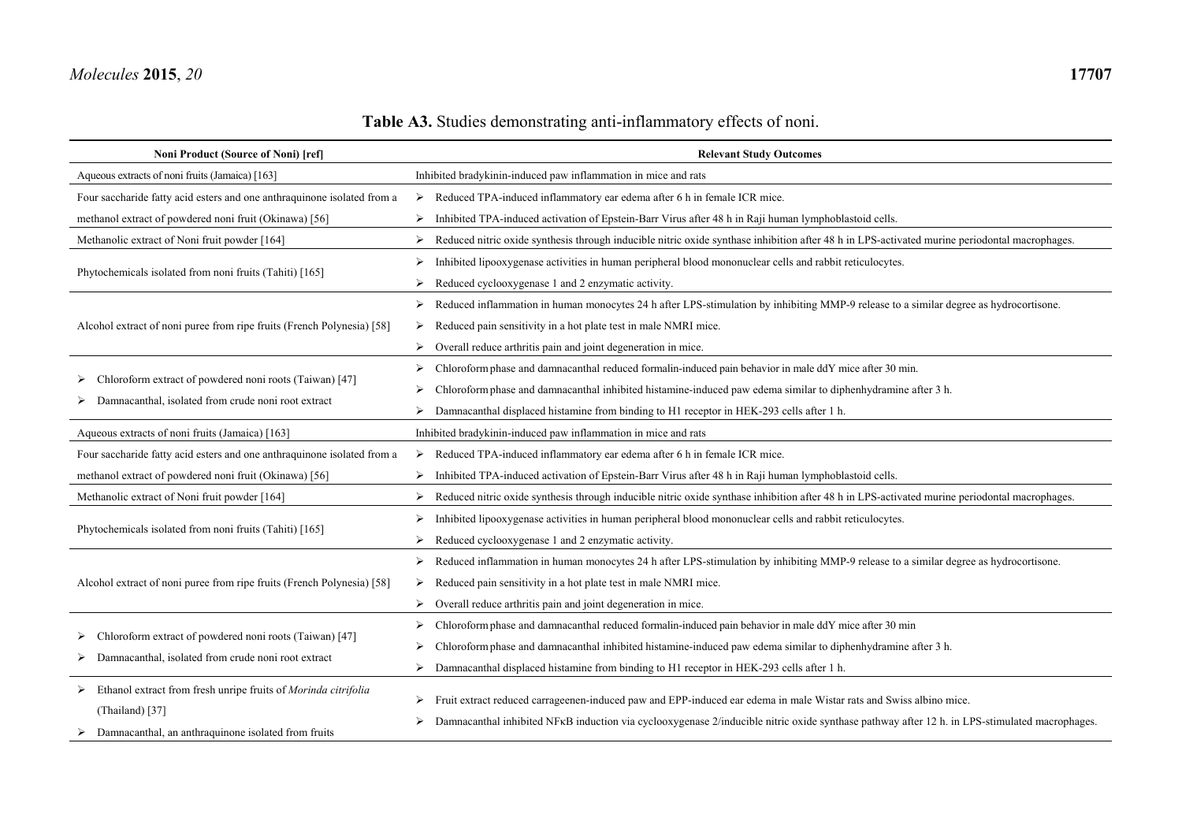**Table A3.** Studies demonstrating anti-inflammatory effects of noni.

| Noni Product (Source of Noni) [ref] | Relevant Study Outcomes |
| --- | --- |
| Aqueous extracts of noni fruits (Jamaica) [163] | Inhibited bradykinin-induced paw inflammation in mice and rats |
| Four saccharide fatty acid esters and one anthraquinone isolated from a methanol extract of powdered noni fruit (Okinawa) [56] | ➢ Reduced TPA-induced inflammatory ear edema after 6 h in female ICR mice.<br>➢ Inhibited TPA-induced activation of Epstein-Barr Virus after 48 h in Raji human lymphoblastoid cells. |
| Methanolic extract of Noni fruit powder [164] | ➢ Reduced nitric oxide synthesis through inducible nitric oxide synthase inhibition after 48 h in LPS-activated murine periodontal macrophages. |
| Phytochemicals isolated from noni fruits (Tahiti) [165] | ➢ Inhibited lipooxygenase activities in human peripheral blood mononuclear cells and rabbit reticulocytes.<br>➢ Reduced cyclooxygenase 1 and 2 enzymatic activity. |
| Alcohol extract of noni puree from ripe fruits (French Polynesia) [58] | ➢ Reduced inflammation in human monocytes 24 h after LPS-stimulation by inhibiting MMP-9 release to a similar degree as hydrocortisone.<br>➢ Reduced pain sensitivity in a hot plate test in male NMRI mice.<br>➢ Overall reduce arthritis pain and joint degeneration in mice. |
| ➢ Chloroform extract of powdered noni roots (Taiwan) [47]<br>➢ Damnacanthal, isolated from crude noni root extract | ➢ Chloroform phase and damnacanthal reduced formalin-induced pain behavior in male ddY mice after 30 min.<br>➢ Chloroform phase and damnacanthal inhibited histamine-induced paw edema similar to diphenhydramine after 3 h.<br>➢ Damnacanthal displaced histamine from binding to H1 receptor in HEK-293 cells after 1 h. |
| Aqueous extracts of noni fruits (Jamaica) [163] | Inhibited bradykinin-induced paw inflammation in mice and rats |
| Four saccharide fatty acid esters and one anthraquinone isolated from a methanol extract of powdered noni fruit (Okinawa) [56] | ➢ Reduced TPA-induced inflammatory ear edema after 6 h in female ICR mice.<br>➢ Inhibited TPA-induced activation of Epstein-Barr Virus after 48 h in Raji human lymphoblastoid cells. |
| Methanolic extract of Noni fruit powder [164] | ➢ Reduced nitric oxide synthesis through inducible nitric oxide synthase inhibition after 48 h in LPS-activated murine periodontal macrophages. |
| Phytochemicals isolated from noni fruits (Tahiti) [165] | ➢ Inhibited lipooxygenase activities in human peripheral blood mononuclear cells and rabbit reticulocytes.<br>➢ Reduced cyclooxygenase 1 and 2 enzymatic activity. |
| Alcohol extract of noni puree from ripe fruits (French Polynesia) [58] | ➢ Reduced inflammation in human monocytes 24 h after LPS-stimulation by inhibiting MMP-9 release to a similar degree as hydrocortisone.<br>➢ Reduced pain sensitivity in a hot plate test in male NMRI mice.<br>➢ Overall reduce arthritis pain and joint degeneration in mice. |
| ➢ Chloroform extract of powdered noni roots (Taiwan) [47]<br>➢ Damnacanthal, isolated from crude noni root extract | ➢ Chloroform phase and damnacanthal reduced formalin-induced pain behavior in male ddY mice after 30 min<br>➢ Chloroform phase and damnacanthal inhibited histamine-induced paw edema similar to diphenhydramine after 3 h.<br>➢ Damnacanthal displaced histamine from binding to H1 receptor in HEK-293 cells after 1 h. |
| ➢ Ethanol extract from fresh unripe fruits of *Morinda citrifolia* (Thailand) [37]<br>➢ Damnacanthal, an anthraquinone isolated from fruits | ➢ Fruit extract reduced carrageenen-induced paw and EPP-induced ear edema in male Wistar rats and Swiss albino mice.<br>➢ Damnacanthal inhibited NFκB induction via cyclooxygenase 2/inducible nitric oxide synthase pathway after 12 h. in LPS-stimulated macrophages. |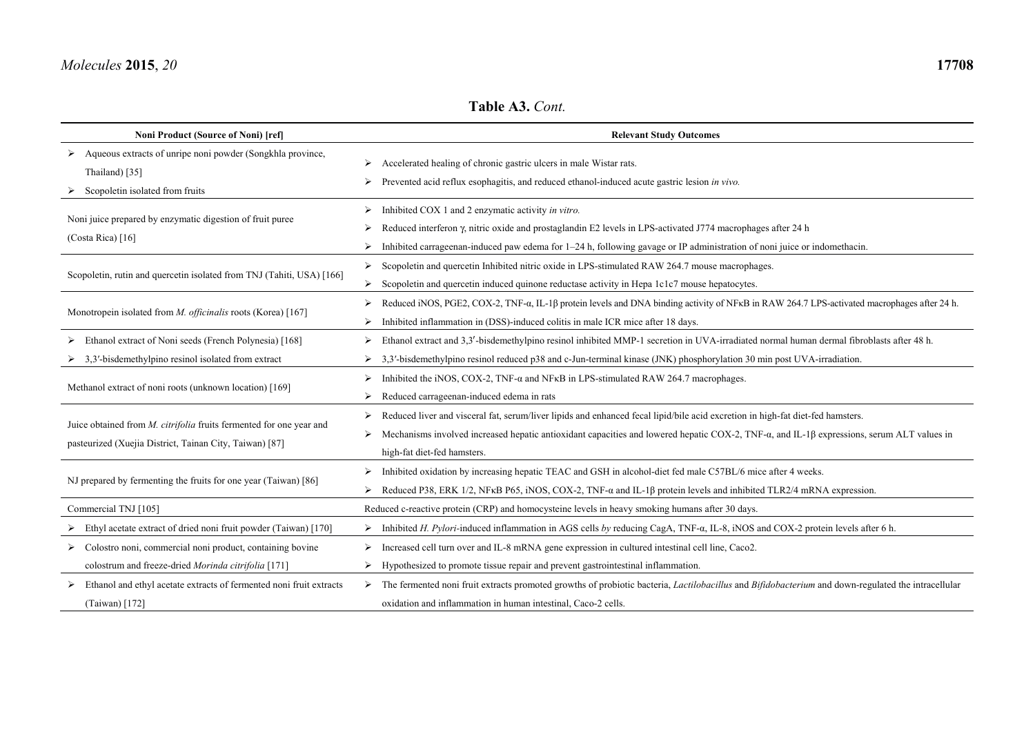**Table A3.** *Cont.*

| Noni Product (Source of Noni) [ref] | Relevant Study Outcomes |
|---|---|
| ➢ Aqueous extracts of unripe noni powder (Songkhla province, Thailand) [35] <br> ➢ Scopoletin isolated from fruits | ➢ Accelerated healing of chronic gastric ulcers in male Wistar rats. <br> ➢ Prevented acid reflux esophagitis, and reduced ethanol-induced acute gastric lesion *in vivo.* |
| Noni juice prepared by enzymatic digestion of fruit puree (Costa Rica) [16] | ➢ Inhibited COX 1 and 2 enzymatic activity *in vitro.* <br> ➢ Reduced interferon γ, nitric oxide and prostaglandin E2 levels in LPS-activated J774 macrophages after 24 h <br> ➢ Inhibited carrageenan-induced paw edema for 1–24 h, following gavage or IP administration of noni juice or indomethacin. |
| Scopoletin, rutin and quercetin isolated from TNJ (Tahiti, USA) [166] | ➢ Scopoletin and quercetin Inhibited nitric oxide in LPS-stimulated RAW 264.7 mouse macrophages. <br> ➢ Scopoletin and quercetin induced quinone reductase activity in Hepa 1c1c7 mouse hepatocytes. |
| Monotropein isolated from *M. officinalis* roots (Korea) [167] | ➢ Reduced iNOS, PGE2, COX-2, TNF-α, IL-1β protein levels and DNA binding activity of NFκB in RAW 264.7 LPS-activated macrophages after 24 h. <br> ➢ Inhibited inflammation in (DSS)-induced colitis in male ICR mice after 18 days. |
| ➢ Ethanol extract of Noni seeds (French Polynesia) [168] <br> ➢ 3,3′-bisdemethylpino resinol isolated from extract | ➢ Ethanol extract and 3,3′-bisdemethylpino resinol inhibited MMP-1 secretion in UVA-irradiated normal human dermal fibroblasts after 48 h. <br> ➢ 3,3′-bisdemethylpino resinol reduced p38 and c-Jun-terminal kinase (JNK) phosphorylation 30 min post UVA-irradiation. |
| Methanol extract of noni roots (unknown location) [169] | ➢ Inhibited the iNOS, COX-2, TNF-α and NFκB in LPS-stimulated RAW 264.7 macrophages. <br> ➢ Reduced carrageenan-induced edema in rats |
| Juice obtained from *M. citrifolia* fruits fermented for one year and pasteurized (Xuejia District, Tainan City, Taiwan) [87] | ➢ Reduced liver and visceral fat, serum/liver lipids and enhanced fecal lipid/bile acid excretion in high-fat diet-fed hamsters. <br> ➢ Mechanisms involved increased hepatic antioxidant capacities and lowered hepatic COX-2, TNF-α, and IL-1β expressions, serum ALT values in high-fat diet-fed hamsters. |
| NJ prepared by fermenting the fruits for one year (Taiwan) [86] | ➢ Inhibited oxidation by increasing hepatic TEAC and GSH in alcohol-diet fed male C57BL/6 mice after 4 weeks. <br> ➢ Reduced P38, ERK 1/2, NFκB P65, iNOS, COX-2, TNF-α and IL-1β protein levels and inhibited TLR2/4 mRNA expression. |
| Commercial TNJ [105] | Reduced c-reactive protein (CRP) and homocysteine levels in heavy smoking humans after 30 days. |
| ➢ Ethyl acetate extract of dried noni fruit powder (Taiwan) [170] | ➢ Inhibited *H. Pylori*-induced inflammation in AGS cells *by* reducing CagA, TNF-α, IL-8, iNOS and COX-2 protein levels after 6 h. |
| ➢ Colostro noni, commercial noni product, containing bovine colostrum and freeze-dried *Morinda citrifolia* [171] | ➢ Increased cell turn over and IL-8 mRNA gene expression in cultured intestinal cell line, Caco2. <br> ➢ Hypothesized to promote tissue repair and prevent gastrointestinal inflammation. |
| ➢ Ethanol and ethyl acetate extracts of fermented noni fruit extracts (Taiwan) [172] | ➢ The fermented noni fruit extracts promoted growths of probiotic bacteria, *Lactilobacillus* and *Bifidobacterium* and down-regulated the intracellular oxidation and inflammation in human intestinal, Caco-2 cells. |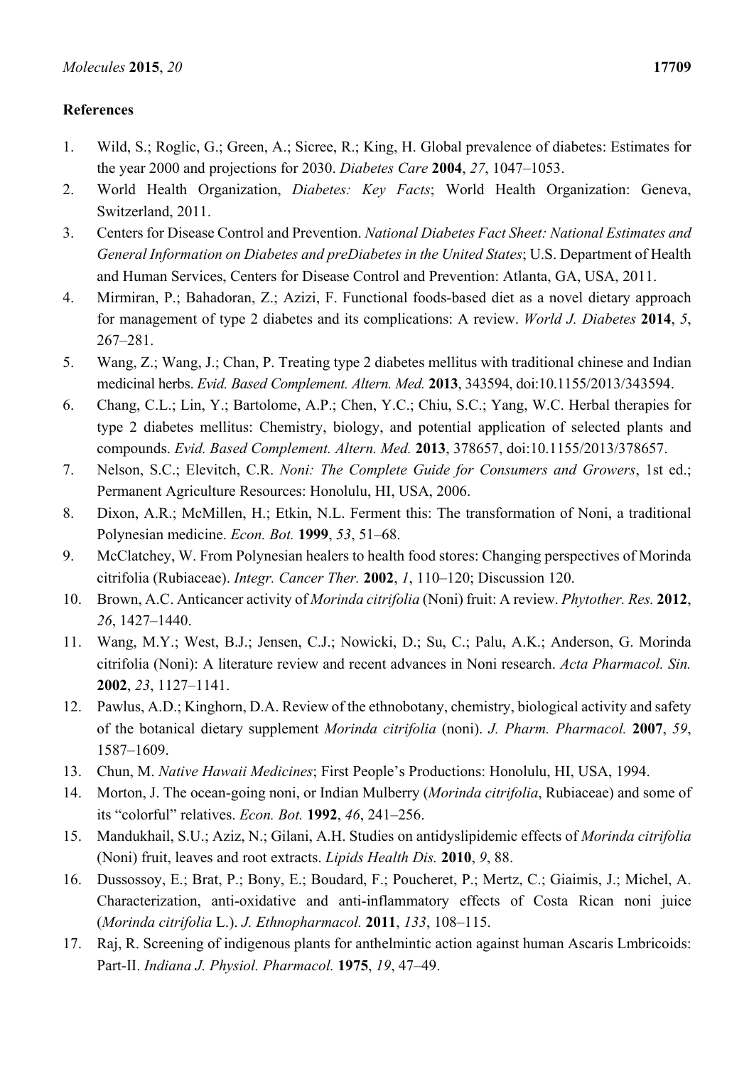**References**

1. Wild, S.; Roglic, G.; Green, A.; Sicree, R.; King, H. Global prevalence of diabetes: Estimates for the year 2000 and projections for 2030. *Diabetes Care* **2004**, *27*, 1047–1053.
2. World Health Organization, *Diabetes: Key Facts*; World Health Organization: Geneva, Switzerland, 2011.
3. Centers for Disease Control and Prevention. *National Diabetes Fact Sheet: National Estimates and General Information on Diabetes and preDiabetes in the United States*; U.S. Department of Health and Human Services, Centers for Disease Control and Prevention: Atlanta, GA, USA, 2011.
4. Mirmiran, P.; Bahadoran, Z.; Azizi, F. Functional foods-based diet as a novel dietary approach for management of type 2 diabetes and its complications: A review. *World J. Diabetes* **2014**, *5*, 267–281.
5. Wang, Z.; Wang, J.; Chan, P. Treating type 2 diabetes mellitus with traditional chinese and Indian medicinal herbs. *Evid. Based Complement. Altern. Med.* **2013**, 343594, doi:10.1155/2013/343594.
6. Chang, C.L.; Lin, Y.; Bartolome, A.P.; Chen, Y.C.; Chiu, S.C.; Yang, W.C. Herbal therapies for type 2 diabetes mellitus: Chemistry, biology, and potential application of selected plants and compounds. *Evid. Based Complement. Altern. Med.* **2013**, 378657, doi:10.1155/2013/378657.
7. Nelson, S.C.; Elevitch, C.R. *Noni: The Complete Guide for Consumers and Growers*, 1st ed.; Permanent Agriculture Resources: Honolulu, HI, USA, 2006.
8. Dixon, A.R.; McMillen, H.; Etkin, N.L. Ferment this: The transformation of Noni, a traditional Polynesian medicine. *Econ. Bot.* **1999**, *53*, 51–68.
9. McClatchey, W. From Polynesian healers to health food stores: Changing perspectives of Morinda citrifolia (Rubiaceae). *Integr. Cancer Ther.* **2002**, *1*, 110–120; Discussion 120.
10. Brown, A.C. Anticancer activity of *Morinda citrifolia* (Noni) fruit: A review. *Phytother. Res.* **2012**, *26*, 1427–1440.
11. Wang, M.Y.; West, B.J.; Jensen, C.J.; Nowicki, D.; Su, C.; Palu, A.K.; Anderson, G. Morinda citrifolia (Noni): A literature review and recent advances in Noni research. *Acta Pharmacol. Sin.* **2002**, *23*, 1127–1141.
12. Pawlus, A.D.; Kinghorn, D.A. Review of the ethnobotany, chemistry, biological activity and safety of the botanical dietary supplement *Morinda citrifolia* (noni). *J. Pharm. Pharmacol.* **2007**, *59*, 1587–1609.
13. Chun, M. *Native Hawaii Medicines*; First People's Productions: Honolulu, HI, USA, 1994.
14. Morton, J. The ocean-going noni, or Indian Mulberry (*Morinda citrifolia*, Rubiaceae) and some of its "colorful" relatives. *Econ. Bot.* **1992**, *46*, 241–256.
15. Mandukhail, S.U.; Aziz, N.; Gilani, A.H. Studies on antidyslipidemic effects of *Morinda citrifolia* (Noni) fruit, leaves and root extracts. *Lipids Health Dis.* **2010**, *9*, 88.
16. Dussossoy, E.; Brat, P.; Bony, E.; Boudard, F.; Poucheret, P.; Mertz, C.; Giaimis, J.; Michel, A. Characterization, anti-oxidative and anti-inflammatory effects of Costa Rican noni juice (*Morinda citrifolia* L.). *J. Ethnopharmacol.* **2011**, *133*, 108–115.
17. Raj, R. Screening of indigenous plants for anthelmintic action against human Ascaris Lmbricoids: Part-II. *Indiana J. Physiol. Pharmacol.* **1975**, *19*, 47–49.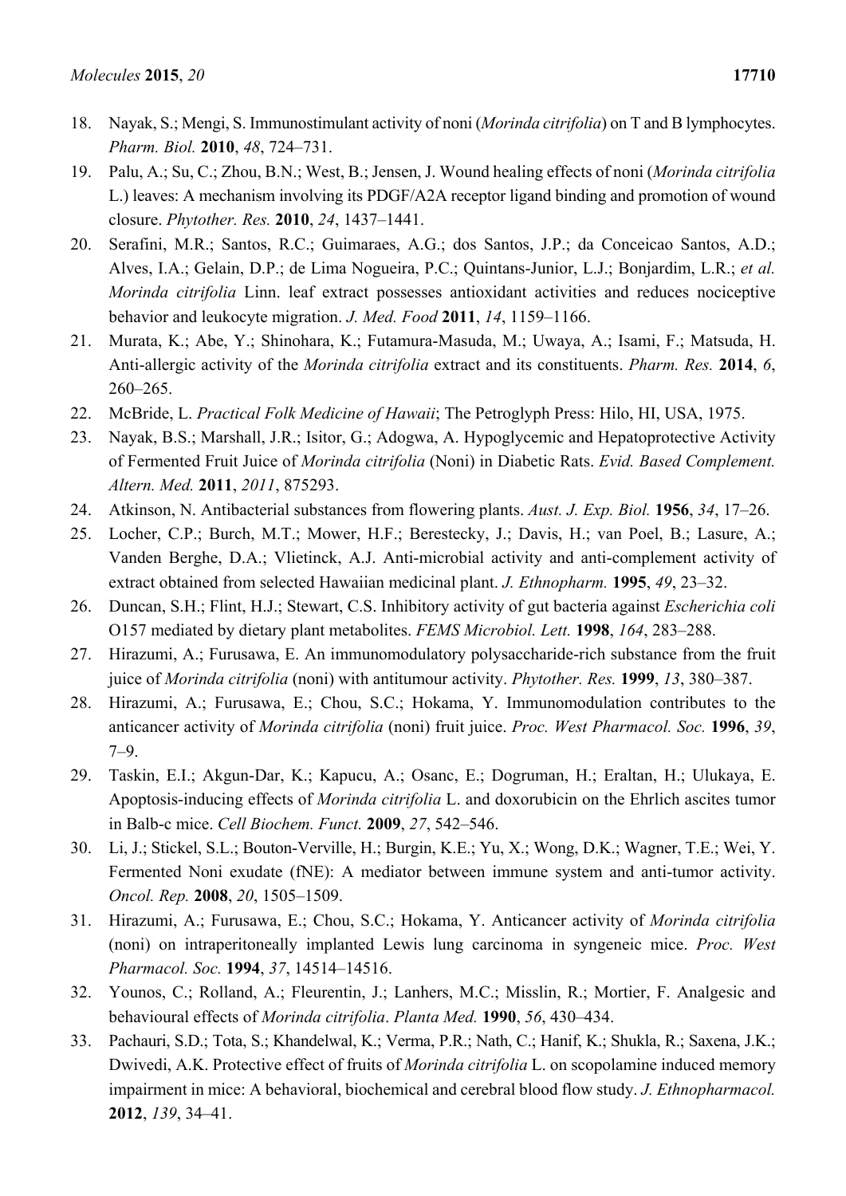18. Nayak, S.; Mengi, S. Immunostimulant activity of noni (*Morinda citrifolia*) on T and B lymphocytes. *Pharm. Biol.* **2010**, *48*, 724–731.
19. Palu, A.; Su, C.; Zhou, B.N.; West, B.; Jensen, J. Wound healing effects of noni (*Morinda citrifolia* L.) leaves: A mechanism involving its PDGF/A2A receptor ligand binding and promotion of wound closure. *Phytother. Res.* **2010**, *24*, 1437–1441.
20. Serafini, M.R.; Santos, R.C.; Guimaraes, A.G.; dos Santos, J.P.; da Conceicao Santos, A.D.; Alves, I.A.; Gelain, D.P.; de Lima Nogueira, P.C.; Quintans-Junior, L.J.; Bonjardim, L.R.; *et al.* *Morinda citrifolia* Linn. leaf extract possesses antioxidant activities and reduces nociceptive behavior and leukocyte migration. *J. Med. Food* **2011**, *14*, 1159–1166.
21. Murata, K.; Abe, Y.; Shinohara, K.; Futamura-Masuda, M.; Uwaya, A.; Isami, F.; Matsuda, H. Anti-allergic activity of the *Morinda citrifolia* extract and its constituents. *Pharm. Res.* **2014**, *6*, 260–265.
22. McBride, L. *Practical Folk Medicine of Hawaii*; The Petroglyph Press: Hilo, HI, USA, 1975.
23. Nayak, B.S.; Marshall, J.R.; Isitor, G.; Adogwa, A. Hypoglycemic and Hepatoprotective Activity of Fermented Fruit Juice of *Morinda citrifolia* (Noni) in Diabetic Rats. *Evid. Based Complement. Altern. Med.* **2011**, *2011*, 875293.
24. Atkinson, N. Antibacterial substances from flowering plants. *Aust. J. Exp. Biol.* **1956**, *34*, 17–26.
25. Locher, C.P.; Burch, M.T.; Mower, H.F.; Berestecky, J.; Davis, H.; van Poel, B.; Lasure, A.; Vanden Berghe, D.A.; Vlietinck, A.J. Anti-microbial activity and anti-complement activity of extract obtained from selected Hawaiian medicinal plant. *J. Ethnopharm.* **1995**, *49*, 23–32.
26. Duncan, S.H.; Flint, H.J.; Stewart, C.S. Inhibitory activity of gut bacteria against *Escherichia coli* O157 mediated by dietary plant metabolites. *FEMS Microbiol. Lett.* **1998**, *164*, 283–288.
27. Hirazumi, A.; Furusawa, E. An immunomodulatory polysaccharide-rich substance from the fruit juice of *Morinda citrifolia* (noni) with antitumour activity. *Phytother. Res.* **1999**, *13*, 380–387.
28. Hirazumi, A.; Furusawa, E.; Chou, S.C.; Hokama, Y. Immunomodulation contributes to the anticancer activity of *Morinda citrifolia* (noni) fruit juice. *Proc. West Pharmacol. Soc.* **1996**, *39*, 7–9.
29. Taskin, E.I.; Akgun-Dar, K.; Kapucu, A.; Osanc, E.; Dogruman, H.; Eraltan, H.; Ulukaya, E. Apoptosis-inducing effects of *Morinda citrifolia* L. and doxorubicin on the Ehrlich ascites tumor in Balb-c mice. *Cell Biochem. Funct.* **2009**, *27*, 542–546.
30. Li, J.; Stickel, S.L.; Bouton-Verville, H.; Burgin, K.E.; Yu, X.; Wong, D.K.; Wagner, T.E.; Wei, Y. Fermented Noni exudate (fNE): A mediator between immune system and anti-tumor activity. *Oncol. Rep.* **2008**, *20*, 1505–1509.
31. Hirazumi, A.; Furusawa, E.; Chou, S.C.; Hokama, Y. Anticancer activity of *Morinda citrifolia* (noni) on intraperitoneally implanted Lewis lung carcinoma in syngeneic mice. *Proc. West Pharmacol. Soc.* **1994**, *37*, 14514–14516.
32. Younos, C.; Rolland, A.; Fleurentin, J.; Lanhers, M.C.; Misslin, R.; Mortier, F. Analgesic and behavioural effects of *Morinda citrifolia*. *Planta Med.* **1990**, *56*, 430–434.
33. Pachauri, S.D.; Tota, S.; Khandelwal, K.; Verma, P.R.; Nath, C.; Hanif, K.; Shukla, R.; Saxena, J.K.; Dwivedi, A.K. Protective effect of fruits of *Morinda citrifolia* L. on scopolamine induced memory impairment in mice: A behavioral, biochemical and cerebral blood flow study. *J. Ethnopharmacol.* **2012**, *139*, 34–41.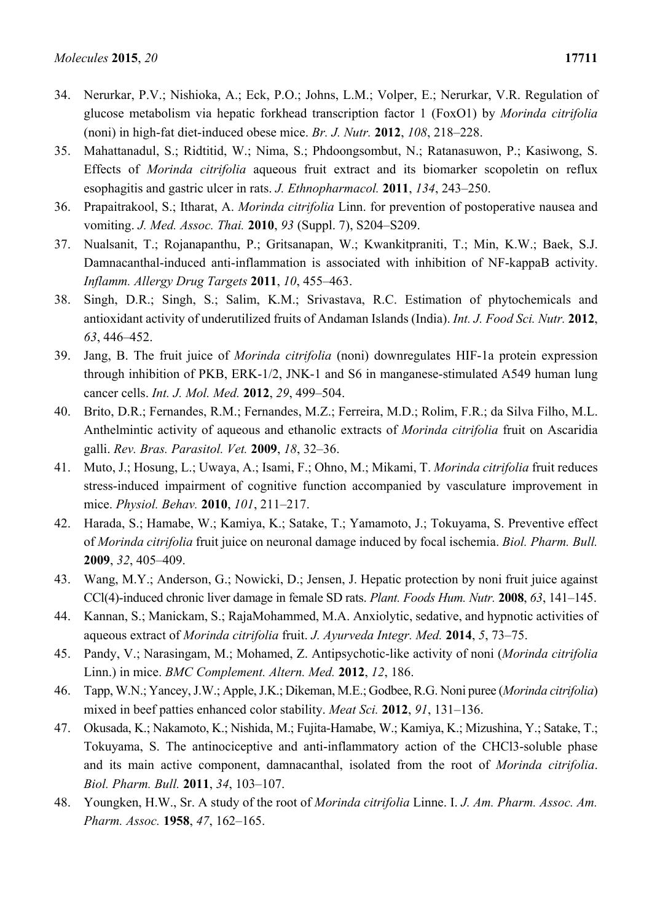34. Nerurkar, P.V.; Nishioka, A.; Eck, P.O.; Johns, L.M.; Volper, E.; Nerurkar, V.R. Regulation of glucose metabolism via hepatic forkhead transcription factor 1 (FoxO1) by *Morinda citrifolia* (noni) in high-fat diet-induced obese mice. *Br. J. Nutr.* **2012**, *108*, 218–228.
35. Mahattanadul, S.; Ridtitid, W.; Nima, S.; Phdoongsombut, N.; Ratanasuwon, P.; Kasiwong, S. Effects of *Morinda citrifolia* aqueous fruit extract and its biomarker scopoletin on reflux esophagitis and gastric ulcer in rats. *J. Ethnopharmacol.* **2011**, *134*, 243–250.
36. Prapaitrakool, S.; Itharat, A. *Morinda citrifolia* Linn. for prevention of postoperative nausea and vomiting. *J. Med. Assoc. Thai.* **2010**, *93* (Suppl. 7), S204–S209.
37. Nualsanit, T.; Rojanapanthu, P.; Gritsanapan, W.; Kwankitpraniti, T.; Min, K.W.; Baek, S.J. Damnacanthal-induced anti-inflammation is associated with inhibition of NF-kappaB activity. *Inflamm. Allergy Drug Targets* **2011**, *10*, 455–463.
38. Singh, D.R.; Singh, S.; Salim, K.M.; Srivastava, R.C. Estimation of phytochemicals and antioxidant activity of underutilized fruits of Andaman Islands (India). *Int. J. Food Sci. Nutr.* **2012**, *63*, 446–452.
39. Jang, B. The fruit juice of *Morinda citrifolia* (noni) downregulates HIF-1a protein expression through inhibition of PKB, ERK-1/2, JNK-1 and S6 in manganese-stimulated A549 human lung cancer cells. *Int. J. Mol. Med.* **2012**, *29*, 499–504.
40. Brito, D.R.; Fernandes, R.M.; Fernandes, M.Z.; Ferreira, M.D.; Rolim, F.R.; da Silva Filho, M.L. Anthelmintic activity of aqueous and ethanolic extracts of *Morinda citrifolia* fruit on Ascaridia galli. *Rev. Bras. Parasitol. Vet.* **2009**, *18*, 32–36.
41. Muto, J.; Hosung, L.; Uwaya, A.; Isami, F.; Ohno, M.; Mikami, T. *Morinda citrifolia* fruit reduces stress-induced impairment of cognitive function accompanied by vasculature improvement in mice. *Physiol. Behav.* **2010**, *101*, 211–217.
42. Harada, S.; Hamabe, W.; Kamiya, K.; Satake, T.; Yamamoto, J.; Tokuyama, S. Preventive effect of *Morinda citrifolia* fruit juice on neuronal damage induced by focal ischemia. *Biol. Pharm. Bull.* **2009**, *32*, 405–409.
43. Wang, M.Y.; Anderson, G.; Nowicki, D.; Jensen, J. Hepatic protection by noni fruit juice against CCl(4)-induced chronic liver damage in female SD rats. *Plant. Foods Hum. Nutr.* **2008**, *63*, 141–145.
44. Kannan, S.; Manickam, S.; RajaMohammed, M.A. Anxiolytic, sedative, and hypnotic activities of aqueous extract of *Morinda citrifolia* fruit. *J. Ayurveda Integr. Med.* **2014**, *5*, 73–75.
45. Pandy, V.; Narasingam, M.; Mohamed, Z. Antipsychotic-like activity of noni (*Morinda citrifolia* Linn.) in mice. *BMC Complement. Altern. Med.* **2012**, *12*, 186.
46. Tapp, W.N.; Yancey, J.W.; Apple, J.K.; Dikeman, M.E.; Godbee, R.G. Noni puree (*Morinda citrifolia*) mixed in beef patties enhanced color stability. *Meat Sci.* **2012**, *91*, 131–136.
47. Okusada, K.; Nakamoto, K.; Nishida, M.; Fujita-Hamabe, W.; Kamiya, K.; Mizushina, Y.; Satake, T.; Tokuyama, S. The antinociceptive and anti-inflammatory action of the CHCl3-soluble phase and its main active component, damnacanthal, isolated from the root of *Morinda citrifolia*. *Biol. Pharm. Bull.* **2011**, *34*, 103–107.
48. Youngken, H.W., Sr. A study of the root of *Morinda citrifolia* Linne. I. *J. Am. Pharm. Assoc. Am. Pharm. Assoc.* **1958**, *47*, 162–165.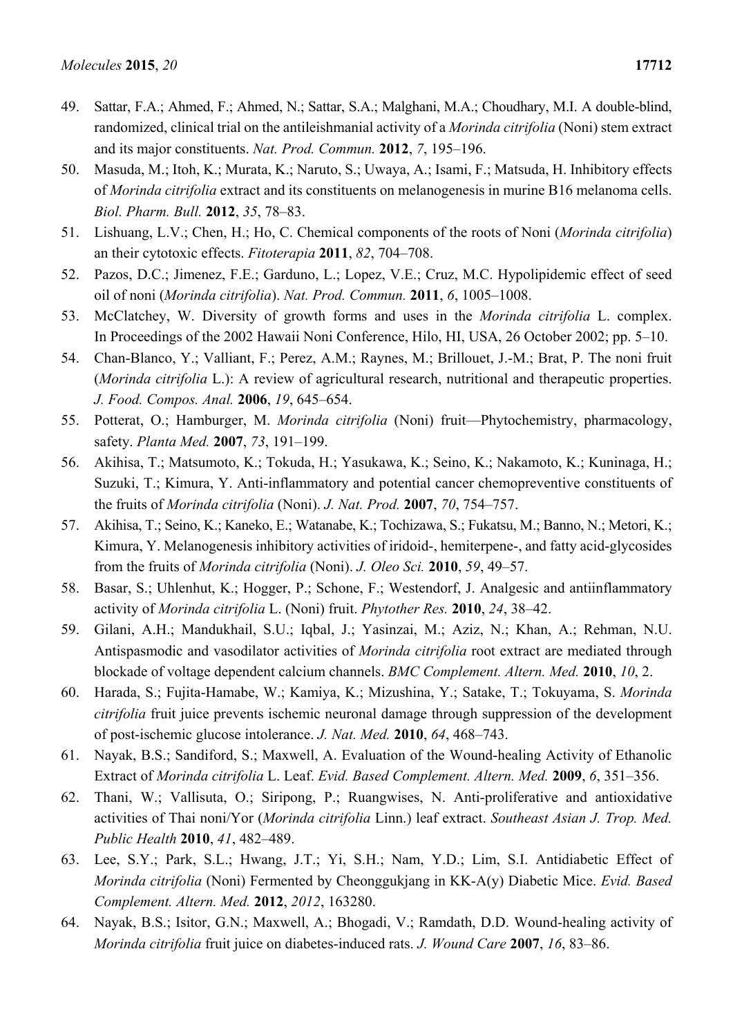49. Sattar, F.A.; Ahmed, F.; Ahmed, N.; Sattar, S.A.; Malghani, M.A.; Choudhary, M.I. A double-blind, randomized, clinical trial on the antileishmanial activity of a *Morinda citrifolia* (Noni) stem extract and its major constituents. *Nat. Prod. Commun.* **2012**, *7*, 195–196.
50. Masuda, M.; Itoh, K.; Murata, K.; Naruto, S.; Uwaya, A.; Isami, F.; Matsuda, H. Inhibitory effects of *Morinda citrifolia* extract and its constituents on melanogenesis in murine B16 melanoma cells. *Biol. Pharm. Bull.* **2012**, *35*, 78–83.
51. Lishuang, L.V.; Chen, H.; Ho, C. Chemical components of the roots of Noni (*Morinda citrifolia*) an their cytotoxic effects. *Fitoterapia* **2011**, *82*, 704–708.
52. Pazos, D.C.; Jimenez, F.E.; Garduno, L.; Lopez, V.E.; Cruz, M.C. Hypolipidemic effect of seed oil of noni (*Morinda citrifolia*). *Nat. Prod. Commun.* **2011**, *6*, 1005–1008.
53. McClatchey, W. Diversity of growth forms and uses in the *Morinda citrifolia* L. complex. In Proceedings of the 2002 Hawaii Noni Conference, Hilo, HI, USA, 26 October 2002; pp. 5–10.
54. Chan-Blanco, Y.; Valliant, F.; Perez, A.M.; Raynes, M.; Brillouet, J.-M.; Brat, P. The noni fruit (*Morinda citrifolia* L.): A review of agricultural research, nutritional and therapeutic properties. *J. Food. Compos. Anal.* **2006**, *19*, 645–654.
55. Potterat, O.; Hamburger, M. *Morinda citrifolia* (Noni) fruit—Phytochemistry, pharmacology, safety. *Planta Med.* **2007**, *73*, 191–199.
56. Akihisa, T.; Matsumoto, K.; Tokuda, H.; Yasukawa, K.; Seino, K.; Nakamoto, K.; Kuninaga, H.; Suzuki, T.; Kimura, Y. Anti-inflammatory and potential cancer chemopreventive constituents of the fruits of *Morinda citrifolia* (Noni). *J. Nat. Prod.* **2007**, *70*, 754–757.
57. Akihisa, T.; Seino, K.; Kaneko, E.; Watanabe, K.; Tochizawa, S.; Fukatsu, M.; Banno, N.; Metori, K.; Kimura, Y. Melanogenesis inhibitory activities of iridoid-, hemiterpene-, and fatty acid-glycosides from the fruits of *Morinda citrifolia* (Noni). *J. Oleo Sci.* **2010**, *59*, 49–57.
58. Basar, S.; Uhlenhut, K.; Hogger, P.; Schone, F.; Westendorf, J. Analgesic and antiinflammatory activity of *Morinda citrifolia* L. (Noni) fruit. *Phytother Res.* **2010**, *24*, 38–42.
59. Gilani, A.H.; Mandukhail, S.U.; Iqbal, J.; Yasinzai, M.; Aziz, N.; Khan, A.; Rehman, N.U. Antispasmodic and vasodilator activities of *Morinda citrifolia* root extract are mediated through blockade of voltage dependent calcium channels. *BMC Complement. Altern. Med.* **2010**, *10*, 2.
60. Harada, S.; Fujita-Hamabe, W.; Kamiya, K.; Mizushina, Y.; Satake, T.; Tokuyama, S. *Morinda citrifolia* fruit juice prevents ischemic neuronal damage through suppression of the development of post-ischemic glucose intolerance. *J. Nat. Med.* **2010**, *64*, 468–743.
61. Nayak, B.S.; Sandiford, S.; Maxwell, A. Evaluation of the Wound-healing Activity of Ethanolic Extract of *Morinda citrifolia* L. Leaf. *Evid. Based Complement. Altern. Med.* **2009**, *6*, 351–356.
62. Thani, W.; Vallisuta, O.; Siripong, P.; Ruangwises, N. Anti-proliferative and antioxidative activities of Thai noni/Yor (*Morinda citrifolia* Linn.) leaf extract. *Southeast Asian J. Trop. Med. Public Health* **2010**, *41*, 482–489.
63. Lee, S.Y.; Park, S.L.; Hwang, J.T.; Yi, S.H.; Nam, Y.D.; Lim, S.I. Antidiabetic Effect of *Morinda citrifolia* (Noni) Fermented by Cheonggukjang in KK-A(y) Diabetic Mice. *Evid. Based Complement. Altern. Med.* **2012**, *2012*, 163280.
64. Nayak, B.S.; Isitor, G.N.; Maxwell, A.; Bhogadi, V.; Ramdath, D.D. Wound-healing activity of *Morinda citrifolia* fruit juice on diabetes-induced rats. *J. Wound Care* **2007**, *16*, 83–86.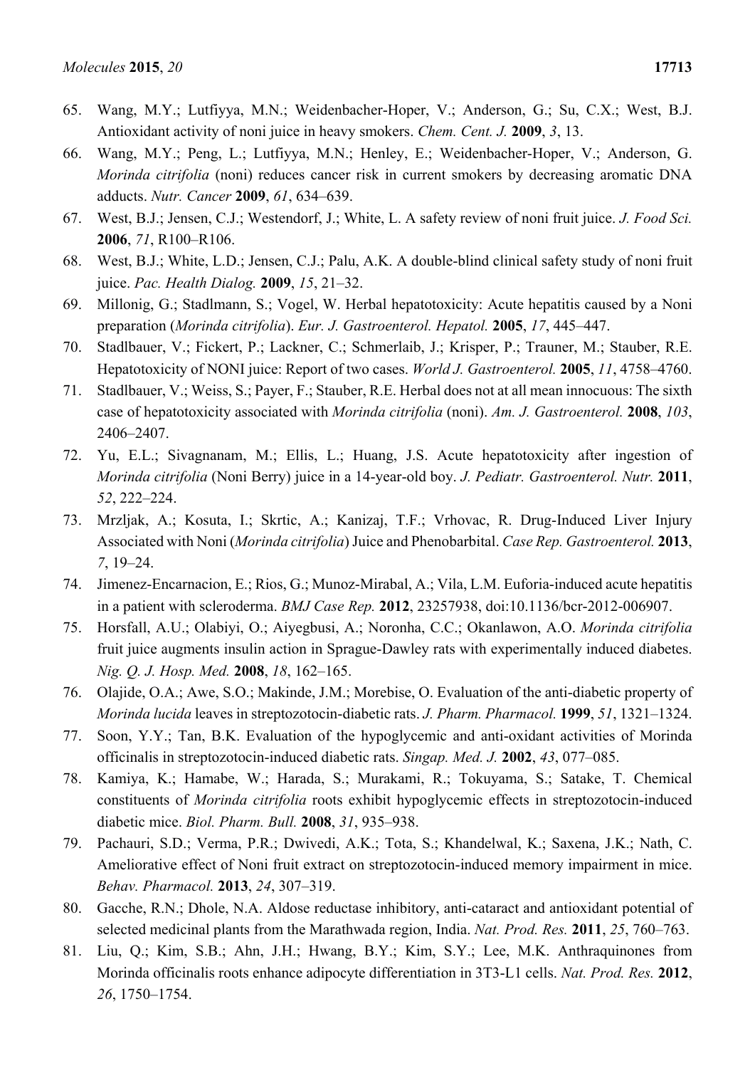65. Wang, M.Y.; Lutfiyya, M.N.; Weidenbacher-Hoper, V.; Anderson, G.; Su, C.X.; West, B.J. Antioxidant activity of noni juice in heavy smokers. *Chem. Cent. J.* **2009**, *3*, 13.
66. Wang, M.Y.; Peng, L.; Lutfiyya, M.N.; Henley, E.; Weidenbacher-Hoper, V.; Anderson, G. *Morinda citrifolia* (noni) reduces cancer risk in current smokers by decreasing aromatic DNA adducts. *Nutr. Cancer* **2009**, *61*, 634–639.
67. West, B.J.; Jensen, C.J.; Westendorf, J.; White, L. A safety review of noni fruit juice. *J. Food Sci.* **2006**, *71*, R100–R106.
68. West, B.J.; White, L.D.; Jensen, C.J.; Palu, A.K. A double-blind clinical safety study of noni fruit juice. *Pac. Health Dialog.* **2009**, *15*, 21–32.
69. Millonig, G.; Stadlmann, S.; Vogel, W. Herbal hepatotoxicity: Acute hepatitis caused by a Noni preparation (*Morinda citrifolia*). *Eur. J. Gastroenterol. Hepatol.* **2005**, *17*, 445–447.
70. Stadlbauer, V.; Fickert, P.; Lackner, C.; Schmerlaib, J.; Krisper, P.; Trauner, M.; Stauber, R.E. Hepatotoxicity of NONI juice: Report of two cases. *World J. Gastroenterol.* **2005**, *11*, 4758–4760.
71. Stadlbauer, V.; Weiss, S.; Payer, F.; Stauber, R.E. Herbal does not at all mean innocuous: The sixth case of hepatotoxicity associated with *Morinda citrifolia* (noni). *Am. J. Gastroenterol.* **2008**, *103*, 2406–2407.
72. Yu, E.L.; Sivagnanam, M.; Ellis, L.; Huang, J.S. Acute hepatotoxicity after ingestion of *Morinda citrifolia* (Noni Berry) juice in a 14-year-old boy. *J. Pediatr. Gastroenterol. Nutr.* **2011**, *52*, 222–224.
73. Mrzljak, A.; Kosuta, I.; Skrtic, A.; Kanizaj, T.F.; Vrhovac, R. Drug-Induced Liver Injury Associated with Noni (*Morinda citrifolia*) Juice and Phenobarbital. *Case Rep. Gastroenterol.* **2013**, *7*, 19–24.
74. Jimenez-Encarnacion, E.; Rios, G.; Munoz-Mirabal, A.; Vila, L.M. Euforia-induced acute hepatitis in a patient with scleroderma. *BMJ Case Rep.* **2012**, 23257938, doi:10.1136/bcr-2012-006907.
75. Horsfall, A.U.; Olabiyi, O.; Aiyegbusi, A.; Noronha, C.C.; Okanlawon, A.O. *Morinda citrifolia* fruit juice augments insulin action in Sprague-Dawley rats with experimentally induced diabetes. *Nig. Q. J. Hosp. Med.* **2008**, *18*, 162–165.
76. Olajide, O.A.; Awe, S.O.; Makinde, J.M.; Morebise, O. Evaluation of the anti-diabetic property of *Morinda lucida* leaves in streptozotocin-diabetic rats. *J. Pharm. Pharmacol.* **1999**, *51*, 1321–1324.
77. Soon, Y.Y.; Tan, B.K. Evaluation of the hypoglycemic and anti-oxidant activities of Morinda officinalis in streptozotocin-induced diabetic rats. *Singap. Med. J.* **2002**, *43*, 077–085.
78. Kamiya, K.; Hamabe, W.; Harada, S.; Murakami, R.; Tokuyama, S.; Satake, T. Chemical constituents of *Morinda citrifolia* roots exhibit hypoglycemic effects in streptozotocin-induced diabetic mice. *Biol. Pharm. Bull.* **2008**, *31*, 935–938.
79. Pachauri, S.D.; Verma, P.R.; Dwivedi, A.K.; Tota, S.; Khandelwal, K.; Saxena, J.K.; Nath, C. Ameliorative effect of Noni fruit extract on streptozotocin-induced memory impairment in mice. *Behav. Pharmacol.* **2013**, *24*, 307–319.
80. Gacche, R.N.; Dhole, N.A. Aldose reductase inhibitory, anti-cataract and antioxidant potential of selected medicinal plants from the Marathwada region, India. *Nat. Prod. Res.* **2011**, *25*, 760–763.
81. Liu, Q.; Kim, S.B.; Ahn, J.H.; Hwang, B.Y.; Kim, S.Y.; Lee, M.K. Anthraquinones from Morinda officinalis roots enhance adipocyte differentiation in 3T3-L1 cells. *Nat. Prod. Res.* **2012**, *26*, 1750–1754.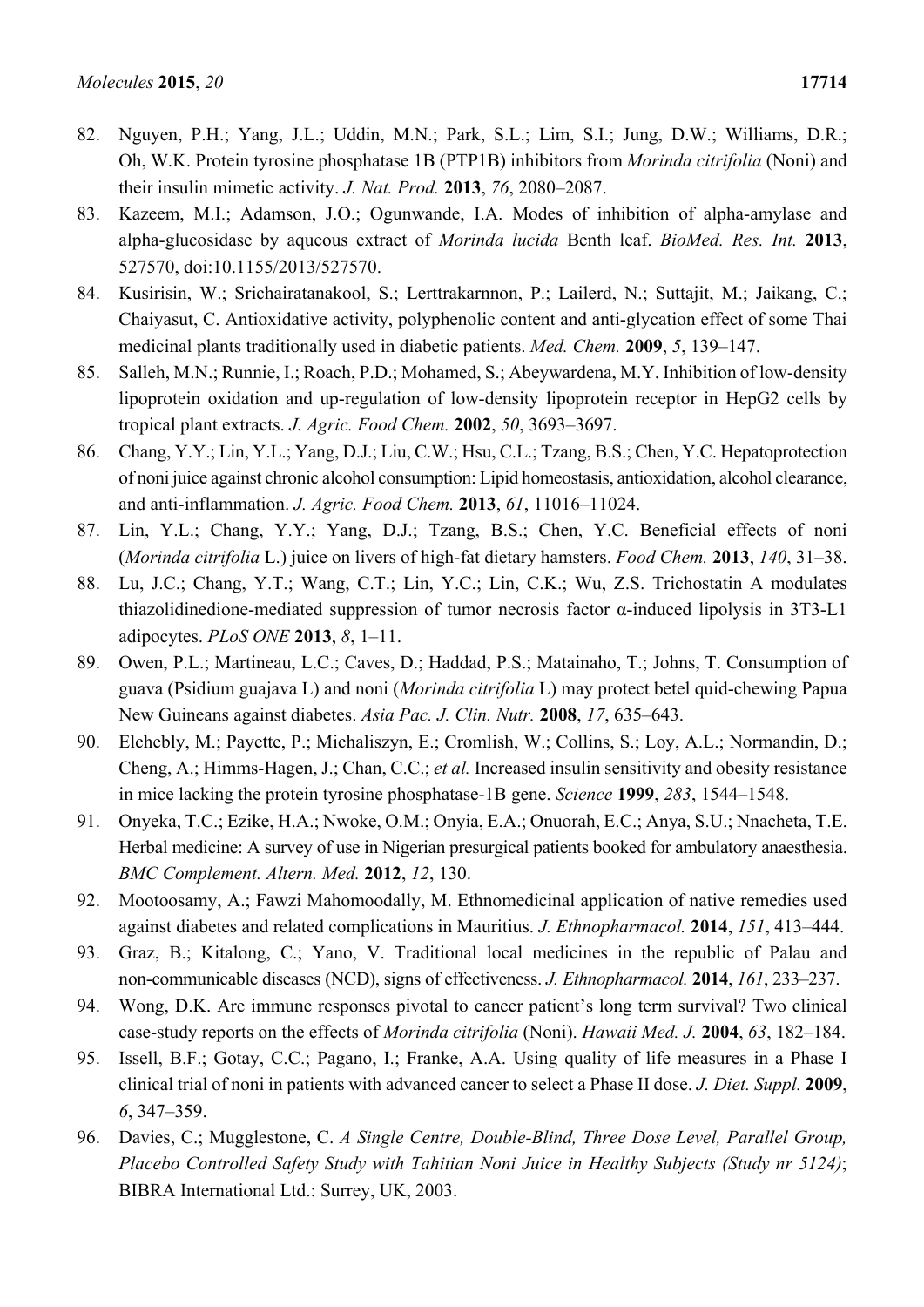82. Nguyen, P.H.; Yang, J.L.; Uddin, M.N.; Park, S.L.; Lim, S.I.; Jung, D.W.; Williams, D.R.; Oh, W.K. Protein tyrosine phosphatase 1B (PTP1B) inhibitors from *Morinda citrifolia* (Noni) and their insulin mimetic activity. *J. Nat. Prod.* **2013**, *76*, 2080–2087.
83. Kazeem, M.I.; Adamson, J.O.; Ogunwande, I.A. Modes of inhibition of alpha-amylase and alpha-glucosidase by aqueous extract of *Morinda lucida* Benth leaf. *BioMed. Res. Int.* **2013**, 527570, doi:10.1155/2013/527570.
84. Kusirisin, W.; Srichairatanakool, S.; Lerttrakarnnon, P.; Lailerd, N.; Suttajit, M.; Jaikang, C.; Chaiyasut, C. Antioxidative activity, polyphenolic content and anti-glycation effect of some Thai medicinal plants traditionally used in diabetic patients. *Med. Chem.* **2009**, *5*, 139–147.
85. Salleh, M.N.; Runnie, I.; Roach, P.D.; Mohamed, S.; Abeywardena, M.Y. Inhibition of low-density lipoprotein oxidation and up-regulation of low-density lipoprotein receptor in HepG2 cells by tropical plant extracts. *J. Agric. Food Chem.* **2002**, *50*, 3693–3697.
86. Chang, Y.Y.; Lin, Y.L.; Yang, D.J.; Liu, C.W.; Hsu, C.L.; Tzang, B.S.; Chen, Y.C. Hepatoprotection of noni juice against chronic alcohol consumption: Lipid homeostasis, antioxidation, alcohol clearance, and anti-inflammation. *J. Agric. Food Chem.* **2013**, *61*, 11016–11024.
87. Lin, Y.L.; Chang, Y.Y.; Yang, D.J.; Tzang, B.S.; Chen, Y.C. Beneficial effects of noni (*Morinda citrifolia* L.) juice on livers of high-fat dietary hamsters. *Food Chem.* **2013**, *140*, 31–38.
88. Lu, J.C.; Chang, Y.T.; Wang, C.T.; Lin, Y.C.; Lin, C.K.; Wu, Z.S. Trichostatin A modulates thiazolidinedione-mediated suppression of tumor necrosis factor α-induced lipolysis in 3T3-L1 adipocytes. *PLoS ONE* **2013**, *8*, 1–11.
89. Owen, P.L.; Martineau, L.C.; Caves, D.; Haddad, P.S.; Matainaho, T.; Johns, T. Consumption of guava (Psidium guajava L) and noni (*Morinda citrifolia* L) may protect betel quid-chewing Papua New Guineans against diabetes. *Asia Pac. J. Clin. Nutr.* **2008**, *17*, 635–643.
90. Elchebly, M.; Payette, P.; Michaliszyn, E.; Cromlish, W.; Collins, S.; Loy, A.L.; Normandin, D.; Cheng, A.; Himms-Hagen, J.; Chan, C.C.; *et al.* Increased insulin sensitivity and obesity resistance in mice lacking the protein tyrosine phosphatase-1B gene. *Science* **1999**, *283*, 1544–1548.
91. Onyeka, T.C.; Ezike, H.A.; Nwoke, O.M.; Onyia, E.A.; Onuorah, E.C.; Anya, S.U.; Nnacheta, T.E. Herbal medicine: A survey of use in Nigerian presurgical patients booked for ambulatory anaesthesia. *BMC Complement. Altern. Med.* **2012**, *12*, 130.
92. Mootoosamy, A.; Fawzi Mahomoodally, M. Ethnomedicinal application of native remedies used against diabetes and related complications in Mauritius. *J. Ethnopharmacol.* **2014**, *151*, 413–444.
93. Graz, B.; Kitalong, C.; Yano, V. Traditional local medicines in the republic of Palau and non-communicable diseases (NCD), signs of effectiveness. *J. Ethnopharmacol.* **2014**, *161*, 233–237.
94. Wong, D.K. Are immune responses pivotal to cancer patient's long term survival? Two clinical case-study reports on the effects of *Morinda citrifolia* (Noni). *Hawaii Med. J.* **2004**, *63*, 182–184.
95. Issell, B.F.; Gotay, C.C.; Pagano, I.; Franke, A.A. Using quality of life measures in a Phase I clinical trial of noni in patients with advanced cancer to select a Phase II dose. *J. Diet. Suppl.* **2009**, *6*, 347–359.
96. Davies, C.; Mugglestone, C. *A Single Centre, Double-Blind, Three Dose Level, Parallel Group, Placebo Controlled Safety Study with Tahitian Noni Juice in Healthy Subjects (Study nr 5124)*; BIBRA International Ltd.: Surrey, UK, 2003.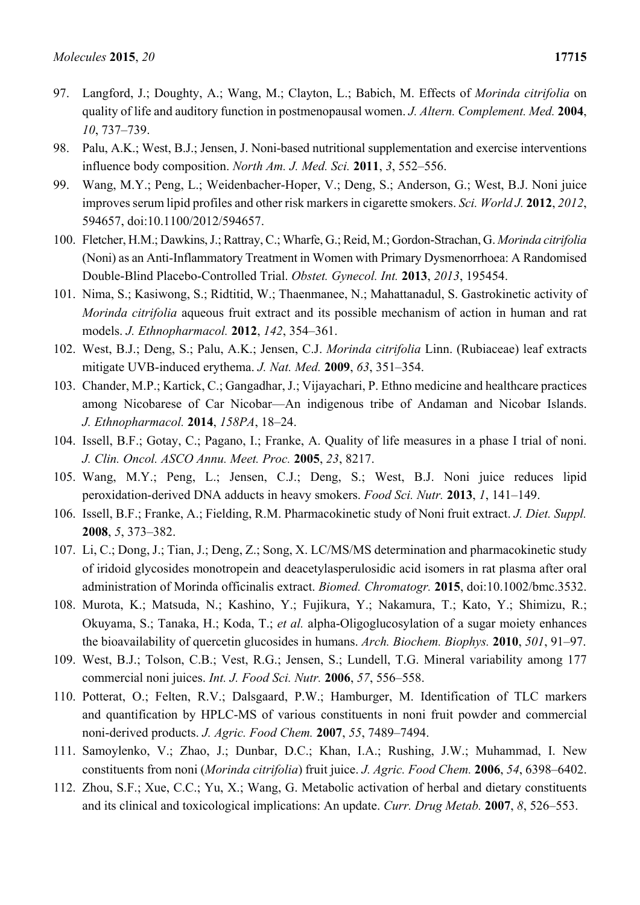97. Langford, J.; Doughty, A.; Wang, M.; Clayton, L.; Babich, M. Effects of *Morinda citrifolia* on quality of life and auditory function in postmenopausal women. *J. Altern. Complement. Med.* **2004**, *10*, 737–739.
98. Palu, A.K.; West, B.J.; Jensen, J. Noni-based nutritional supplementation and exercise interventions influence body composition. *North Am. J. Med. Sci.* **2011**, *3*, 552–556.
99. Wang, M.Y.; Peng, L.; Weidenbacher-Hoper, V.; Deng, S.; Anderson, G.; West, B.J. Noni juice improves serum lipid profiles and other risk markers in cigarette smokers. *Sci. World J.* **2012**, *2012*, 594657, doi:10.1100/2012/594657.
100. Fletcher, H.M.; Dawkins, J.; Rattray, C.; Wharfe, G.; Reid, M.; Gordon-Strachan, G. *Morinda citrifolia* (Noni) as an Anti-Inflammatory Treatment in Women with Primary Dysmenorrhoea: A Randomised Double-Blind Placebo-Controlled Trial. *Obstet. Gynecol. Int.* **2013**, *2013*, 195454.
101. Nima, S.; Kasiwong, S.; Ridtitid, W.; Thaenmanee, N.; Mahattanadul, S. Gastrokinetic activity of *Morinda citrifolia* aqueous fruit extract and its possible mechanism of action in human and rat models. *J. Ethnopharmacol.* **2012**, *142*, 354–361.
102. West, B.J.; Deng, S.; Palu, A.K.; Jensen, C.J. *Morinda citrifolia* Linn. (Rubiaceae) leaf extracts mitigate UVB-induced erythema. *J. Nat. Med.* **2009**, *63*, 351–354.
103. Chander, M.P.; Kartick, C.; Gangadhar, J.; Vijayachari, P. Ethno medicine and healthcare practices among Nicobarese of Car Nicobar—An indigenous tribe of Andaman and Nicobar Islands. *J. Ethnopharmacol.* **2014**, *158PA*, 18–24.
104. Issell, B.F.; Gotay, C.; Pagano, I.; Franke, A. Quality of life measures in a phase I trial of noni. *J. Clin. Oncol. ASCO Annu. Meet. Proc.* **2005**, *23*, 8217.
105. Wang, M.Y.; Peng, L.; Jensen, C.J.; Deng, S.; West, B.J. Noni juice reduces lipid peroxidation-derived DNA adducts in heavy smokers. *Food Sci. Nutr.* **2013**, *1*, 141–149.
106. Issell, B.F.; Franke, A.; Fielding, R.M. Pharmacokinetic study of Noni fruit extract. *J. Diet. Suppl.* **2008**, *5*, 373–382.
107. Li, C.; Dong, J.; Tian, J.; Deng, Z.; Song, X. LC/MS/MS determination and pharmacokinetic study of iridoid glycosides monotropein and deacetylasperulosidic acid isomers in rat plasma after oral administration of Morinda officinalis extract. *Biomed. Chromatogr.* **2015**, doi:10.1002/bmc.3532.
108. Murota, K.; Matsuda, N.; Kashino, Y.; Fujikura, Y.; Nakamura, T.; Kato, Y.; Shimizu, R.; Okuyama, S.; Tanaka, H.; Koda, T.; *et al.* alpha-Oligoglucosylation of a sugar moiety enhances the bioavailability of quercetin glucosides in humans. *Arch. Biochem. Biophys.* **2010**, *501*, 91–97.
109. West, B.J.; Tolson, C.B.; Vest, R.G.; Jensen, S.; Lundell, T.G. Mineral variability among 177 commercial noni juices. *Int. J. Food Sci. Nutr.* **2006**, *57*, 556–558.
110. Potterat, O.; Felten, R.V.; Dalsgaard, P.W.; Hamburger, M. Identification of TLC markers and quantification by HPLC-MS of various constituents in noni fruit powder and commercial noni-derived products. *J. Agric. Food Chem.* **2007**, *55*, 7489–7494.
111. Samoylenko, V.; Zhao, J.; Dunbar, D.C.; Khan, I.A.; Rushing, J.W.; Muhammad, I. New constituents from noni (*Morinda citrifolia*) fruit juice. *J. Agric. Food Chem.* **2006**, *54*, 6398–6402.
112. Zhou, S.F.; Xue, C.C.; Yu, X.; Wang, G. Metabolic activation of herbal and dietary constituents and its clinical and toxicological implications: An update. *Curr. Drug Metab.* **2007**, *8*, 526–553.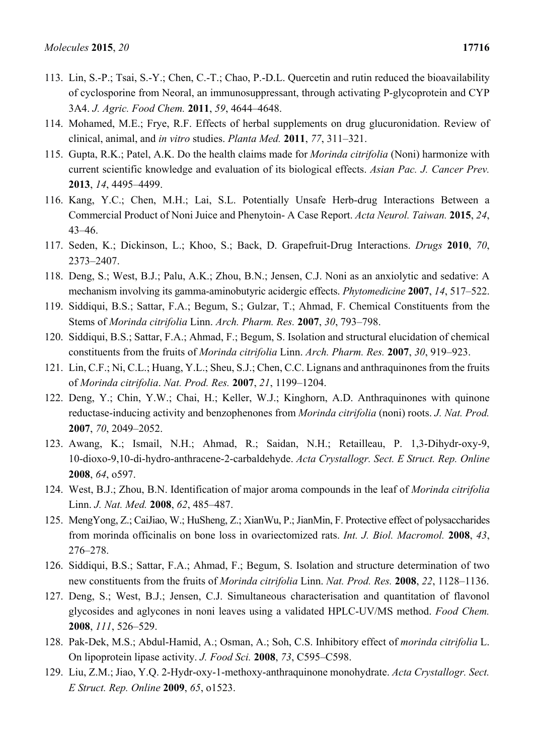113. Lin, S.-P.; Tsai, S.-Y.; Chen, C.-T.; Chao, P.-D.L. Quercetin and rutin reduced the bioavailability of cyclosporine from Neoral, an immunosuppressant, through activating P-glycoprotein and CYP 3A4. *J. Agric. Food Chem.* **2011**, *59*, 4644–4648.
114. Mohamed, M.E.; Frye, R.F. Effects of herbal supplements on drug glucuronidation. Review of clinical, animal, and *in vitro* studies. *Planta Med.* **2011**, *77*, 311–321.
115. Gupta, R.K.; Patel, A.K. Do the health claims made for *Morinda citrifolia* (Noni) harmonize with current scientific knowledge and evaluation of its biological effects. *Asian Pac. J. Cancer Prev.* **2013**, *14*, 4495–4499.
116. Kang, Y.C.; Chen, M.H.; Lai, S.L. Potentially Unsafe Herb-drug Interactions Between a Commercial Product of Noni Juice and Phenytoin- A Case Report. *Acta Neurol. Taiwan.* **2015**, *24*, 43–46.
117. Seden, K.; Dickinson, L.; Khoo, S.; Back, D. Grapefruit-Drug Interactions. *Drugs* **2010**, *70*, 2373–2407.
118. Deng, S.; West, B.J.; Palu, A.K.; Zhou, B.N.; Jensen, C.J. Noni as an anxiolytic and sedative: A mechanism involving its gamma-aminobutyric acidergic effects. *Phytomedicine* **2007**, *14*, 517–522.
119. Siddiqui, B.S.; Sattar, F.A.; Begum, S.; Gulzar, T.; Ahmad, F. Chemical Constituents from the Stems of *Morinda citrifolia* Linn. *Arch. Pharm. Res.* **2007**, *30*, 793–798.
120. Siddiqui, B.S.; Sattar, F.A.; Ahmad, F.; Begum, S. Isolation and structural elucidation of chemical constituents from the fruits of *Morinda citrifolia* Linn. *Arch. Pharm. Res.* **2007**, *30*, 919–923.
121. Lin, C.F.; Ni, C.L.; Huang, Y.L.; Sheu, S.J.; Chen, C.C. Lignans and anthraquinones from the fruits of *Morinda citrifolia*. *Nat. Prod. Res.* **2007**, *21*, 1199–1204.
122. Deng, Y.; Chin, Y.W.; Chai, H.; Keller, W.J.; Kinghorn, A.D. Anthraquinones with quinone reductase-inducing activity and benzophenones from *Morinda citrifolia* (noni) roots. *J. Nat. Prod.* **2007**, *70*, 2049–2052.
123. Awang, K.; Ismail, N.H.; Ahmad, R.; Saidan, N.H.; Retailleau, P. 1,3-Dihydr-oxy-9, 10-dioxo-9,10-di-hydro-anthracene-2-carbaldehyde. *Acta Crystallogr. Sect. E Struct. Rep. Online* **2008**, *64*, o597.
124. West, B.J.; Zhou, B.N. Identification of major aroma compounds in the leaf of *Morinda citrifolia* Linn. *J. Nat. Med.* **2008**, *62*, 485–487.
125. MengYong, Z.; CaiJiao, W.; HuSheng, Z.; XianWu, P.; JianMin, F. Protective effect of polysaccharides from morinda officinalis on bone loss in ovariectomized rats. *Int. J. Biol. Macromol.* **2008**, *43*, 276–278.
126. Siddiqui, B.S.; Sattar, F.A.; Ahmad, F.; Begum, S. Isolation and structure determination of two new constituents from the fruits of *Morinda citrifolia* Linn. *Nat. Prod. Res.* **2008**, *22*, 1128–1136.
127. Deng, S.; West, B.J.; Jensen, C.J. Simultaneous characterisation and quantitation of flavonol glycosides and aglycones in noni leaves using a validated HPLC-UV/MS method. *Food Chem.* **2008**, *111*, 526–529.
128. Pak-Dek, M.S.; Abdul-Hamid, A.; Osman, A.; Soh, C.S. Inhibitory effect of *morinda citrifolia* L. On lipoprotein lipase activity. *J. Food Sci.* **2008**, *73*, C595–C598.
129. Liu, Z.M.; Jiao, Y.Q. 2-Hydr-oxy-1-methoxy-anthraquinone monohydrate. *Acta Crystallogr. Sect. E Struct. Rep. Online* **2009**, *65*, o1523.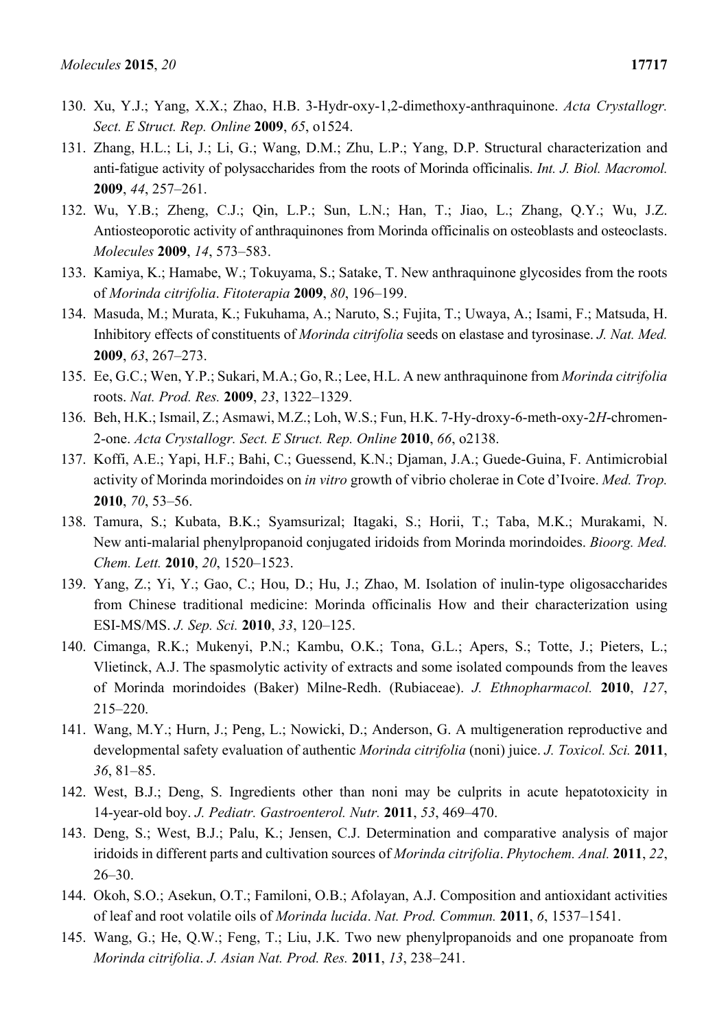130. Xu, Y.J.; Yang, X.X.; Zhao, H.B. 3-Hydr-oxy-1,2-dimethoxy-anthraquinone. *Acta Crystallogr. Sect. E Struct. Rep. Online* **2009**, *65*, o1524.

131. Zhang, H.L.; Li, J.; Li, G.; Wang, D.M.; Zhu, L.P.; Yang, D.P. Structural characterization and anti-fatigue activity of polysaccharides from the roots of Morinda officinalis. *Int. J. Biol. Macromol.* **2009**, *44*, 257–261.

132. Wu, Y.B.; Zheng, C.J.; Qin, L.P.; Sun, L.N.; Han, T.; Jiao, L.; Zhang, Q.Y.; Wu, J.Z. Antiosteoporotic activity of anthraquinones from Morinda officinalis on osteoblasts and osteoclasts. *Molecules* **2009**, *14*, 573–583.

133. Kamiya, K.; Hamabe, W.; Tokuyama, S.; Satake, T. New anthraquinone glycosides from the roots of *Morinda citrifolia*. *Fitoterapia* **2009**, *80*, 196–199.

134. Masuda, M.; Murata, K.; Fukuhama, A.; Naruto, S.; Fujita, T.; Uwaya, A.; Isami, F.; Matsuda, H. Inhibitory effects of constituents of *Morinda citrifolia* seeds on elastase and tyrosinase. *J. Nat. Med.* **2009**, *63*, 267–273.

135. Ee, G.C.; Wen, Y.P.; Sukari, M.A.; Go, R.; Lee, H.L. A new anthraquinone from *Morinda citrifolia* roots. *Nat. Prod. Res.* **2009**, *23*, 1322–1329.

136. Beh, H.K.; Ismail, Z.; Asmawi, M.Z.; Loh, W.S.; Fun, H.K. 7-Hy-droxy-6-meth-oxy-2*H*-chromen-2-one. *Acta Crystallogr. Sect. E Struct. Rep. Online* **2010**, *66*, o2138.

137. Koffi, A.E.; Yapi, H.F.; Bahi, C.; Guessend, K.N.; Djaman, J.A.; Guede-Guina, F. Antimicrobial activity of Morinda morindoides on *in vitro* growth of vibrio cholerae in Cote d'Ivoire. *Med. Trop.* **2010**, *70*, 53–56.

138. Tamura, S.; Kubata, B.K.; Syamsurizal; Itagaki, S.; Horii, T.; Taba, M.K.; Murakami, N. New anti-malarial phenylpropanoid conjugated iridoids from Morinda morindoides. *Bioorg. Med. Chem. Lett.* **2010**, *20*, 1520–1523.

139. Yang, Z.; Yi, Y.; Gao, C.; Hou, D.; Hu, J.; Zhao, M. Isolation of inulin-type oligosaccharides from Chinese traditional medicine: Morinda officinalis How and their characterization using ESI-MS/MS. *J. Sep. Sci.* **2010**, *33*, 120–125.

140. Cimanga, R.K.; Mukenyi, P.N.; Kambu, O.K.; Tona, G.L.; Apers, S.; Totte, J.; Pieters, L.; Vlietinck, A.J. The spasmolytic activity of extracts and some isolated compounds from the leaves of Morinda morindoides (Baker) Milne-Redh. (Rubiaceae). *J. Ethnopharmacol.* **2010**, *127*, 215–220.

141. Wang, M.Y.; Hurn, J.; Peng, L.; Nowicki, D.; Anderson, G. A multigeneration reproductive and developmental safety evaluation of authentic *Morinda citrifolia* (noni) juice. *J. Toxicol. Sci.* **2011**, *36*, 81–85.

142. West, B.J.; Deng, S. Ingredients other than noni may be culprits in acute hepatotoxicity in 14-year-old boy. *J. Pediatr. Gastroenterol. Nutr.* **2011**, *53*, 469–470.

143. Deng, S.; West, B.J.; Palu, K.; Jensen, C.J. Determination and comparative analysis of major iridoids in different parts and cultivation sources of *Morinda citrifolia*. *Phytochem. Anal.* **2011**, *22*, 26–30.

144. Okoh, S.O.; Asekun, O.T.; Familoni, O.B.; Afolayan, A.J. Composition and antioxidant activities of leaf and root volatile oils of *Morinda lucida*. *Nat. Prod. Commun.* **2011**, *6*, 1537–1541.

145. Wang, G.; He, Q.W.; Feng, T.; Liu, J.K. Two new phenylpropanoids and one propanoate from *Morinda citrifolia*. *J. Asian Nat. Prod. Res.* **2011**, *13*, 238–241.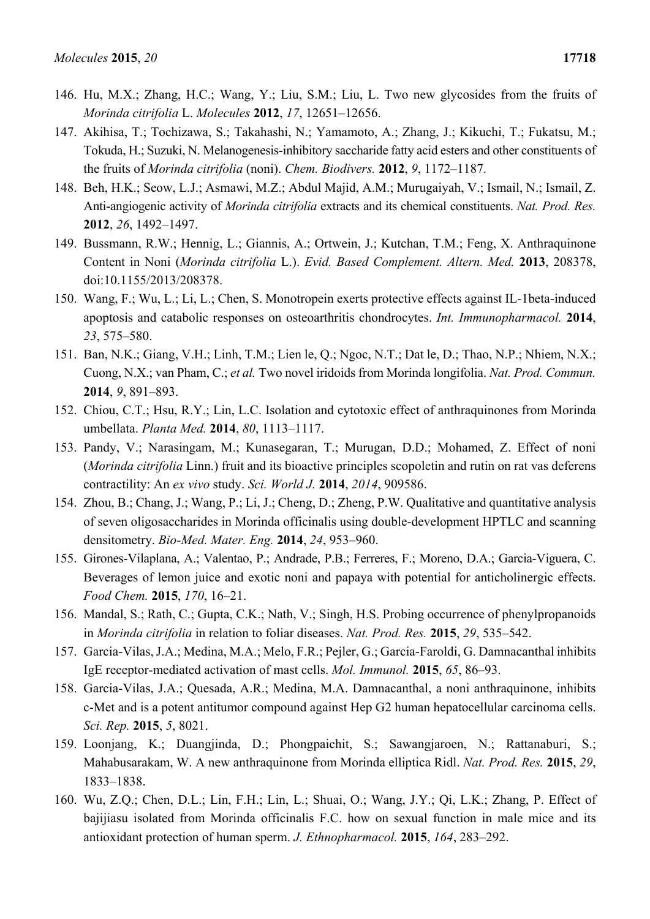146. Hu, M.X.; Zhang, H.C.; Wang, Y.; Liu, S.M.; Liu, L. Two new glycosides from the fruits of *Morinda citrifolia* L. *Molecules* **2012**, *17*, 12651–12656.
147. Akihisa, T.; Tochizawa, S.; Takahashi, N.; Yamamoto, A.; Zhang, J.; Kikuchi, T.; Fukatsu, M.; Tokuda, H.; Suzuki, N. Melanogenesis-inhibitory saccharide fatty acid esters and other constituents of the fruits of *Morinda citrifolia* (noni). *Chem. Biodivers.* **2012**, *9*, 1172–1187.
148. Beh, H.K.; Seow, L.J.; Asmawi, M.Z.; Abdul Majid, A.M.; Murugaiyah, V.; Ismail, N.; Ismail, Z. Anti-angiogenic activity of *Morinda citrifolia* extracts and its chemical constituents. *Nat. Prod. Res.* **2012**, *26*, 1492–1497.
149. Bussmann, R.W.; Hennig, L.; Giannis, A.; Ortwein, J.; Kutchan, T.M.; Feng, X. Anthraquinone Content in Noni (*Morinda citrifolia* L.). *Evid. Based Complement. Altern. Med.* **2013**, 208378, doi:10.1155/2013/208378.
150. Wang, F.; Wu, L.; Li, L.; Chen, S. Monotropein exerts protective effects against IL-1beta-induced apoptosis and catabolic responses on osteoarthritis chondrocytes. *Int. Immunopharmacol.* **2014**, *23*, 575–580.
151. Ban, N.K.; Giang, V.H.; Linh, T.M.; Lien le, Q.; Ngoc, N.T.; Dat le, D.; Thao, N.P.; Nhiem, N.X.; Cuong, N.X.; van Pham, C.; *et al.* Two novel iridoids from Morinda longifolia. *Nat. Prod. Commun.* **2014**, *9*, 891–893.
152. Chiou, C.T.; Hsu, R.Y.; Lin, L.C. Isolation and cytotoxic effect of anthraquinones from Morinda umbellata. *Planta Med.* **2014**, *80*, 1113–1117.
153. Pandy, V.; Narasingam, M.; Kunasegaran, T.; Murugan, D.D.; Mohamed, Z. Effect of noni (*Morinda citrifolia* Linn.) fruit and its bioactive principles scopoletin and rutin on rat vas deferens contractility: An *ex vivo* study. *Sci. World J.* **2014**, *2014*, 909586.
154. Zhou, B.; Chang, J.; Wang, P.; Li, J.; Cheng, D.; Zheng, P.W. Qualitative and quantitative analysis of seven oligosaccharides in Morinda officinalis using double-development HPTLC and scanning densitometry. *Bio-Med. Mater. Eng.* **2014**, *24*, 953–960.
155. Girones-Vilaplana, A.; Valentao, P.; Andrade, P.B.; Ferreres, F.; Moreno, D.A.; Garcia-Viguera, C. Beverages of lemon juice and exotic noni and papaya with potential for anticholinergic effects. *Food Chem.* **2015**, *170*, 16–21.
156. Mandal, S.; Rath, C.; Gupta, C.K.; Nath, V.; Singh, H.S. Probing occurrence of phenylpropanoids in *Morinda citrifolia* in relation to foliar diseases. *Nat. Prod. Res.* **2015**, *29*, 535–542.
157. Garcia-Vilas, J.A.; Medina, M.A.; Melo, F.R.; Pejler, G.; Garcia-Faroldi, G. Damnacanthal inhibits IgE receptor-mediated activation of mast cells. *Mol. Immunol.* **2015**, *65*, 86–93.
158. Garcia-Vilas, J.A.; Quesada, A.R.; Medina, M.A. Damnacanthal, a noni anthraquinone, inhibits c-Met and is a potent antitumor compound against Hep G2 human hepatocellular carcinoma cells. *Sci. Rep.* **2015**, *5*, 8021.
159. Loonjang, K.; Duangjinda, D.; Phongpaichit, S.; Sawangjaroen, N.; Rattanaburi, S.; Mahabusarakam, W. A new anthraquinone from Morinda elliptica Ridl. *Nat. Prod. Res.* **2015**, *29*, 1833–1838.
160. Wu, Z.Q.; Chen, D.L.; Lin, F.H.; Lin, L.; Shuai, O.; Wang, J.Y.; Qi, L.K.; Zhang, P. Effect of bajijiasu isolated from Morinda officinalis F.C. how on sexual function in male mice and its antioxidant protection of human sperm. *J. Ethnopharmacol.* **2015**, *164*, 283–292.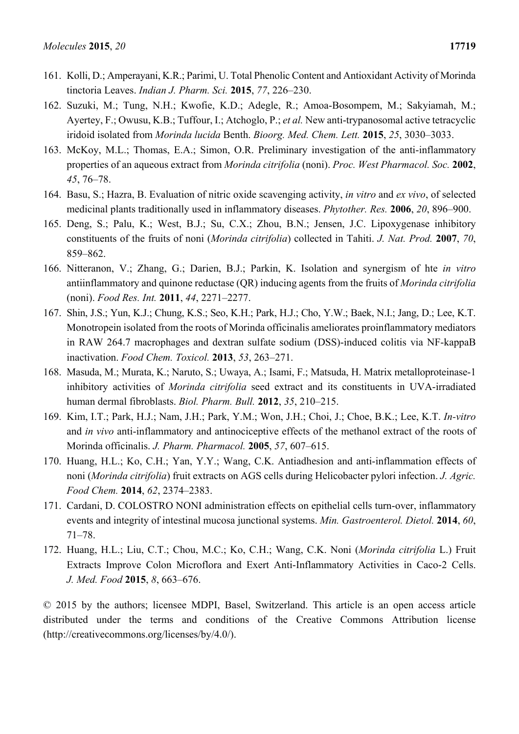161. Kolli, D.; Amperayani, K.R.; Parimi, U. Total Phenolic Content and Antioxidant Activity of Morinda tinctoria Leaves. *Indian J. Pharm. Sci.* **2015**, *77*, 226–230.
162. Suzuki, M.; Tung, N.H.; Kwofie, K.D.; Adegle, R.; Amoa-Bosompem, M.; Sakyiamah, M.; Ayertey, F.; Owusu, K.B.; Tuffour, I.; Atchoglo, P.; *et al.* New anti-trypanosomal active tetracyclic iridoid isolated from *Morinda lucida* Benth. *Bioorg. Med. Chem. Lett.* **2015**, *25*, 3030–3033.
163. McKoy, M.L.; Thomas, E.A.; Simon, O.R. Preliminary investigation of the anti-inflammatory properties of an aqueous extract from *Morinda citrifolia* (noni). *Proc. West Pharmacol. Soc.* **2002**, *45*, 76–78.
164. Basu, S.; Hazra, B. Evaluation of nitric oxide scavenging activity, *in vitro* and *ex vivo*, of selected medicinal plants traditionally used in inflammatory diseases. *Phytother. Res.* **2006**, *20*, 896–900.
165. Deng, S.; Palu, K.; West, B.J.; Su, C.X.; Zhou, B.N.; Jensen, J.C. Lipoxygenase inhibitory constituents of the fruits of noni (*Morinda citrifolia*) collected in Tahiti. *J. Nat. Prod.* **2007**, *70*, 859–862.
166. Nitteranon, V.; Zhang, G.; Darien, B.J.; Parkin, K. Isolation and synergism of hte *in vitro* antiinflammatory and quinone reductase (QR) inducing agents from the fruits of *Morinda citrifolia* (noni). *Food Res. Int.* **2011**, *44*, 2271–2277.
167. Shin, J.S.; Yun, K.J.; Chung, K.S.; Seo, K.H.; Park, H.J.; Cho, Y.W.; Baek, N.I.; Jang, D.; Lee, K.T. Monotropein isolated from the roots of Morinda officinalis ameliorates proinflammatory mediators in RAW 264.7 macrophages and dextran sulfate sodium (DSS)-induced colitis via NF-kappaB inactivation. *Food Chem. Toxicol.* **2013**, *53*, 263–271.
168. Masuda, M.; Murata, K.; Naruto, S.; Uwaya, A.; Isami, F.; Matsuda, H. Matrix metalloproteinase-1 inhibitory activities of *Morinda citrifolia* seed extract and its constituents in UVA-irradiated human dermal fibroblasts. *Biol. Pharm. Bull.* **2012**, *35*, 210–215.
169. Kim, I.T.; Park, H.J.; Nam, J.H.; Park, Y.M.; Won, J.H.; Choi, J.; Choe, B.K.; Lee, K.T. *In-vitro* and *in vivo* anti-inflammatory and antinociceptive effects of the methanol extract of the roots of Morinda officinalis. *J. Pharm. Pharmacol.* **2005**, *57*, 607–615.
170. Huang, H.L.; Ko, C.H.; Yan, Y.Y.; Wang, C.K. Antiadhesion and anti-inflammation effects of noni (*Morinda citrifolia*) fruit extracts on AGS cells during Helicobacter pylori infection. *J. Agric. Food Chem.* **2014**, *62*, 2374–2383.
171. Cardani, D. COLOSTRO NONI administration effects on epithelial cells turn-over, inflammatory events and integrity of intestinal mucosa junctional systems. *Min. Gastroenterol. Dietol.* **2014**, *60*, 71–78.
172. Huang, H.L.; Liu, C.T.; Chou, M.C.; Ko, C.H.; Wang, C.K. Noni (*Morinda citrifolia* L.) Fruit Extracts Improve Colon Microflora and Exert Anti-Inflammatory Activities in Caco-2 Cells. *J. Med. Food* **2015**, *8*, 663–676.

© 2015 by the authors; licensee MDPI, Basel, Switzerland. This article is an open access article distributed under the terms and conditions of the Creative Commons Attribution license (http://creativecommons.org/licenses/by/4.0/).